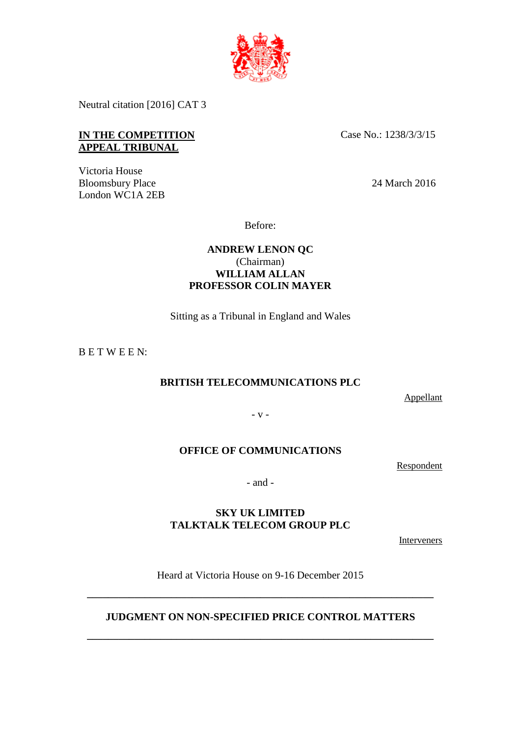Neutral citation [2016] CAT 3

**IN THE COMPETITION APPEAL TRIBUNAL**

Case No.: 1238/3/3/15

Victoria House
Bloomsbury Place
London WC1A 2EB

24 March 2016

Before:

**ANDREW LENON QC**
(Chairman)
**WILLIAM ALLAN**
**PROFESSOR COLIN MAYER**

Sitting as a Tribunal in England and Wales

B E T W E E N:

**BRITISH TELECOMMUNICATIONS PLC**

Appellant

\- v -

**OFFICE OF COMMUNICATIONS**

Respondent

\- and -

**SKY UK LIMITED**
**TALKTALK TELECOM GROUP PLC**

Interveners

Heard at Victoria House on 9-16 December 2015

---

**JUDGMENT ON NON-SPECIFIED PRICE CONTROL MATTERS**

---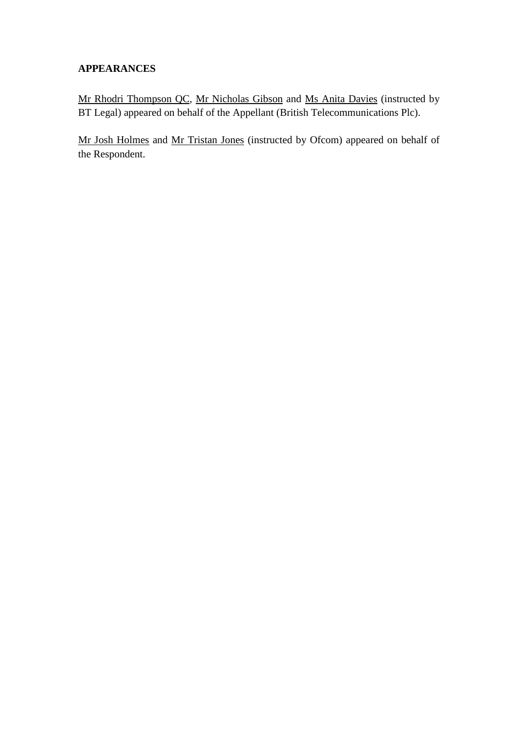**APPEARANCES**

Mr Rhodri Thompson QC, Mr Nicholas Gibson and Ms Anita Davies (instructed by BT Legal) appeared on behalf of the Appellant (British Telecommunications Plc).

Mr Josh Holmes and Mr Tristan Jones (instructed by Ofcom) appeared on behalf of the Respondent.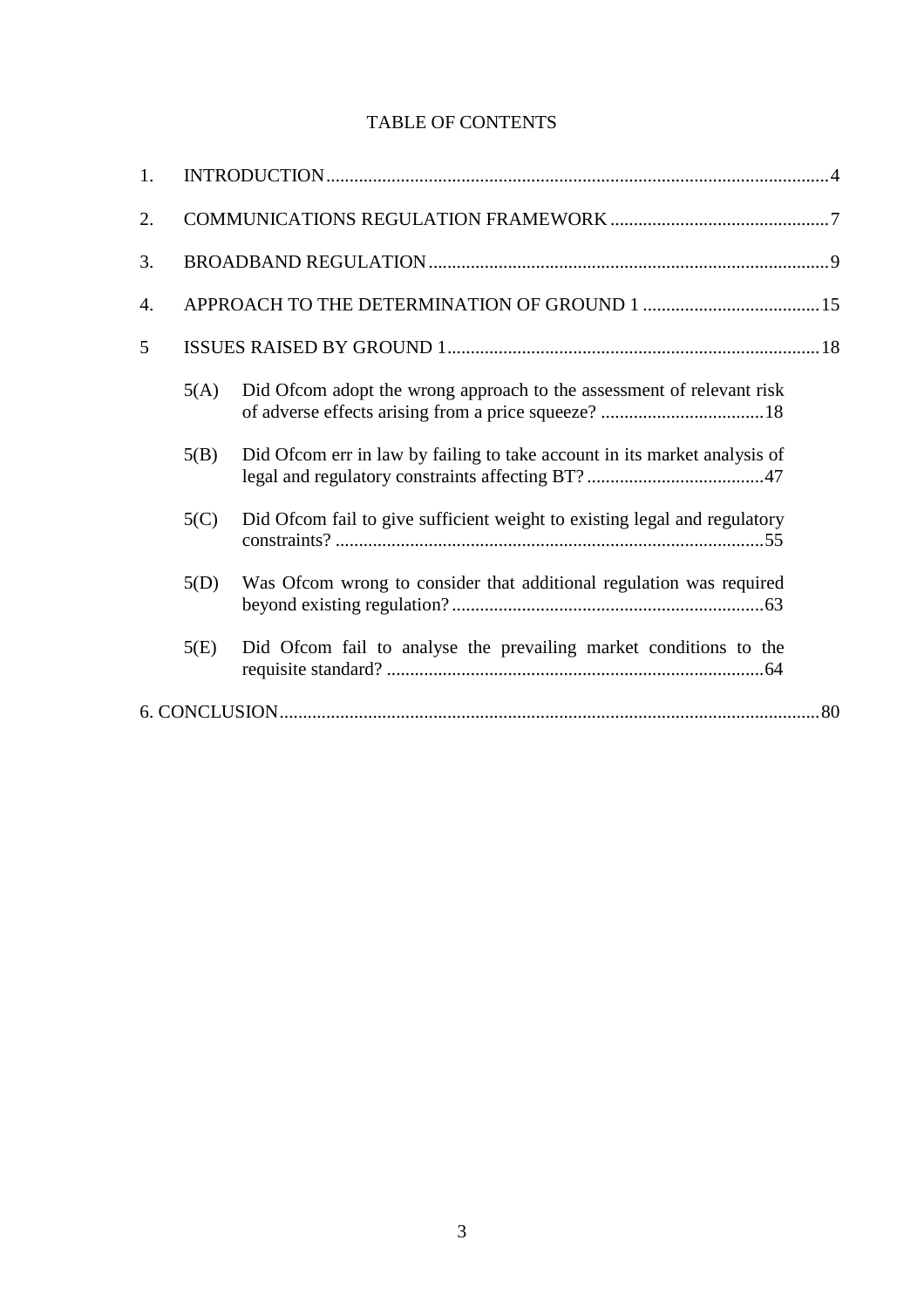# TABLE OF CONTENTS

1. INTRODUCTION .......... 4
2. COMMUNICATIONS REGULATION FRAMEWORK .......... 7
3. BROADBAND REGULATION .......... 9
4. APPROACH TO THE DETERMINATION OF GROUND 1 .......... 15
5 ISSUES RAISED BY GROUND 1 .......... 18
   - 5(A) Did Ofcom adopt the wrong approach to the assessment of relevant risk of adverse effects arising from a price squeeze? .......... 18
   - 5(B) Did Ofcom err in law by failing to take account in its market analysis of legal and regulatory constraints affecting BT? .......... 47
   - 5(C) Did Ofcom fail to give sufficient weight to existing legal and regulatory constraints? .......... 55
   - 5(D) Was Ofcom wrong to consider that additional regulation was required beyond existing regulation? .......... 63
   - 5(E) Did Ofcom fail to analyse the prevailing market conditions to the requisite standard? .......... 64

6. CONCLUSION .......... 80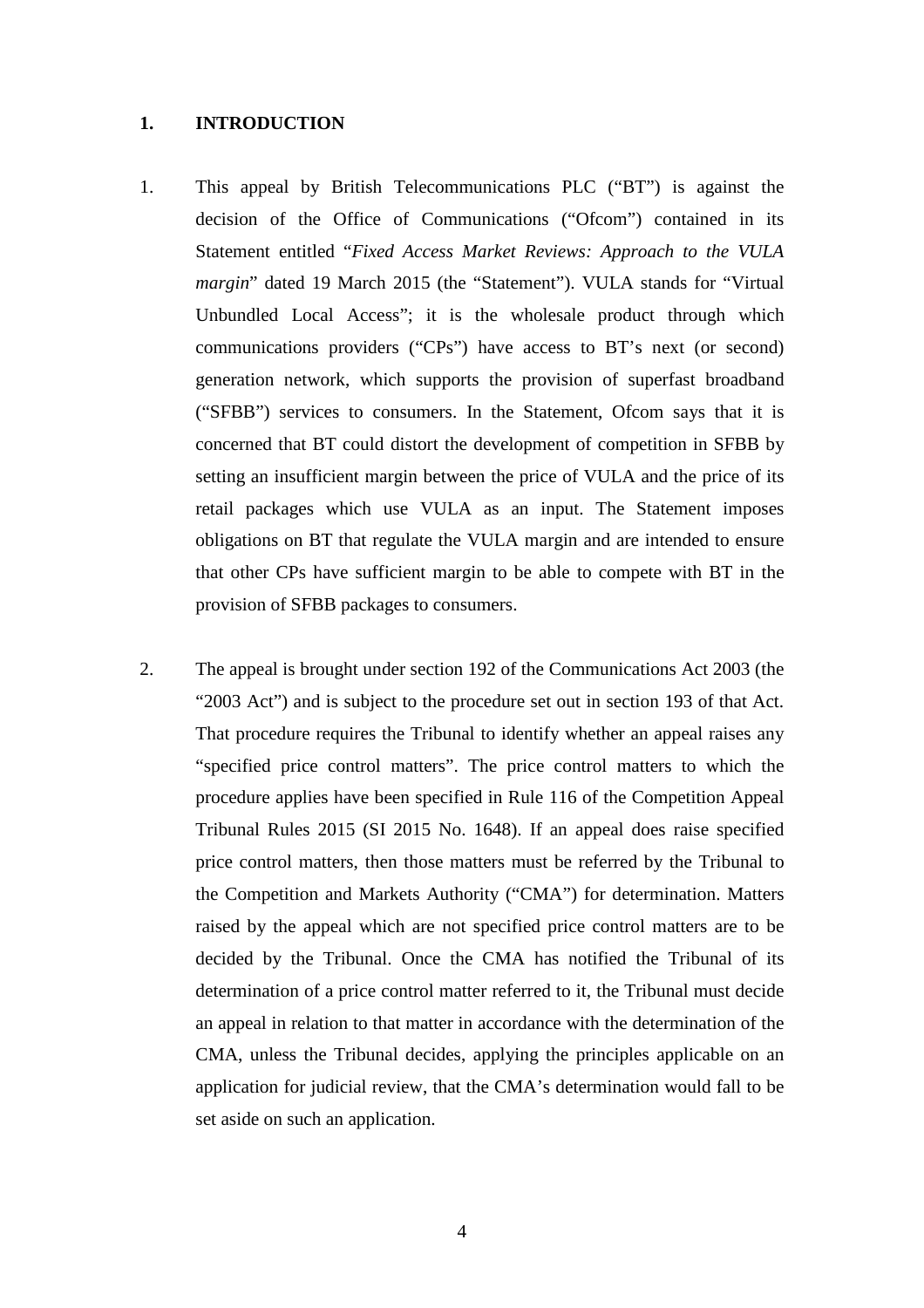## 1. INTRODUCTION

1. This appeal by British Telecommunications PLC ("BT") is against the decision of the Office of Communications ("Ofcom") contained in its Statement entitled "*Fixed Access Market Reviews: Approach to the VULA margin*" dated 19 March 2015 (the "Statement"). VULA stands for "Virtual Unbundled Local Access"; it is the wholesale product through which communications providers ("CPs") have access to BT's next (or second) generation network, which supports the provision of superfast broadband ("SFBB") services to consumers. In the Statement, Ofcom says that it is concerned that BT could distort the development of competition in SFBB by setting an insufficient margin between the price of VULA and the price of its retail packages which use VULA as an input. The Statement imposes obligations on BT that regulate the VULA margin and are intended to ensure that other CPs have sufficient margin to be able to compete with BT in the provision of SFBB packages to consumers.

2. The appeal is brought under section 192 of the Communications Act 2003 (the "2003 Act") and is subject to the procedure set out in section 193 of that Act. That procedure requires the Tribunal to identify whether an appeal raises any "specified price control matters". The price control matters to which the procedure applies have been specified in Rule 116 of the Competition Appeal Tribunal Rules 2015 (SI 2015 No. 1648). If an appeal does raise specified price control matters, then those matters must be referred by the Tribunal to the Competition and Markets Authority ("CMA") for determination. Matters raised by the appeal which are not specified price control matters are to be decided by the Tribunal. Once the CMA has notified the Tribunal of its determination of a price control matter referred to it, the Tribunal must decide an appeal in relation to that matter in accordance with the determination of the CMA, unless the Tribunal decides, applying the principles applicable on an application for judicial review, that the CMA's determination would fall to be set aside on such an application.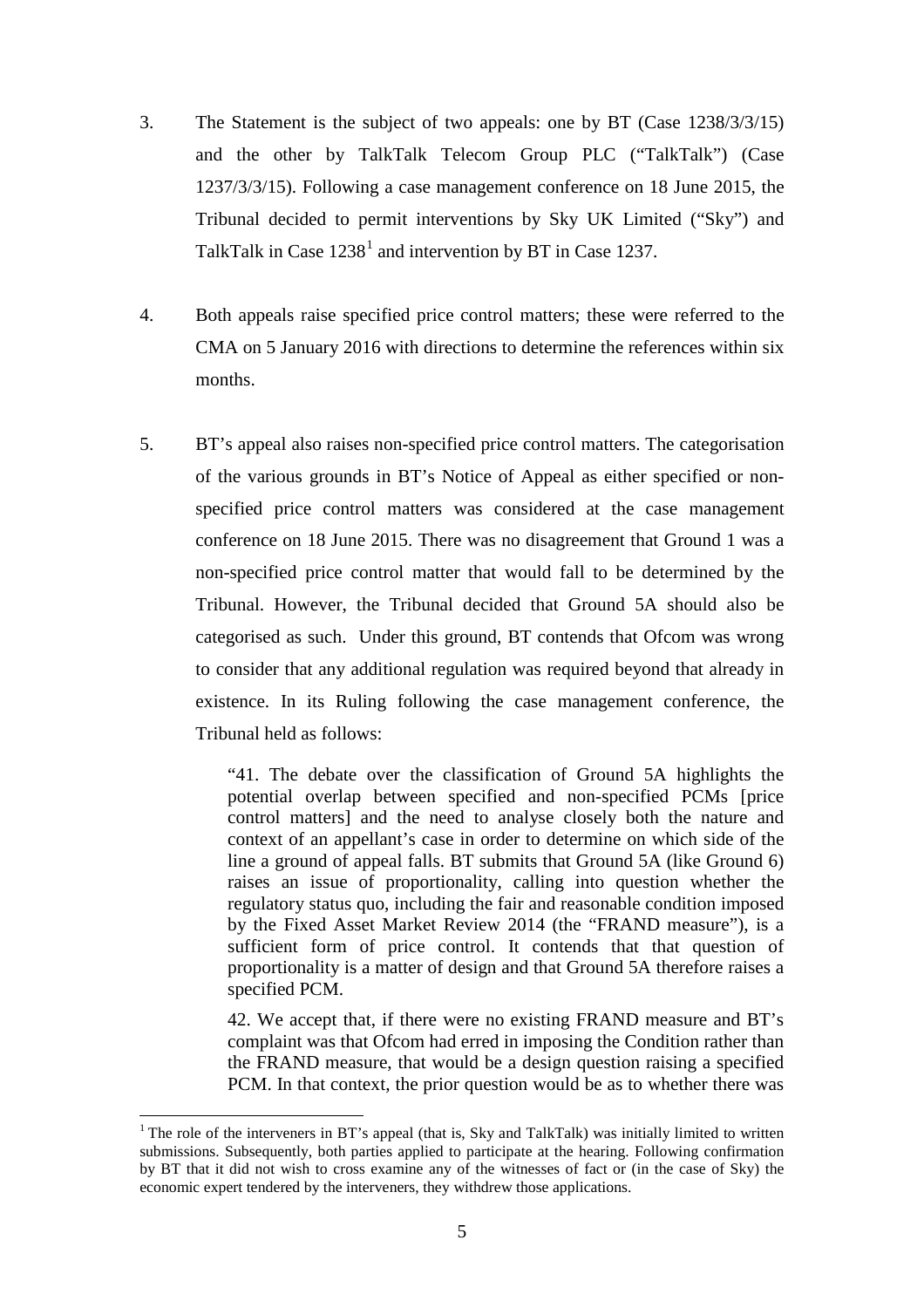3. The Statement is the subject of two appeals: one by BT (Case 1238/3/3/15) and the other by TalkTalk Telecom Group PLC ("TalkTalk") (Case 1237/3/3/15). Following a case management conference on 18 June 2015, the Tribunal decided to permit interventions by Sky UK Limited ("Sky") and TalkTalk in Case 1238[1] and intervention by BT in Case 1237.

4. Both appeals raise specified price control matters; these were referred to the CMA on 5 January 2016 with directions to determine the references within six months.

5. BT's appeal also raises non-specified price control matters. The categorisation of the various grounds in BT's Notice of Appeal as either specified or non-specified price control matters was considered at the case management conference on 18 June 2015. There was no disagreement that Ground 1 was a non-specified price control matter that would fall to be determined by the Tribunal. However, the Tribunal decided that Ground 5A should also be categorised as such. Under this ground, BT contends that Ofcom was wrong to consider that any additional regulation was required beyond that already in existence. In its Ruling following the case management conference, the Tribunal held as follows:

> "41. The debate over the classification of Ground 5A highlights the potential overlap between specified and non-specified PCMs [price control matters] and the need to analyse closely both the nature and context of an appellant's case in order to determine on which side of the line a ground of appeal falls. BT submits that Ground 5A (like Ground 6) raises an issue of proportionality, calling into question whether the regulatory status quo, including the fair and reasonable condition imposed by the Fixed Asset Market Review 2014 (the "FRAND measure"), is a sufficient form of price control. It contends that that question of proportionality is a matter of design and that Ground 5A therefore raises a specified PCM.
>
> 42. We accept that, if there were no existing FRAND measure and BT's complaint was that Ofcom had erred in imposing the Condition rather than the FRAND measure, that would be a design question raising a specified PCM. In that context, the prior question would be as to whether there was

[1] The role of the interveners in BT's appeal (that is, Sky and TalkTalk) was initially limited to written submissions. Subsequently, both parties applied to participate at the hearing. Following confirmation by BT that it did not wish to cross examine any of the witnesses of fact or (in the case of Sky) the economic expert tendered by the interveners, they withdrew those applications.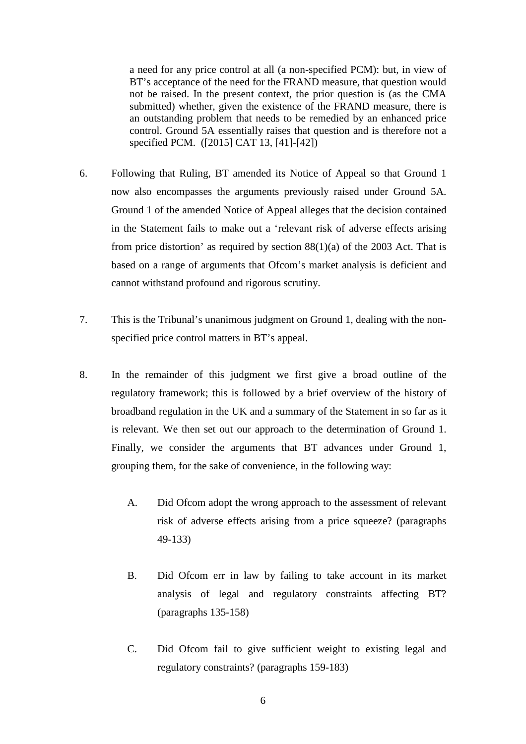> a need for any price control at all (a non-specified PCM): but, in view of BT's acceptance of the need for the FRAND measure, that question would not be raised. In the present context, the prior question is (as the CMA submitted) whether, given the existence of the FRAND measure, there is an outstanding problem that needs to be remedied by an enhanced price control. Ground 5A essentially raises that question and is therefore not a specified PCM. ([2015] CAT 13, [41]-[42])

6. Following that Ruling, BT amended its Notice of Appeal so that Ground 1 now also encompasses the arguments previously raised under Ground 5A. Ground 1 of the amended Notice of Appeal alleges that the decision contained in the Statement fails to make out a 'relevant risk of adverse effects arising from price distortion' as required by section 88(1)(a) of the 2003 Act. That is based on a range of arguments that Ofcom's market analysis is deficient and cannot withstand profound and rigorous scrutiny.

7. This is the Tribunal's unanimous judgment on Ground 1, dealing with the non-specified price control matters in BT's appeal.

8. In the remainder of this judgment we first give a broad outline of the regulatory framework; this is followed by a brief overview of the history of broadband regulation in the UK and a summary of the Statement in so far as it is relevant. We then set out our approach to the determination of Ground 1. Finally, we consider the arguments that BT advances under Ground 1, grouping them, for the sake of convenience, in the following way:

   A. Did Ofcom adopt the wrong approach to the assessment of relevant risk of adverse effects arising from a price squeeze? (paragraphs 49-133)

   B. Did Ofcom err in law by failing to take account in its market analysis of legal and regulatory constraints affecting BT? (paragraphs 135-158)

   C. Did Ofcom fail to give sufficient weight to existing legal and regulatory constraints? (paragraphs 159-183)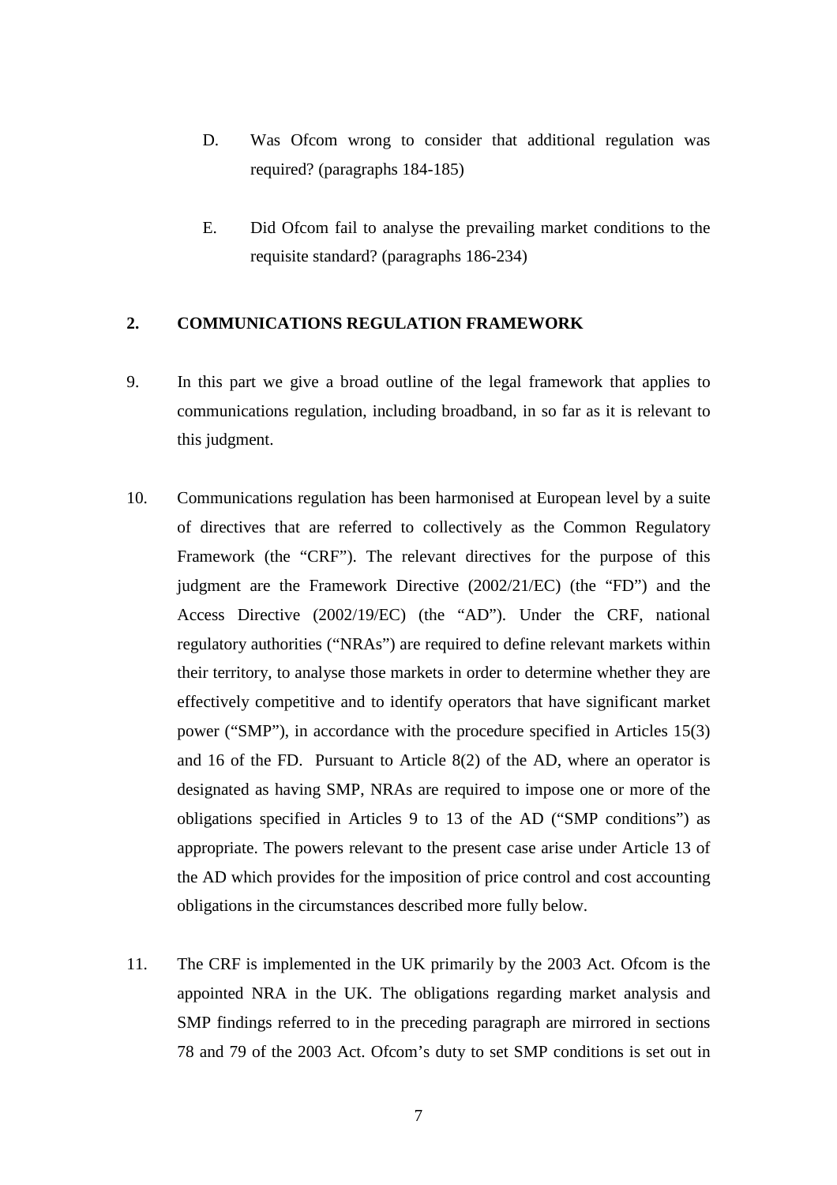D. Was Ofcom wrong to consider that additional regulation was required? (paragraphs 184-185)

E. Did Ofcom fail to analyse the prevailing market conditions to the requisite standard? (paragraphs 186-234)

## 2. COMMUNICATIONS REGULATION FRAMEWORK

9. In this part we give a broad outline of the legal framework that applies to communications regulation, including broadband, in so far as it is relevant to this judgment.

10. Communications regulation has been harmonised at European level by a suite of directives that are referred to collectively as the Common Regulatory Framework (the "CRF"). The relevant directives for the purpose of this judgment are the Framework Directive (2002/21/EC) (the "FD") and the Access Directive (2002/19/EC) (the "AD"). Under the CRF, national regulatory authorities ("NRAs") are required to define relevant markets within their territory, to analyse those markets in order to determine whether they are effectively competitive and to identify operators that have significant market power ("SMP"), in accordance with the procedure specified in Articles 15(3) and 16 of the FD. Pursuant to Article 8(2) of the AD, where an operator is designated as having SMP, NRAs are required to impose one or more of the obligations specified in Articles 9 to 13 of the AD ("SMP conditions") as appropriate. The powers relevant to the present case arise under Article 13 of the AD which provides for the imposition of price control and cost accounting obligations in the circumstances described more fully below.

11. The CRF is implemented in the UK primarily by the 2003 Act. Ofcom is the appointed NRA in the UK. The obligations regarding market analysis and SMP findings referred to in the preceding paragraph are mirrored in sections 78 and 79 of the 2003 Act. Ofcom's duty to set SMP conditions is set out in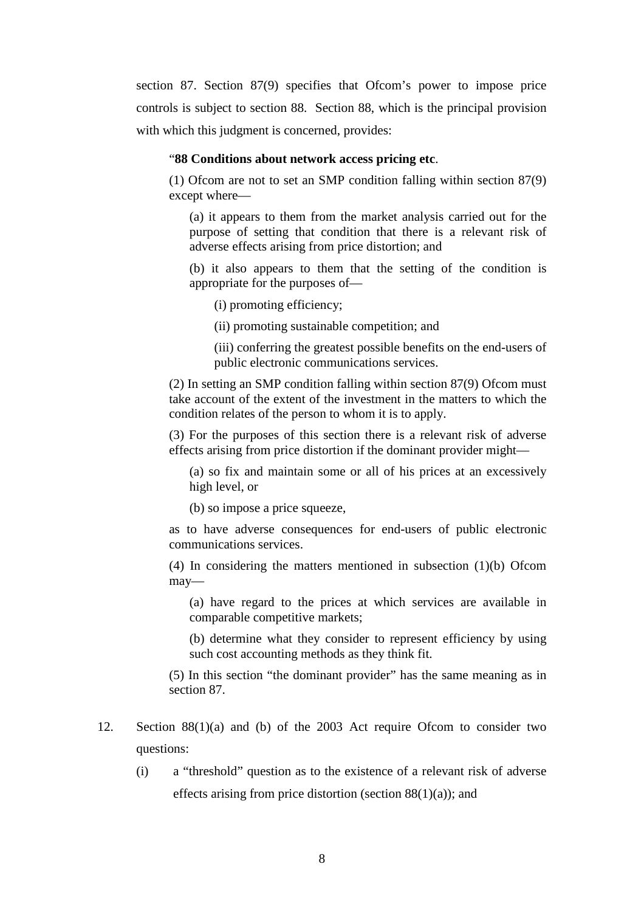section 87. Section 87(9) specifies that Ofcom's power to impose price controls is subject to section 88. Section 88, which is the principal provision with which this judgment is concerned, provides:

> "**88 Conditions about network access pricing etc**.
>
> (1) Ofcom are not to set an SMP condition falling within section 87(9) except where—
>
> (a) it appears to them from the market analysis carried out for the purpose of setting that condition that there is a relevant risk of adverse effects arising from price distortion; and
>
> (b) it also appears to them that the setting of the condition is appropriate for the purposes of—
>
> (i) promoting efficiency;
>
> (ii) promoting sustainable competition; and
>
> (iii) conferring the greatest possible benefits on the end-users of public electronic communications services.
>
> (2) In setting an SMP condition falling within section 87(9) Ofcom must take account of the extent of the investment in the matters to which the condition relates of the person to whom it is to apply.
>
> (3) For the purposes of this section there is a relevant risk of adverse effects arising from price distortion if the dominant provider might—
>
> (a) so fix and maintain some or all of his prices at an excessively high level, or
>
> (b) so impose a price squeeze,
>
> as to have adverse consequences for end-users of public electronic communications services.
>
> (4) In considering the matters mentioned in subsection (1)(b) Ofcom may—
>
> (a) have regard to the prices at which services are available in comparable competitive markets;
>
> (b) determine what they consider to represent efficiency by using such cost accounting methods as they think fit.
>
> (5) In this section "the dominant provider" has the same meaning as in section 87.

12. Section 88(1)(a) and (b) of the 2003 Act require Ofcom to consider two questions:

    (i) a "threshold" question as to the existence of a relevant risk of adverse effects arising from price distortion (section 88(1)(a)); and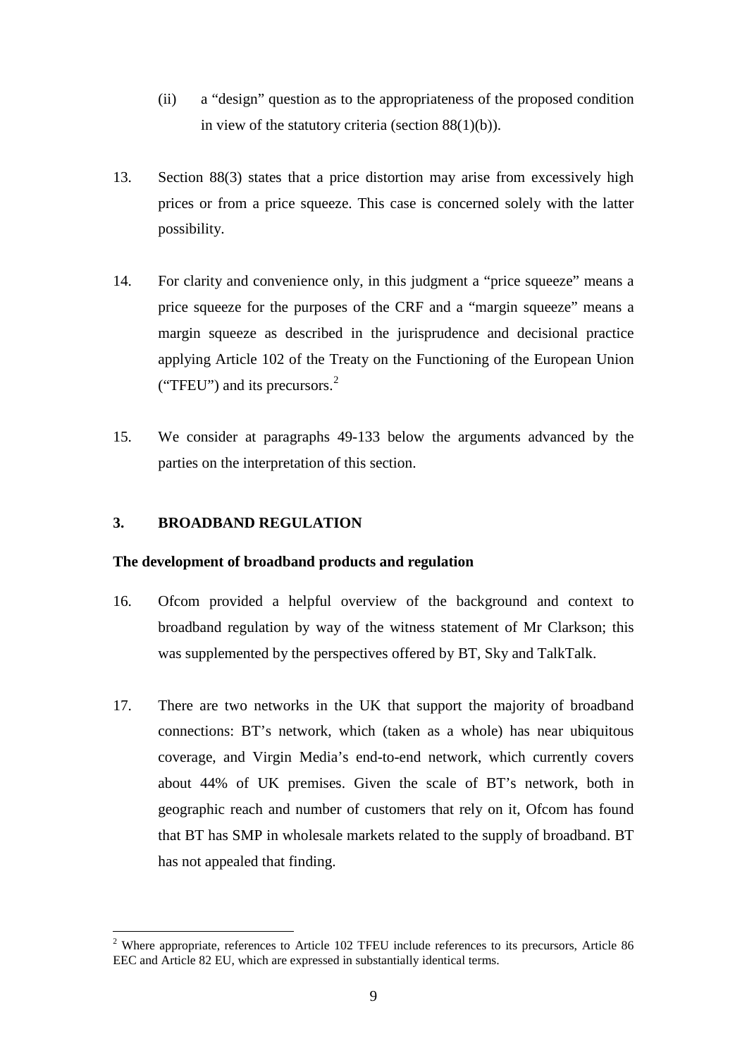(ii) a "design" question as to the appropriateness of the proposed condition in view of the statutory criteria (section 88(1)(b)).

13. Section 88(3) states that a price distortion may arise from excessively high prices or from a price squeeze. This case is concerned solely with the latter possibility.

14. For clarity and convenience only, in this judgment a "price squeeze" means a price squeeze for the purposes of the CRF and a "margin squeeze" means a margin squeeze as described in the jurisprudence and decisional practice applying Article 102 of the Treaty on the Functioning of the European Union ("TFEU") and its precursors.[2]

15. We consider at paragraphs 49-133 below the arguments advanced by the parties on the interpretation of this section.

## 3. BROADBAND REGULATION

### The development of broadband products and regulation

16. Ofcom provided a helpful overview of the background and context to broadband regulation by way of the witness statement of Mr Clarkson; this was supplemented by the perspectives offered by BT, Sky and TalkTalk.

17. There are two networks in the UK that support the majority of broadband connections: BT's network, which (taken as a whole) has near ubiquitous coverage, and Virgin Media's end-to-end network, which currently covers about 44% of UK premises. Given the scale of BT's network, both in geographic reach and number of customers that rely on it, Ofcom has found that BT has SMP in wholesale markets related to the supply of broadband. BT has not appealed that finding.

---

[2] Where appropriate, references to Article 102 TFEU include references to its precursors, Article 86 EEC and Article 82 EU, which are expressed in substantially identical terms.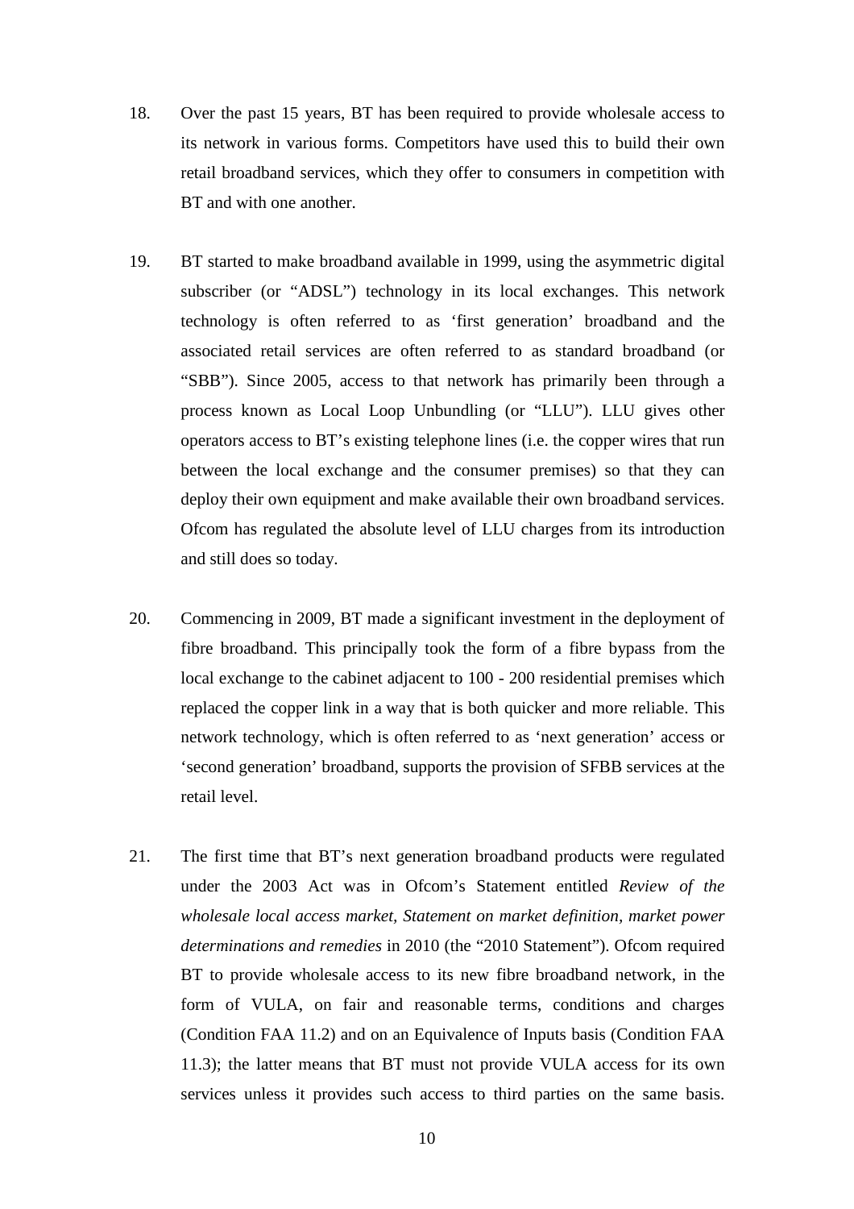18. Over the past 15 years, BT has been required to provide wholesale access to its network in various forms. Competitors have used this to build their own retail broadband services, which they offer to consumers in competition with BT and with one another.

19. BT started to make broadband available in 1999, using the asymmetric digital subscriber (or "ADSL") technology in its local exchanges. This network technology is often referred to as 'first generation' broadband and the associated retail services are often referred to as standard broadband (or "SBB"). Since 2005, access to that network has primarily been through a process known as Local Loop Unbundling (or "LLU"). LLU gives other operators access to BT's existing telephone lines (i.e. the copper wires that run between the local exchange and the consumer premises) so that they can deploy their own equipment and make available their own broadband services. Ofcom has regulated the absolute level of LLU charges from its introduction and still does so today.

20. Commencing in 2009, BT made a significant investment in the deployment of fibre broadband. This principally took the form of a fibre bypass from the local exchange to the cabinet adjacent to 100 - 200 residential premises which replaced the copper link in a way that is both quicker and more reliable. This network technology, which is often referred to as 'next generation' access or 'second generation' broadband, supports the provision of SFBB services at the retail level.

21. The first time that BT's next generation broadband products were regulated under the 2003 Act was in Ofcom's Statement entitled *Review of the wholesale local access market, Statement on market definition, market power determinations and remedies* in 2010 (the "2010 Statement"). Ofcom required BT to provide wholesale access to its new fibre broadband network, in the form of VULA, on fair and reasonable terms, conditions and charges (Condition FAA 11.2) and on an Equivalence of Inputs basis (Condition FAA 11.3); the latter means that BT must not provide VULA access for its own services unless it provides such access to third parties on the same basis.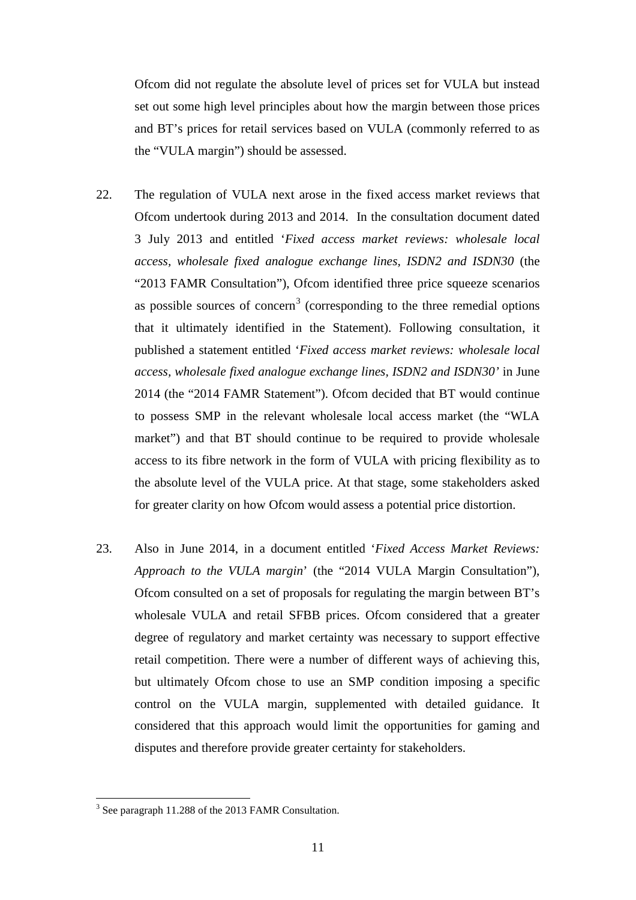Ofcom did not regulate the absolute level of prices set for VULA but instead set out some high level principles about how the margin between those prices and BT's prices for retail services based on VULA (commonly referred to as the "VULA margin") should be assessed.

22. The regulation of VULA next arose in the fixed access market reviews that Ofcom undertook during 2013 and 2014. In the consultation document dated 3 July 2013 and entitled '*Fixed access market reviews: wholesale local access, wholesale fixed analogue exchange lines, ISDN2 and ISDN30* (the "2013 FAMR Consultation"), Ofcom identified three price squeeze scenarios as possible sources of concern[3] (corresponding to the three remedial options that it ultimately identified in the Statement). Following consultation, it published a statement entitled '*Fixed access market reviews: wholesale local access, wholesale fixed analogue exchange lines, ISDN2 and ISDN30'* in June 2014 (the "2014 FAMR Statement"). Ofcom decided that BT would continue to possess SMP in the relevant wholesale local access market (the "WLA market") and that BT should continue to be required to provide wholesale access to its fibre network in the form of VULA with pricing flexibility as to the absolute level of the VULA price. At that stage, some stakeholders asked for greater clarity on how Ofcom would assess a potential price distortion.

23. Also in June 2014, in a document entitled '*Fixed Access Market Reviews: Approach to the VULA margin*' (the "2014 VULA Margin Consultation"), Ofcom consulted on a set of proposals for regulating the margin between BT's wholesale VULA and retail SFBB prices. Ofcom considered that a greater degree of regulatory and market certainty was necessary to support effective retail competition. There were a number of different ways of achieving this, but ultimately Ofcom chose to use an SMP condition imposing a specific control on the VULA margin, supplemented with detailed guidance. It considered that this approach would limit the opportunities for gaming and disputes and therefore provide greater certainty for stakeholders.

[3] See paragraph 11.288 of the 2013 FAMR Consultation.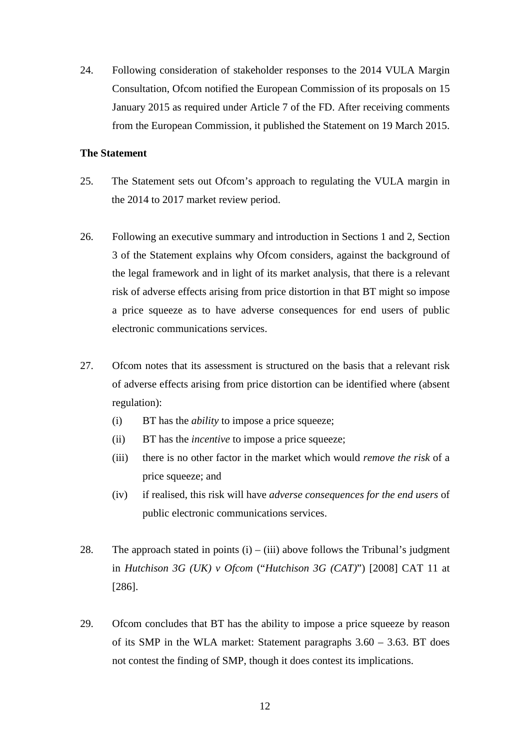24. Following consideration of stakeholder responses to the 2014 VULA Margin Consultation, Ofcom notified the European Commission of its proposals on 15 January 2015 as required under Article 7 of the FD. After receiving comments from the European Commission, it published the Statement on 19 March 2015.

**The Statement**

25. The Statement sets out Ofcom's approach to regulating the VULA margin in the 2014 to 2017 market review period.

26. Following an executive summary and introduction in Sections 1 and 2, Section 3 of the Statement explains why Ofcom considers, against the background of the legal framework and in light of its market analysis, that there is a relevant risk of adverse effects arising from price distortion in that BT might so impose a price squeeze as to have adverse consequences for end users of public electronic communications services.

27. Ofcom notes that its assessment is structured on the basis that a relevant risk of adverse effects arising from price distortion can be identified where (absent regulation):

    (i) BT has the *ability* to impose a price squeeze;

    (ii) BT has the *incentive* to impose a price squeeze;

    (iii) there is no other factor in the market which would *remove the risk* of a price squeeze; and

    (iv) if realised, this risk will have *adverse consequences for the end users* of public electronic communications services.

28. The approach stated in points (i) – (iii) above follows the Tribunal's judgment in *Hutchison 3G (UK) v Ofcom* ("*Hutchison 3G (CAT)*") [2008] CAT 11 at [286].

29. Ofcom concludes that BT has the ability to impose a price squeeze by reason of its SMP in the WLA market: Statement paragraphs 3.60 – 3.63. BT does not contest the finding of SMP, though it does contest its implications.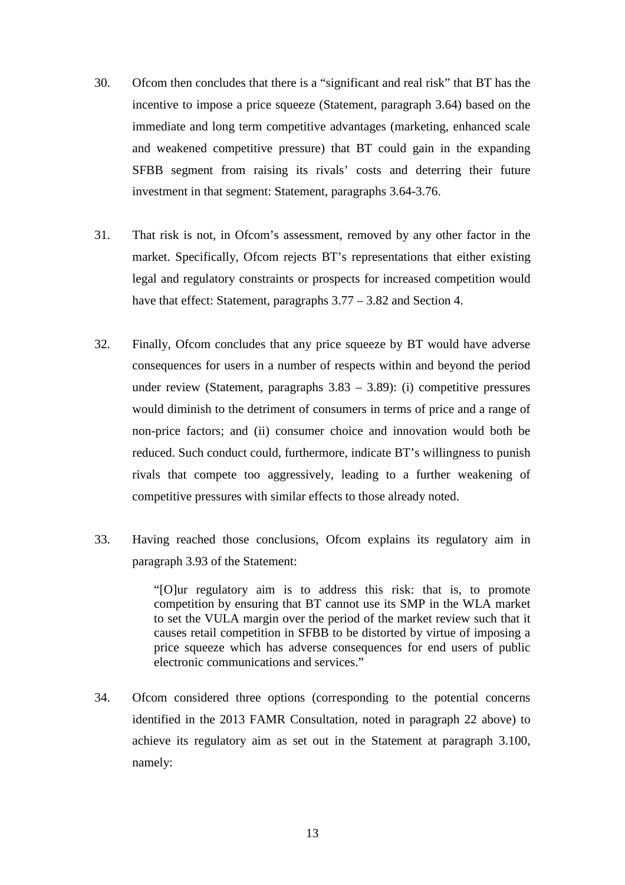30. Ofcom then concludes that there is a "significant and real risk" that BT has the incentive to impose a price squeeze (Statement, paragraph 3.64) based on the immediate and long term competitive advantages (marketing, enhanced scale and weakened competitive pressure) that BT could gain in the expanding SFBB segment from raising its rivals' costs and deterring their future investment in that segment: Statement, paragraphs 3.64-3.76.

31. That risk is not, in Ofcom's assessment, removed by any other factor in the market. Specifically, Ofcom rejects BT's representations that either existing legal and regulatory constraints or prospects for increased competition would have that effect: Statement, paragraphs 3.77 – 3.82 and Section 4.

32. Finally, Ofcom concludes that any price squeeze by BT would have adverse consequences for users in a number of respects within and beyond the period under review (Statement, paragraphs 3.83 – 3.89): (i) competitive pressures would diminish to the detriment of consumers in terms of price and a range of non-price factors; and (ii) consumer choice and innovation would both be reduced. Such conduct could, furthermore, indicate BT's willingness to punish rivals that compete too aggressively, leading to a further weakening of competitive pressures with similar effects to those already noted.

33. Having reached those conclusions, Ofcom explains its regulatory aim in paragraph 3.93 of the Statement:

> "[O]ur regulatory aim is to address this risk: that is, to promote competition by ensuring that BT cannot use its SMP in the WLA market to set the VULA margin over the period of the market review such that it causes retail competition in SFBB to be distorted by virtue of imposing a price squeeze which has adverse consequences for end users of public electronic communications and services."

34. Ofcom considered three options (corresponding to the potential concerns identified in the 2013 FAMR Consultation, noted in paragraph 22 above) to achieve its regulatory aim as set out in the Statement at paragraph 3.100, namely: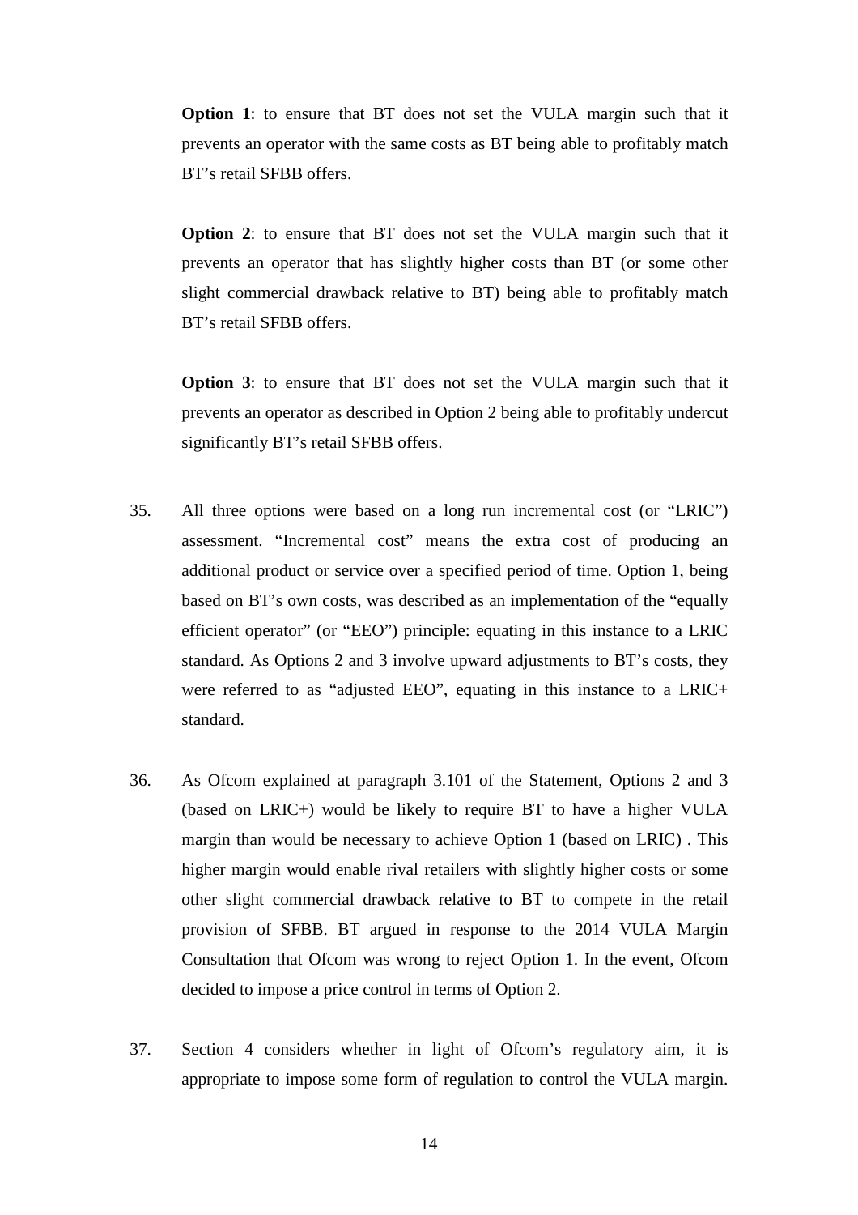**Option 1**: to ensure that BT does not set the VULA margin such that it prevents an operator with the same costs as BT being able to profitably match BT's retail SFBB offers.

**Option 2**: to ensure that BT does not set the VULA margin such that it prevents an operator that has slightly higher costs than BT (or some other slight commercial drawback relative to BT) being able to profitably match BT's retail SFBB offers.

**Option 3**: to ensure that BT does not set the VULA margin such that it prevents an operator as described in Option 2 being able to profitably undercut significantly BT's retail SFBB offers.

35. All three options were based on a long run incremental cost (or "LRIC") assessment. "Incremental cost" means the extra cost of producing an additional product or service over a specified period of time. Option 1, being based on BT's own costs, was described as an implementation of the "equally efficient operator" (or "EEO") principle: equating in this instance to a LRIC standard. As Options 2 and 3 involve upward adjustments to BT's costs, they were referred to as "adjusted EEO", equating in this instance to a LRIC+ standard.

36. As Ofcom explained at paragraph 3.101 of the Statement, Options 2 and 3 (based on LRIC+) would be likely to require BT to have a higher VULA margin than would be necessary to achieve Option 1 (based on LRIC) . This higher margin would enable rival retailers with slightly higher costs or some other slight commercial drawback relative to BT to compete in the retail provision of SFBB. BT argued in response to the 2014 VULA Margin Consultation that Ofcom was wrong to reject Option 1. In the event, Ofcom decided to impose a price control in terms of Option 2.

37. Section 4 considers whether in light of Ofcom's regulatory aim, it is appropriate to impose some form of regulation to control the VULA margin.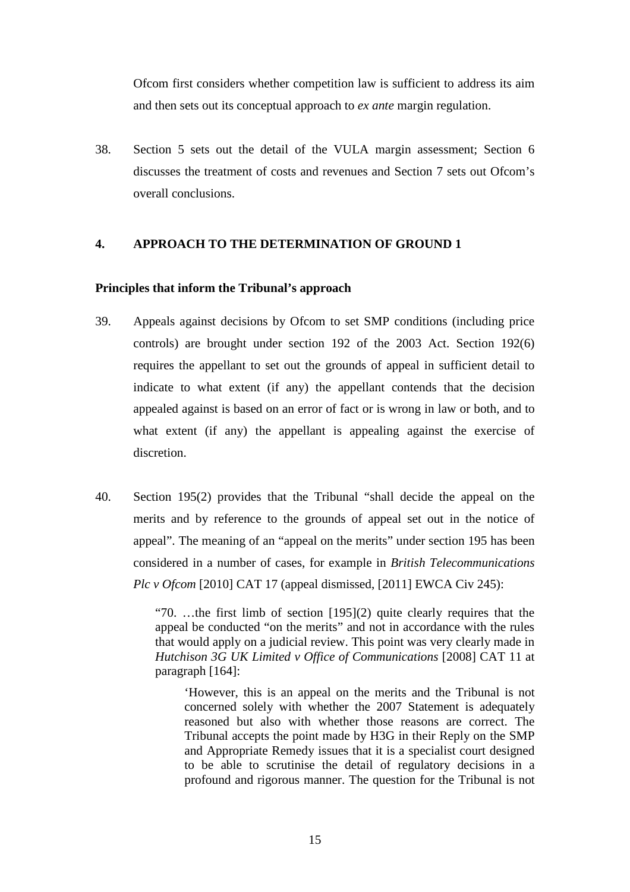Ofcom first considers whether competition law is sufficient to address its aim and then sets out its conceptual approach to *ex ante* margin regulation.

38. Section 5 sets out the detail of the VULA margin assessment; Section 6 discusses the treatment of costs and revenues and Section 7 sets out Ofcom's overall conclusions.

## 4. APPROACH TO THE DETERMINATION OF GROUND 1

### Principles that inform the Tribunal's approach

39. Appeals against decisions by Ofcom to set SMP conditions (including price controls) are brought under section 192 of the 2003 Act. Section 192(6) requires the appellant to set out the grounds of appeal in sufficient detail to indicate to what extent (if any) the appellant contends that the decision appealed against is based on an error of fact or is wrong in law or both, and to what extent (if any) the appellant is appealing against the exercise of discretion.

40. Section 195(2) provides that the Tribunal "shall decide the appeal on the merits and by reference to the grounds of appeal set out in the notice of appeal". The meaning of an "appeal on the merits" under section 195 has been considered in a number of cases, for example in *British Telecommunications Plc v Ofcom* [2010] CAT 17 (appeal dismissed, [2011] EWCA Civ 245):

> "70. …the first limb of section [195](2) quite clearly requires that the appeal be conducted "on the merits" and not in accordance with the rules that would apply on a judicial review. This point was very clearly made in *Hutchison 3G UK Limited v Office of Communications* [2008] CAT 11 at paragraph [164]:
>
> > 'However, this is an appeal on the merits and the Tribunal is not concerned solely with whether the 2007 Statement is adequately reasoned but also with whether those reasons are correct. The Tribunal accepts the point made by H3G in their Reply on the SMP and Appropriate Remedy issues that it is a specialist court designed to be able to scrutinise the detail of regulatory decisions in a profound and rigorous manner. The question for the Tribunal is not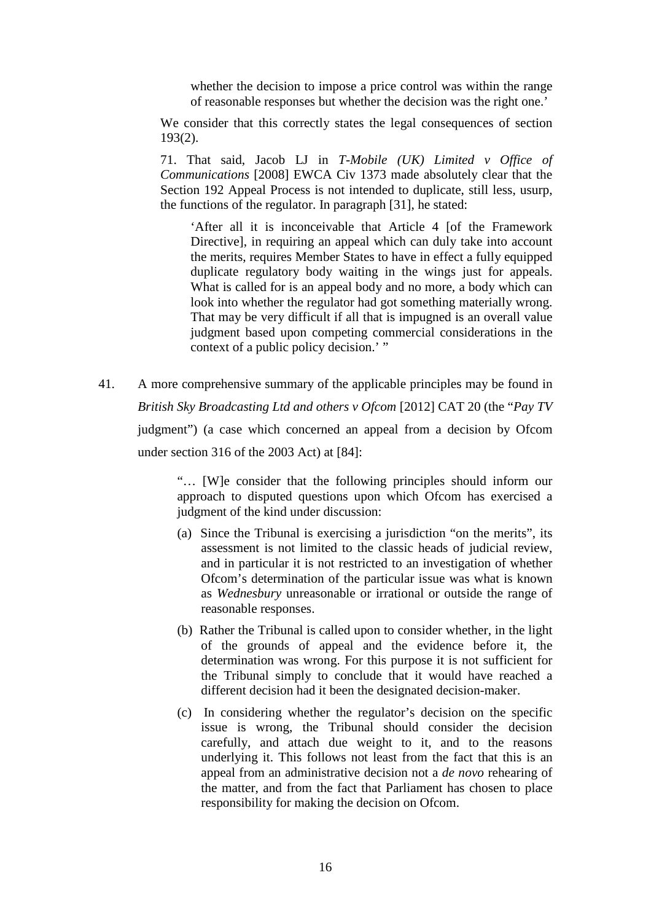> whether the decision to impose a price control was within the range of reasonable responses but whether the decision was the right one.'
>
> We consider that this correctly states the legal consequences of section 193(2).
>
> 71. That said, Jacob LJ in *T-Mobile (UK) Limited v Office of Communications* [2008] EWCA Civ 1373 made absolutely clear that the Section 192 Appeal Process is not intended to duplicate, still less, usurp, the functions of the regulator. In paragraph [31], he stated:
>
> > 'After all it is inconceivable that Article 4 [of the Framework Directive], in requiring an appeal which can duly take into account the merits, requires Member States to have in effect a fully equipped duplicate regulatory body waiting in the wings just for appeals. What is called for is an appeal body and no more, a body which can look into whether the regulator had got something materially wrong. That may be very difficult if all that is impugned is an overall value judgment based upon competing commercial considerations in the context of a public policy decision.' "

41. A more comprehensive summary of the applicable principles may be found in *British Sky Broadcasting Ltd and others v Ofcom* [2012] CAT 20 (the "*Pay TV* judgment") (a case which concerned an appeal from a decision by Ofcom under section 316 of the 2003 Act) at [84]:

> "… [W]e consider that the following principles should inform our approach to disputed questions upon which Ofcom has exercised a judgment of the kind under discussion:
>
> (a) Since the Tribunal is exercising a jurisdiction "on the merits", its assessment is not limited to the classic heads of judicial review, and in particular it is not restricted to an investigation of whether Ofcom's determination of the particular issue was what is known as *Wednesbury* unreasonable or irrational or outside the range of reasonable responses.
>
> (b) Rather the Tribunal is called upon to consider whether, in the light of the grounds of appeal and the evidence before it, the determination was wrong. For this purpose it is not sufficient for the Tribunal simply to conclude that it would have reached a different decision had it been the designated decision-maker.
>
> (c) In considering whether the regulator's decision on the specific issue is wrong, the Tribunal should consider the decision carefully, and attach due weight to it, and to the reasons underlying it. This follows not least from the fact that this is an appeal from an administrative decision not a *de novo* rehearing of the matter, and from the fact that Parliament has chosen to place responsibility for making the decision on Ofcom.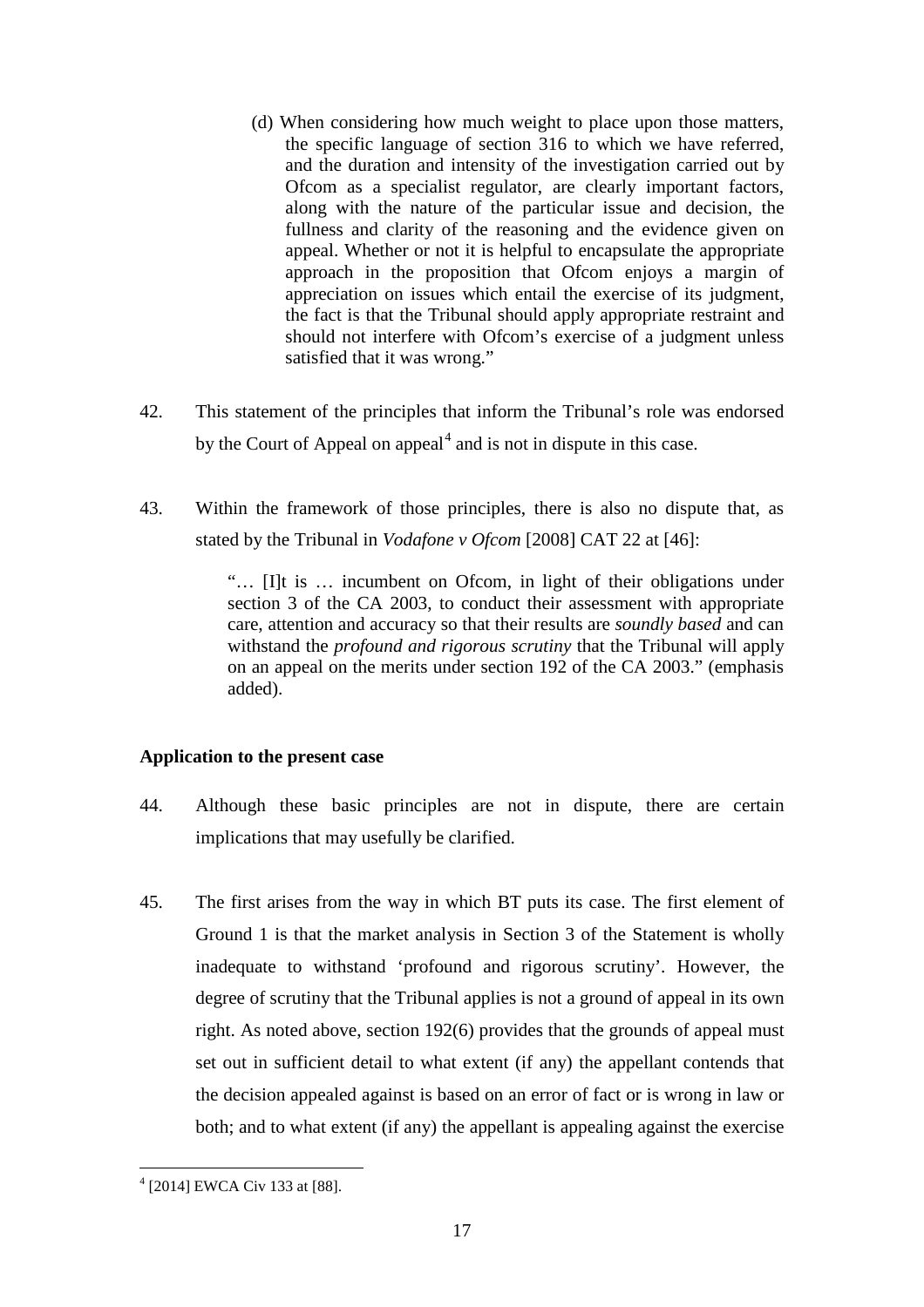(d) When considering how much weight to place upon those matters, the specific language of section 316 to which we have referred, and the duration and intensity of the investigation carried out by Ofcom as a specialist regulator, are clearly important factors, along with the nature of the particular issue and decision, the fullness and clarity of the reasoning and the evidence given on appeal. Whether or not it is helpful to encapsulate the appropriate approach in the proposition that Ofcom enjoys a margin of appreciation on issues which entail the exercise of its judgment, the fact is that the Tribunal should apply appropriate restraint and should not interfere with Ofcom's exercise of a judgment unless satisfied that it was wrong."

42. This statement of the principles that inform the Tribunal's role was endorsed by the Court of Appeal on appeal[4] and is not in dispute in this case.

43. Within the framework of those principles, there is also no dispute that, as stated by the Tribunal in *Vodafone v Ofcom* [2008] CAT 22 at [46]:

> "… [I]t is … incumbent on Ofcom, in light of their obligations under section 3 of the CA 2003, to conduct their assessment with appropriate care, attention and accuracy so that their results are *soundly based* and can withstand the *profound and rigorous scrutiny* that the Tribunal will apply on an appeal on the merits under section 192 of the CA 2003." (emphasis added).

**Application to the present case**

44. Although these basic principles are not in dispute, there are certain implications that may usefully be clarified.

45. The first arises from the way in which BT puts its case. The first element of Ground 1 is that the market analysis in Section 3 of the Statement is wholly inadequate to withstand 'profound and rigorous scrutiny'. However, the degree of scrutiny that the Tribunal applies is not a ground of appeal in its own right. As noted above, section 192(6) provides that the grounds of appeal must set out in sufficient detail to what extent (if any) the appellant contends that the decision appealed against is based on an error of fact or is wrong in law or both; and to what extent (if any) the appellant is appealing against the exercise

[4] [2014] EWCA Civ 133 at [88].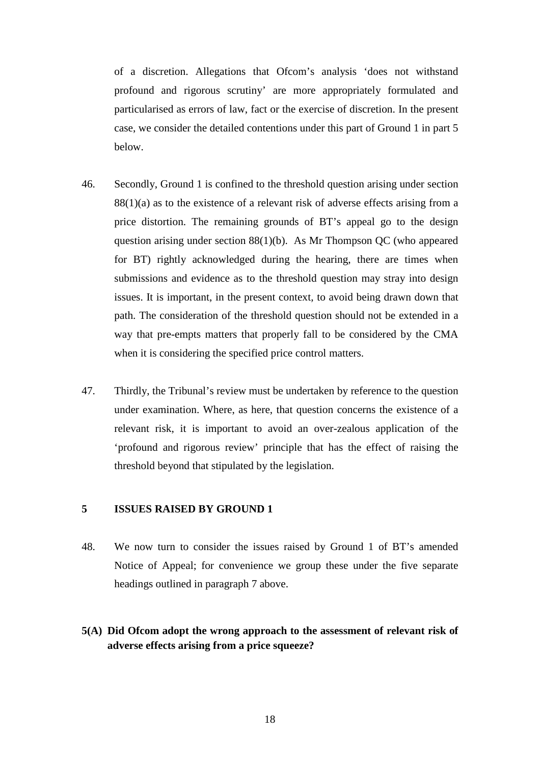of a discretion. Allegations that Ofcom's analysis 'does not withstand profound and rigorous scrutiny' are more appropriately formulated and particularised as errors of law, fact or the exercise of discretion. In the present case, we consider the detailed contentions under this part of Ground 1 in part 5 below.

46. Secondly, Ground 1 is confined to the threshold question arising under section 88(1)(a) as to the existence of a relevant risk of adverse effects arising from a price distortion. The remaining grounds of BT's appeal go to the design question arising under section 88(1)(b). As Mr Thompson QC (who appeared for BT) rightly acknowledged during the hearing, there are times when submissions and evidence as to the threshold question may stray into design issues. It is important, in the present context, to avoid being drawn down that path. The consideration of the threshold question should not be extended in a way that pre-empts matters that properly fall to be considered by the CMA when it is considering the specified price control matters.

47. Thirdly, the Tribunal's review must be undertaken by reference to the question under examination. Where, as here, that question concerns the existence of a relevant risk, it is important to avoid an over-zealous application of the 'profound and rigorous review' principle that has the effect of raising the threshold beyond that stipulated by the legislation.

## 5 ISSUES RAISED BY GROUND 1

48. We now turn to consider the issues raised by Ground 1 of BT's amended Notice of Appeal; for convenience we group these under the five separate headings outlined in paragraph 7 above.

### 5(A) Did Ofcom adopt the wrong approach to the assessment of relevant risk of adverse effects arising from a price squeeze?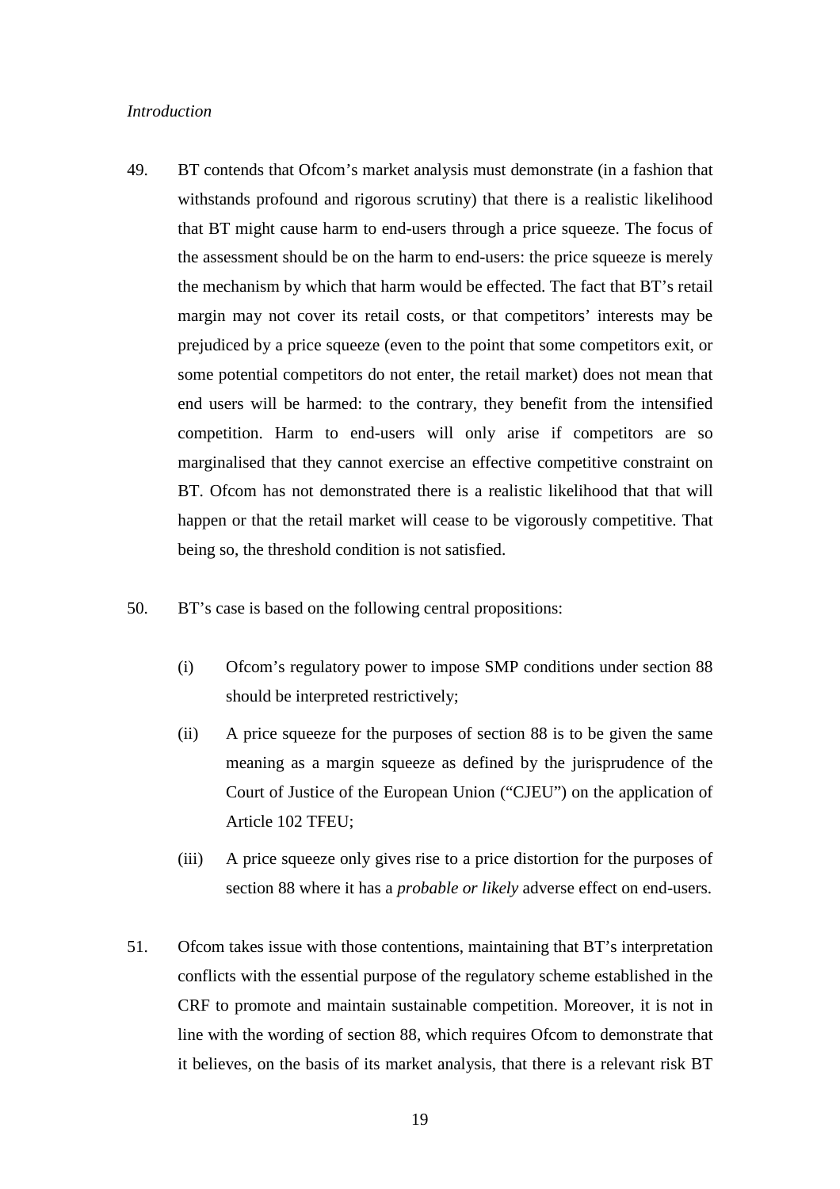*Introduction*

49. BT contends that Ofcom's market analysis must demonstrate (in a fashion that withstands profound and rigorous scrutiny) that there is a realistic likelihood that BT might cause harm to end-users through a price squeeze. The focus of the assessment should be on the harm to end-users: the price squeeze is merely the mechanism by which that harm would be effected. The fact that BT's retail margin may not cover its retail costs, or that competitors' interests may be prejudiced by a price squeeze (even to the point that some competitors exit, or some potential competitors do not enter, the retail market) does not mean that end users will be harmed: to the contrary, they benefit from the intensified competition. Harm to end-users will only arise if competitors are so marginalised that they cannot exercise an effective competitive constraint on BT. Ofcom has not demonstrated there is a realistic likelihood that that will happen or that the retail market will cease to be vigorously competitive. That being so, the threshold condition is not satisfied.

50. BT's case is based on the following central propositions:

    (i) Ofcom's regulatory power to impose SMP conditions under section 88 should be interpreted restrictively;

    (ii) A price squeeze for the purposes of section 88 is to be given the same meaning as a margin squeeze as defined by the jurisprudence of the Court of Justice of the European Union ("CJEU") on the application of Article 102 TFEU;

    (iii) A price squeeze only gives rise to a price distortion for the purposes of section 88 where it has a *probable or likely* adverse effect on end-users.

51. Ofcom takes issue with those contentions, maintaining that BT's interpretation conflicts with the essential purpose of the regulatory scheme established in the CRF to promote and maintain sustainable competition. Moreover, it is not in line with the wording of section 88, which requires Ofcom to demonstrate that it believes, on the basis of its market analysis, that there is a relevant risk BT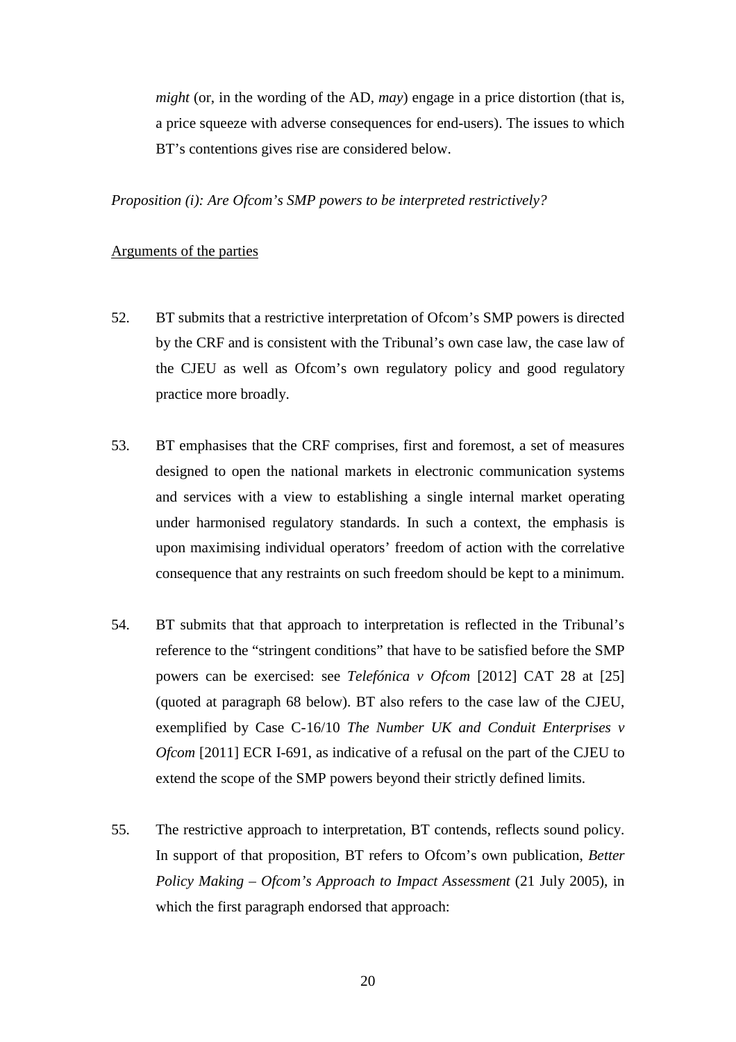*might* (or, in the wording of the AD, *may*) engage in a price distortion (that is, a price squeeze with adverse consequences for end-users). The issues to which BT's contentions gives rise are considered below.

*Proposition (i): Are Ofcom's SMP powers to be interpreted restrictively?*

Arguments of the parties

52. BT submits that a restrictive interpretation of Ofcom's SMP powers is directed by the CRF and is consistent with the Tribunal's own case law, the case law of the CJEU as well as Ofcom's own regulatory policy and good regulatory practice more broadly.

53. BT emphasises that the CRF comprises, first and foremost, a set of measures designed to open the national markets in electronic communication systems and services with a view to establishing a single internal market operating under harmonised regulatory standards. In such a context, the emphasis is upon maximising individual operators' freedom of action with the correlative consequence that any restraints on such freedom should be kept to a minimum.

54. BT submits that that approach to interpretation is reflected in the Tribunal's reference to the "stringent conditions" that have to be satisfied before the SMP powers can be exercised: see *Telefónica v Ofcom* [2012] CAT 28 at [25] (quoted at paragraph 68 below). BT also refers to the case law of the CJEU, exemplified by Case C-16/10 *The Number UK and Conduit Enterprises v Ofcom* [2011] ECR I-691, as indicative of a refusal on the part of the CJEU to extend the scope of the SMP powers beyond their strictly defined limits.

55. The restrictive approach to interpretation, BT contends, reflects sound policy. In support of that proposition, BT refers to Ofcom's own publication, *Better Policy Making – Ofcom's Approach to Impact Assessment* (21 July 2005), in which the first paragraph endorsed that approach: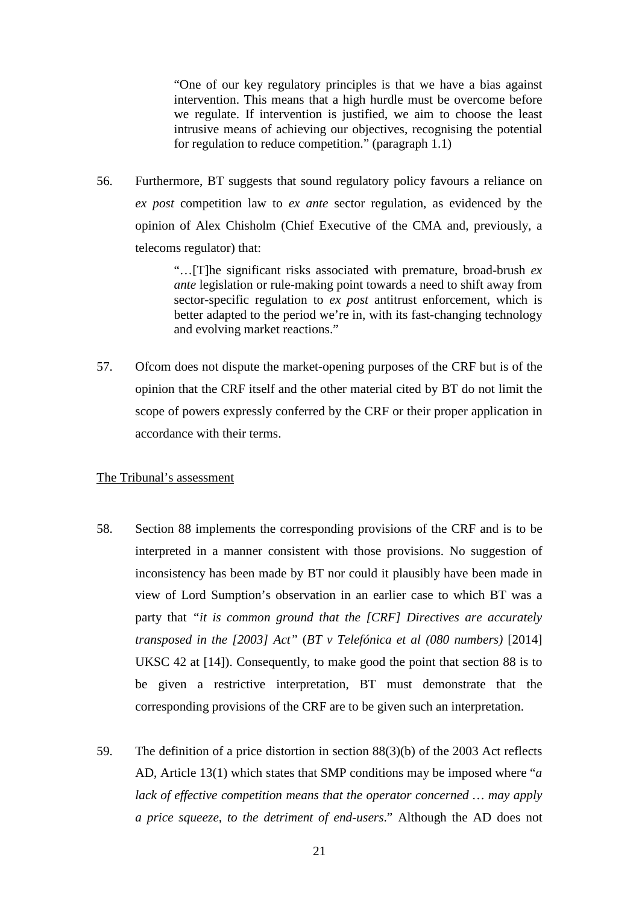> "One of our key regulatory principles is that we have a bias against intervention. This means that a high hurdle must be overcome before we regulate. If intervention is justified, we aim to choose the least intrusive means of achieving our objectives, recognising the potential for regulation to reduce competition." (paragraph 1.1)

56. Furthermore, BT suggests that sound regulatory policy favours a reliance on *ex post* competition law to *ex ante* sector regulation, as evidenced by the opinion of Alex Chisholm (Chief Executive of the CMA and, previously, a telecoms regulator) that:

> "…[T]he significant risks associated with premature, broad-brush *ex ante* legislation or rule-making point towards a need to shift away from sector-specific regulation to *ex post* antitrust enforcement, which is better adapted to the period we're in, with its fast-changing technology and evolving market reactions."

57. Ofcom does not dispute the market-opening purposes of the CRF but is of the opinion that the CRF itself and the other material cited by BT do not limit the scope of powers expressly conferred by the CRF or their proper application in accordance with their terms.

<u>The Tribunal's assessment</u>

58. Section 88 implements the corresponding provisions of the CRF and is to be interpreted in a manner consistent with those provisions. No suggestion of inconsistency has been made by BT nor could it plausibly have been made in view of Lord Sumption's observation in an earlier case to which BT was a party that *"it is common ground that the [CRF] Directives are accurately transposed in the [2003] Act"* (*BT v Telefónica et al (080 numbers)* [2014] UKSC 42 at [14]). Consequently, to make good the point that section 88 is to be given a restrictive interpretation, BT must demonstrate that the corresponding provisions of the CRF are to be given such an interpretation.

59. The definition of a price distortion in section 88(3)(b) of the 2003 Act reflects AD, Article 13(1) which states that SMP conditions may be imposed where "*a lack of effective competition means that the operator concerned … may apply a price squeeze, to the detriment of end-users*." Although the AD does not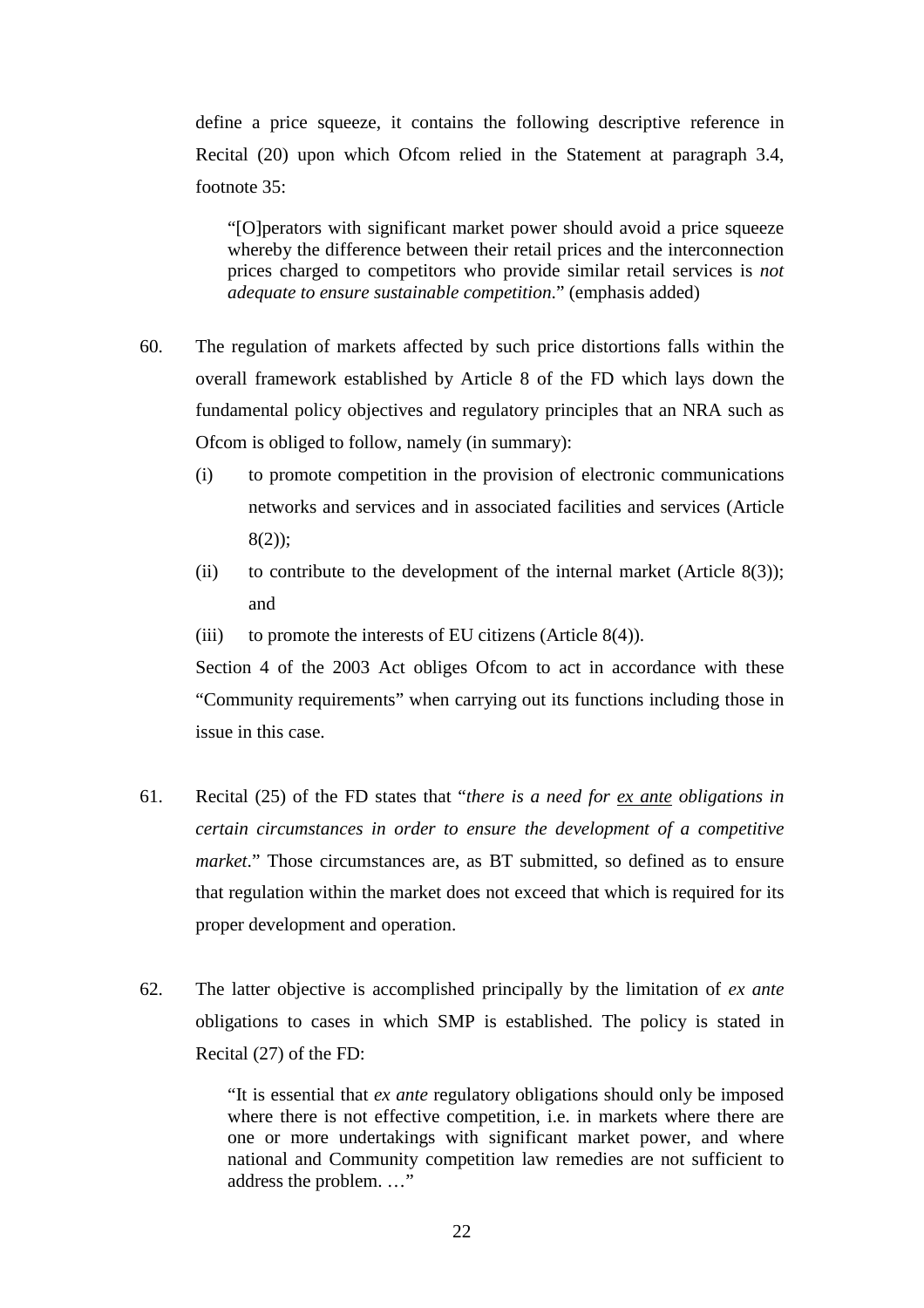define a price squeeze, it contains the following descriptive reference in Recital (20) upon which Ofcom relied in the Statement at paragraph 3.4, footnote 35:

> "[O]perators with significant market power should avoid a price squeeze whereby the difference between their retail prices and the interconnection prices charged to competitors who provide similar retail services is *not adequate to ensure sustainable competition.*" (emphasis added)

60. The regulation of markets affected by such price distortions falls within the overall framework established by Article 8 of the FD which lays down the fundamental policy objectives and regulatory principles that an NRA such as Ofcom is obliged to follow, namely (in summary):

    (i) to promote competition in the provision of electronic communications networks and services and in associated facilities and services (Article 8(2));

    (ii) to contribute to the development of the internal market (Article 8(3)); and

    (iii) to promote the interests of EU citizens (Article 8(4)).

    Section 4 of the 2003 Act obliges Ofcom to act in accordance with these "Community requirements" when carrying out its functions including those in issue in this case.

61. Recital (25) of the FD states that "*there is a need for ex ante obligations in certain circumstances in order to ensure the development of a competitive market*." Those circumstances are, as BT submitted, so defined as to ensure that regulation within the market does not exceed that which is required for its proper development and operation.

62. The latter objective is accomplished principally by the limitation of *ex ante* obligations to cases in which SMP is established. The policy is stated in Recital (27) of the FD:

> "It is essential that *ex ante* regulatory obligations should only be imposed where there is not effective competition, i.e. in markets where there are one or more undertakings with significant market power, and where national and Community competition law remedies are not sufficient to address the problem. …"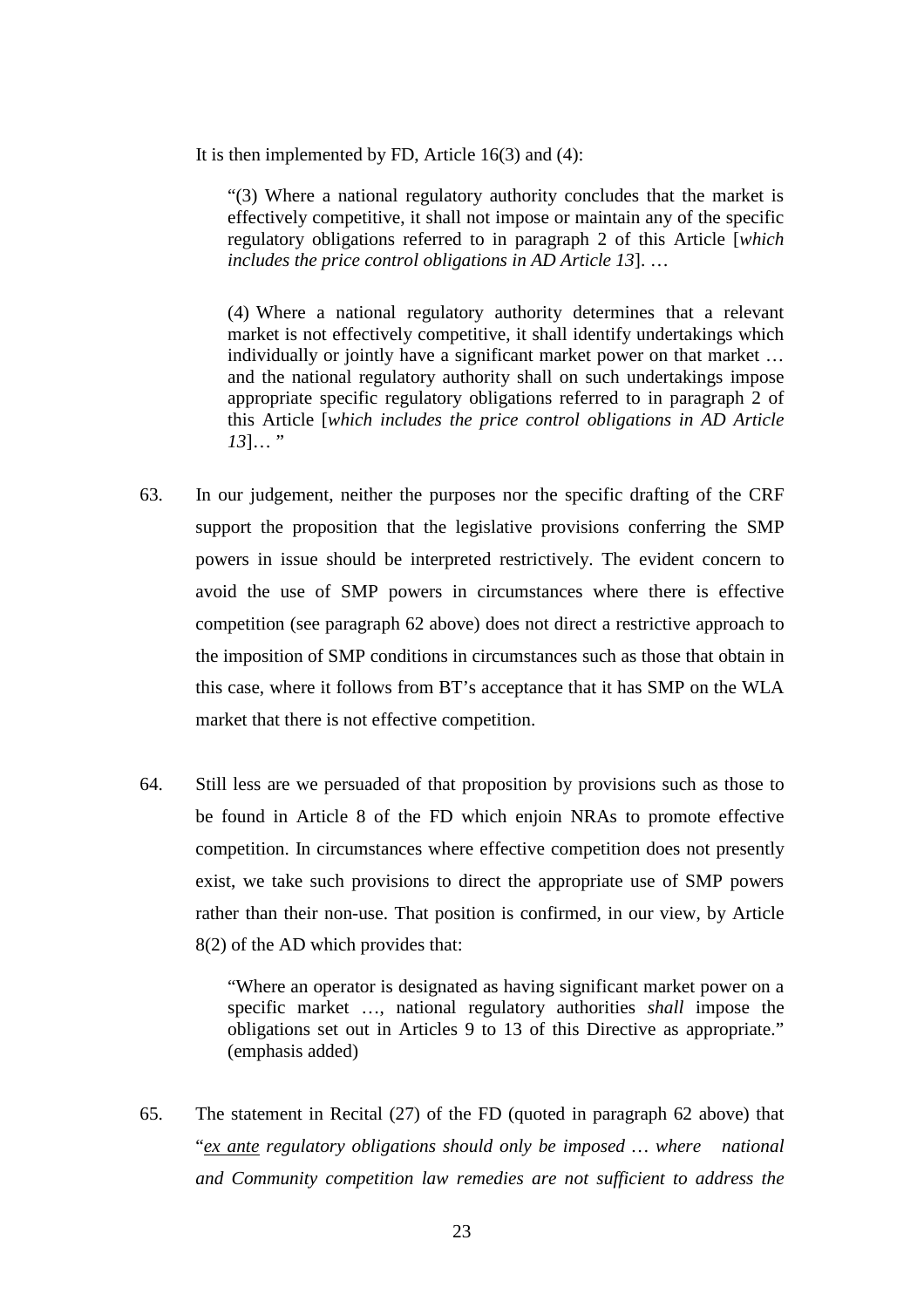It is then implemented by FD, Article 16(3) and (4):

> "(3) Where a national regulatory authority concludes that the market is effectively competitive, it shall not impose or maintain any of the specific regulatory obligations referred to in paragraph 2 of this Article [*which includes the price control obligations in AD Article 13*]. …
>
> (4) Where a national regulatory authority determines that a relevant market is not effectively competitive, it shall identify undertakings which individually or jointly have a significant market power on that market … and the national regulatory authority shall on such undertakings impose appropriate specific regulatory obligations referred to in paragraph 2 of this Article [*which includes the price control obligations in AD Article 13*]… "

63. In our judgement, neither the purposes nor the specific drafting of the CRF support the proposition that the legislative provisions conferring the SMP powers in issue should be interpreted restrictively. The evident concern to avoid the use of SMP powers in circumstances where there is effective competition (see paragraph 62 above) does not direct a restrictive approach to the imposition of SMP conditions in circumstances such as those that obtain in this case, where it follows from BT's acceptance that it has SMP on the WLA market that there is not effective competition.

64. Still less are we persuaded of that proposition by provisions such as those to be found in Article 8 of the FD which enjoin NRAs to promote effective competition. In circumstances where effective competition does not presently exist, we take such provisions to direct the appropriate use of SMP powers rather than their non-use. That position is confirmed, in our view, by Article 8(2) of the AD which provides that:

> "Where an operator is designated as having significant market power on a specific market …, national regulatory authorities *shall* impose the obligations set out in Articles 9 to 13 of this Directive as appropriate." (emphasis added)

65. The statement in Recital (27) of the FD (quoted in paragraph 62 above) that "*<u>ex ante</u> regulatory obligations should only be imposed … where national and Community competition law remedies are not sufficient to address the*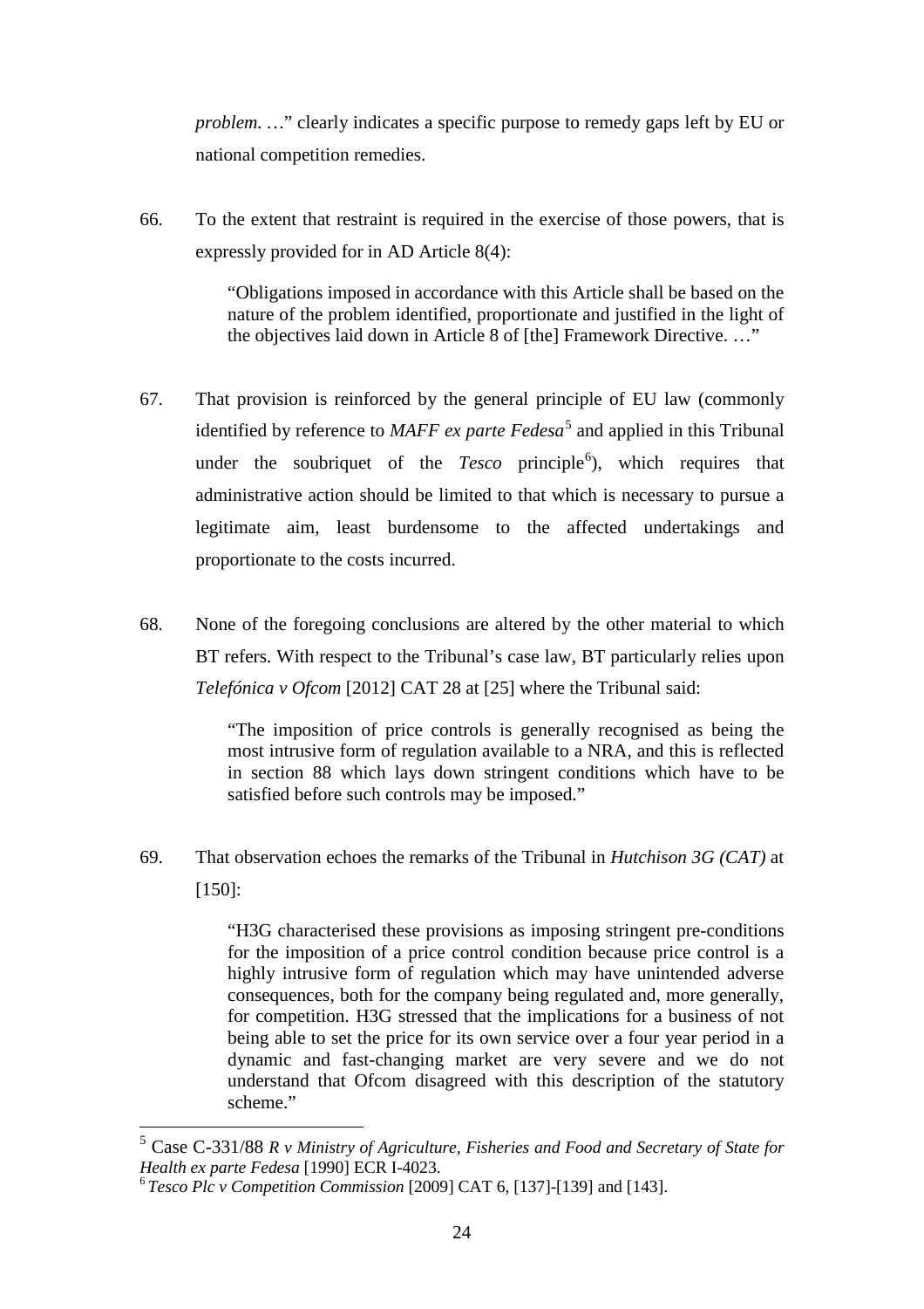*problem.* …" clearly indicates a specific purpose to remedy gaps left by EU or national competition remedies.

66. To the extent that restraint is required in the exercise of those powers, that is expressly provided for in AD Article 8(4):

> "Obligations imposed in accordance with this Article shall be based on the nature of the problem identified, proportionate and justified in the light of the objectives laid down in Article 8 of [the] Framework Directive. …"

67. That provision is reinforced by the general principle of EU law (commonly identified by reference to *MAFF ex parte Fedesa*[5] and applied in this Tribunal under the soubriquet of the *Tesco* principle[6]), which requires that administrative action should be limited to that which is necessary to pursue a legitimate aim, least burdensome to the affected undertakings and proportionate to the costs incurred.

68. None of the foregoing conclusions are altered by the other material to which BT refers. With respect to the Tribunal's case law, BT particularly relies upon *Telefónica v Ofcom* [2012] CAT 28 at [25] where the Tribunal said:

> "The imposition of price controls is generally recognised as being the most intrusive form of regulation available to a NRA, and this is reflected in section 88 which lays down stringent conditions which have to be satisfied before such controls may be imposed."

69. That observation echoes the remarks of the Tribunal in *Hutchison 3G (CAT)* at [150]:

> "H3G characterised these provisions as imposing stringent pre-conditions for the imposition of a price control condition because price control is a highly intrusive form of regulation which may have unintended adverse consequences, both for the company being regulated and, more generally, for competition. H3G stressed that the implications for a business of not being able to set the price for its own service over a four year period in a dynamic and fast-changing market are very severe and we do not understand that Ofcom disagreed with this description of the statutory scheme."

---

[5] Case C-331/88 *R v Ministry of Agriculture, Fisheries and Food and Secretary of State for Health ex parte Fedesa* [1990] ECR I-4023.

[6] *Tesco Plc v Competition Commission* [2009] CAT 6, [137]-[139] and [143].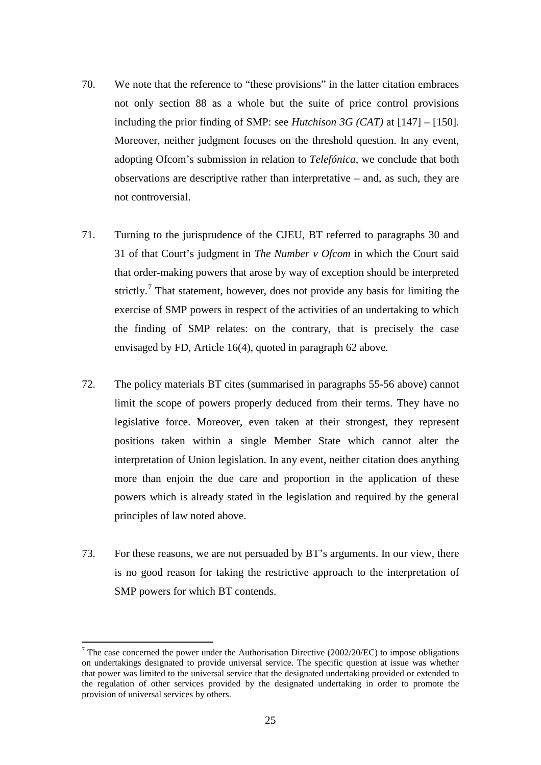70. We note that the reference to "these provisions" in the latter citation embraces not only section 88 as a whole but the suite of price control provisions including the prior finding of SMP: see *Hutchison 3G (CAT)* at [147] – [150]. Moreover, neither judgment focuses on the threshold question. In any event, adopting Ofcom's submission in relation to *Telefónica*, we conclude that both observations are descriptive rather than interpretative – and, as such, they are not controversial.

71. Turning to the jurisprudence of the CJEU, BT referred to paragraphs 30 and 31 of that Court's judgment in *The Number v Ofcom* in which the Court said that order-making powers that arose by way of exception should be interpreted strictly.[7] That statement, however, does not provide any basis for limiting the exercise of SMP powers in respect of the activities of an undertaking to which the finding of SMP relates: on the contrary, that is precisely the case envisaged by FD, Article 16(4), quoted in paragraph 62 above.

72. The policy materials BT cites (summarised in paragraphs 55-56 above) cannot limit the scope of powers properly deduced from their terms. They have no legislative force. Moreover, even taken at their strongest, they represent positions taken within a single Member State which cannot alter the interpretation of Union legislation. In any event, neither citation does anything more than enjoin the due care and proportion in the application of these powers which is already stated in the legislation and required by the general principles of law noted above.

73. For these reasons, we are not persuaded by BT's arguments. In our view, there is no good reason for taking the restrictive approach to the interpretation of SMP powers for which BT contends.

---

[7] The case concerned the power under the Authorisation Directive (2002/20/EC) to impose obligations on undertakings designated to provide universal service. The specific question at issue was whether that power was limited to the universal service that the designated undertaking provided or extended to the regulation of other services provided by the designated undertaking in order to promote the provision of universal services by others.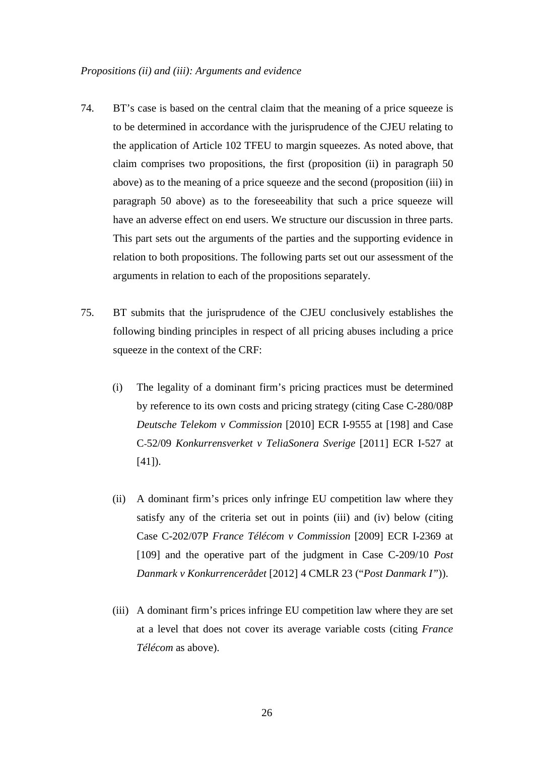*Propositions (ii) and (iii): Arguments and evidence*

74. BT's case is based on the central claim that the meaning of a price squeeze is to be determined in accordance with the jurisprudence of the CJEU relating to the application of Article 102 TFEU to margin squeezes. As noted above, that claim comprises two propositions, the first (proposition (ii) in paragraph 50 above) as to the meaning of a price squeeze and the second (proposition (iii) in paragraph 50 above) as to the foreseeability that such a price squeeze will have an adverse effect on end users. We structure our discussion in three parts. This part sets out the arguments of the parties and the supporting evidence in relation to both propositions. The following parts set out our assessment of the arguments in relation to each of the propositions separately.

75. BT submits that the jurisprudence of the CJEU conclusively establishes the following binding principles in respect of all pricing abuses including a price squeeze in the context of the CRF:

    (i) The legality of a dominant firm's pricing practices must be determined by reference to its own costs and pricing strategy (citing Case C-280/08P *Deutsche Telekom v Commission* [2010] ECR I-9555 at [198] and Case C-52/09 *Konkurrensverket v TeliaSonera Sverige* [2011] ECR I-527 at [41]).

    (ii) A dominant firm's prices only infringe EU competition law where they satisfy any of the criteria set out in points (iii) and (iv) below (citing Case C-202/07P *France Télécom v Commission* [2009] ECR I-2369 at [109] and the operative part of the judgment in Case C-209/10 *Post Danmark v Konkurrencerådet* [2012] 4 CMLR 23 ("*Post Danmark I*")).

    (iii) A dominant firm's prices infringe EU competition law where they are set at a level that does not cover its average variable costs (citing *France Télécom* as above).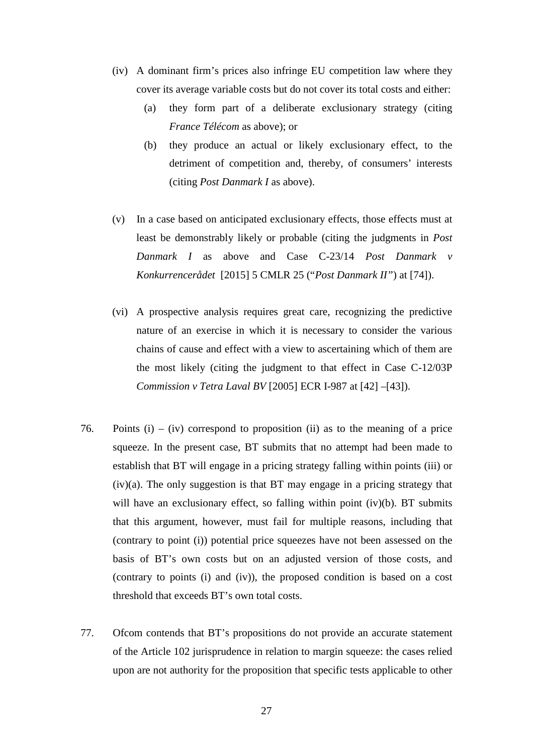(iv) A dominant firm's prices also infringe EU competition law where they cover its average variable costs but do not cover its total costs and either:

   (a) they form part of a deliberate exclusionary strategy (citing *France Télécom* as above); or

   (b) they produce an actual or likely exclusionary effect, to the detriment of competition and, thereby, of consumers' interests (citing *Post Danmark I* as above).

(v) In a case based on anticipated exclusionary effects, those effects must at least be demonstrably likely or probable (citing the judgments in *Post Danmark I* as above and Case C-23/14 *Post Danmark v Konkurrencerådet* [2015] 5 CMLR 25 ("*Post Danmark II*") at [74]).

(vi) A prospective analysis requires great care, recognizing the predictive nature of an exercise in which it is necessary to consider the various chains of cause and effect with a view to ascertaining which of them are the most likely (citing the judgment to that effect in Case C-12/03P *Commission v Tetra Laval BV* [2005] ECR I-987 at [42] –[43]).

76. Points (i) – (iv) correspond to proposition (ii) as to the meaning of a price squeeze. In the present case, BT submits that no attempt had been made to establish that BT will engage in a pricing strategy falling within points (iii) or (iv)(a). The only suggestion is that BT may engage in a pricing strategy that will have an exclusionary effect, so falling within point (iv)(b). BT submits that this argument, however, must fail for multiple reasons, including that (contrary to point (i)) potential price squeezes have not been assessed on the basis of BT's own costs but on an adjusted version of those costs, and (contrary to points (i) and (iv)), the proposed condition is based on a cost threshold that exceeds BT's own total costs.

77. Ofcom contends that BT's propositions do not provide an accurate statement of the Article 102 jurisprudence in relation to margin squeeze: the cases relied upon are not authority for the proposition that specific tests applicable to other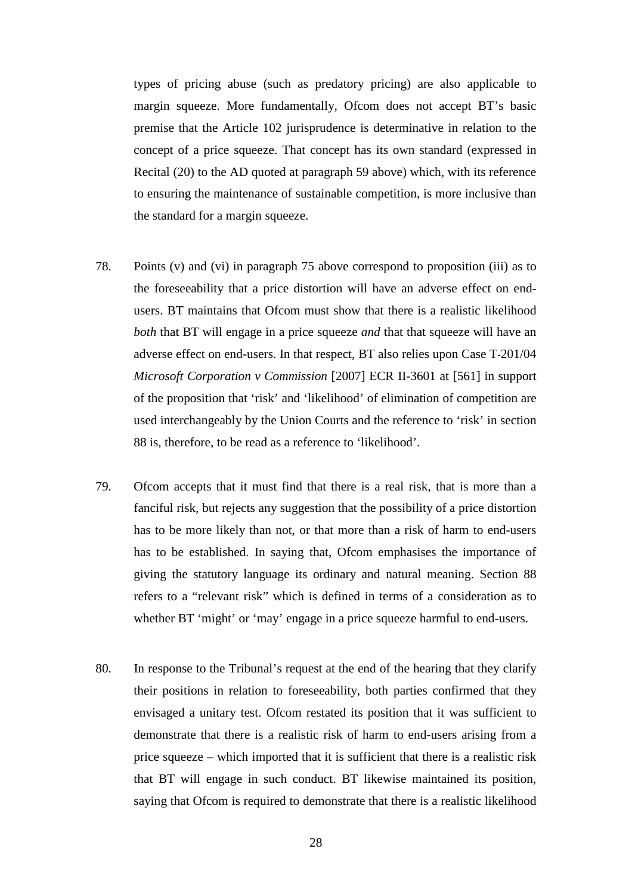types of pricing abuse (such as predatory pricing) are also applicable to margin squeeze. More fundamentally, Ofcom does not accept BT's basic premise that the Article 102 jurisprudence is determinative in relation to the concept of a price squeeze. That concept has its own standard (expressed in Recital (20) to the AD quoted at paragraph 59 above) which, with its reference to ensuring the maintenance of sustainable competition, is more inclusive than the standard for a margin squeeze.

78. Points (v) and (vi) in paragraph 75 above correspond to proposition (iii) as to the foreseeability that a price distortion will have an adverse effect on end-users. BT maintains that Ofcom must show that there is a realistic likelihood *both* that BT will engage in a price squeeze *and* that that squeeze will have an adverse effect on end-users. In that respect, BT also relies upon Case T-201/04 *Microsoft Corporation v Commission* [2007] ECR II-3601 at [561] in support of the proposition that 'risk' and 'likelihood' of elimination of competition are used interchangeably by the Union Courts and the reference to 'risk' in section 88 is, therefore, to be read as a reference to 'likelihood'.

79. Ofcom accepts that it must find that there is a real risk, that is more than a fanciful risk, but rejects any suggestion that the possibility of a price distortion has to be more likely than not, or that more than a risk of harm to end-users has to be established. In saying that, Ofcom emphasises the importance of giving the statutory language its ordinary and natural meaning. Section 88 refers to a "relevant risk" which is defined in terms of a consideration as to whether BT 'might' or 'may' engage in a price squeeze harmful to end-users.

80. In response to the Tribunal's request at the end of the hearing that they clarify their positions in relation to foreseeability, both parties confirmed that they envisaged a unitary test. Ofcom restated its position that it was sufficient to demonstrate that there is a realistic risk of harm to end-users arising from a price squeeze – which imported that it is sufficient that there is a realistic risk that BT will engage in such conduct. BT likewise maintained its position, saying that Ofcom is required to demonstrate that there is a realistic likelihood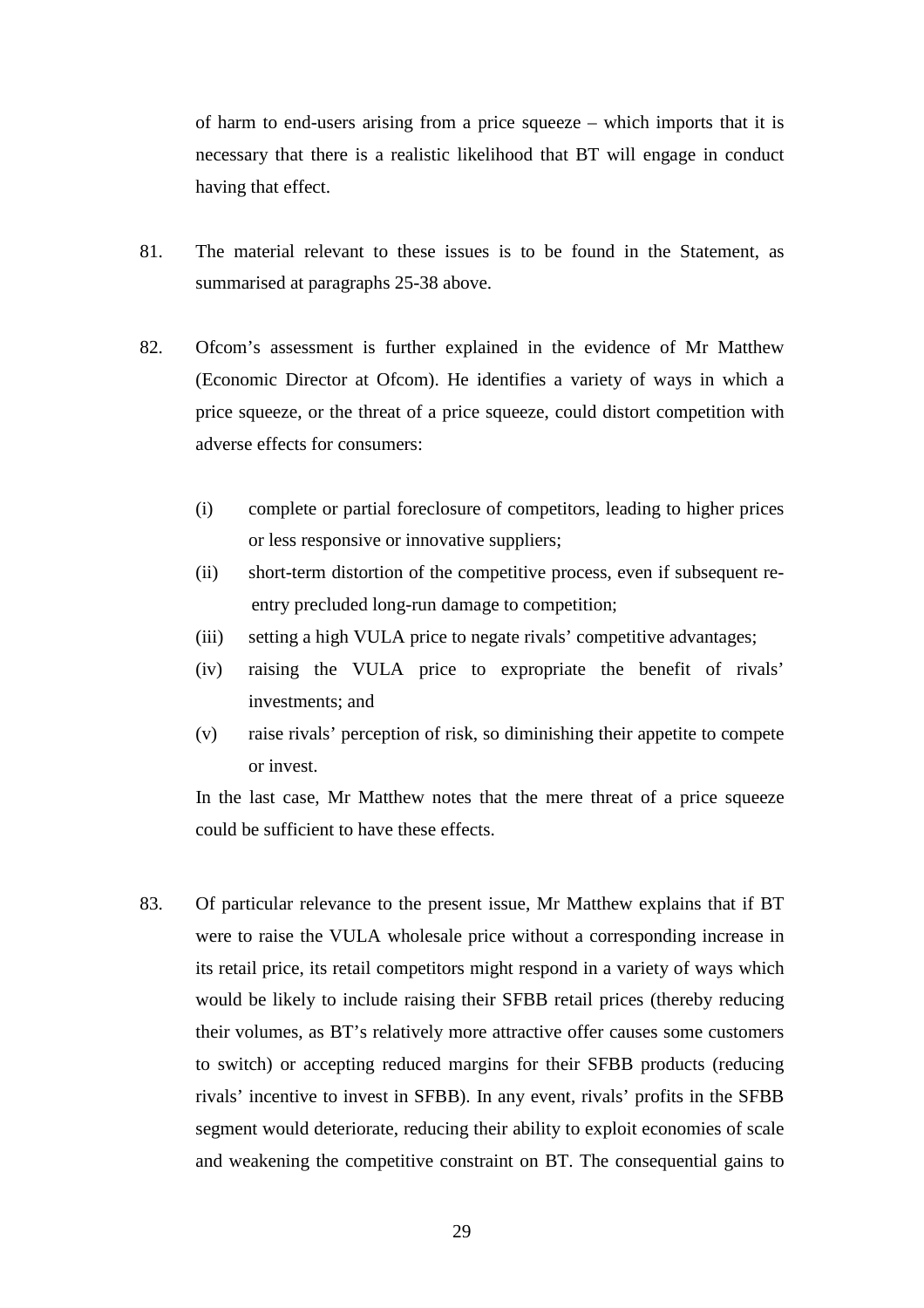of harm to end-users arising from a price squeeze – which imports that it is necessary that there is a realistic likelihood that BT will engage in conduct having that effect.

81. The material relevant to these issues is to be found in the Statement, as summarised at paragraphs 25-38 above.

82. Ofcom's assessment is further explained in the evidence of Mr Matthew (Economic Director at Ofcom). He identifies a variety of ways in which a price squeeze, or the threat of a price squeeze, could distort competition with adverse effects for consumers:

   (i) complete or partial foreclosure of competitors, leading to higher prices or less responsive or innovative suppliers;
   (ii) short-term distortion of the competitive process, even if subsequent re-entry precluded long-run damage to competition;
   (iii) setting a high VULA price to negate rivals' competitive advantages;
   (iv) raising the VULA price to expropriate the benefit of rivals' investments; and
   (v) raise rivals' perception of risk, so diminishing their appetite to compete or invest.

   In the last case, Mr Matthew notes that the mere threat of a price squeeze could be sufficient to have these effects.

83. Of particular relevance to the present issue, Mr Matthew explains that if BT were to raise the VULA wholesale price without a corresponding increase in its retail price, its retail competitors might respond in a variety of ways which would be likely to include raising their SFBB retail prices (thereby reducing their volumes, as BT's relatively more attractive offer causes some customers to switch) or accepting reduced margins for their SFBB products (reducing rivals' incentive to invest in SFBB). In any event, rivals' profits in the SFBB segment would deteriorate, reducing their ability to exploit economies of scale and weakening the competitive constraint on BT. The consequential gains to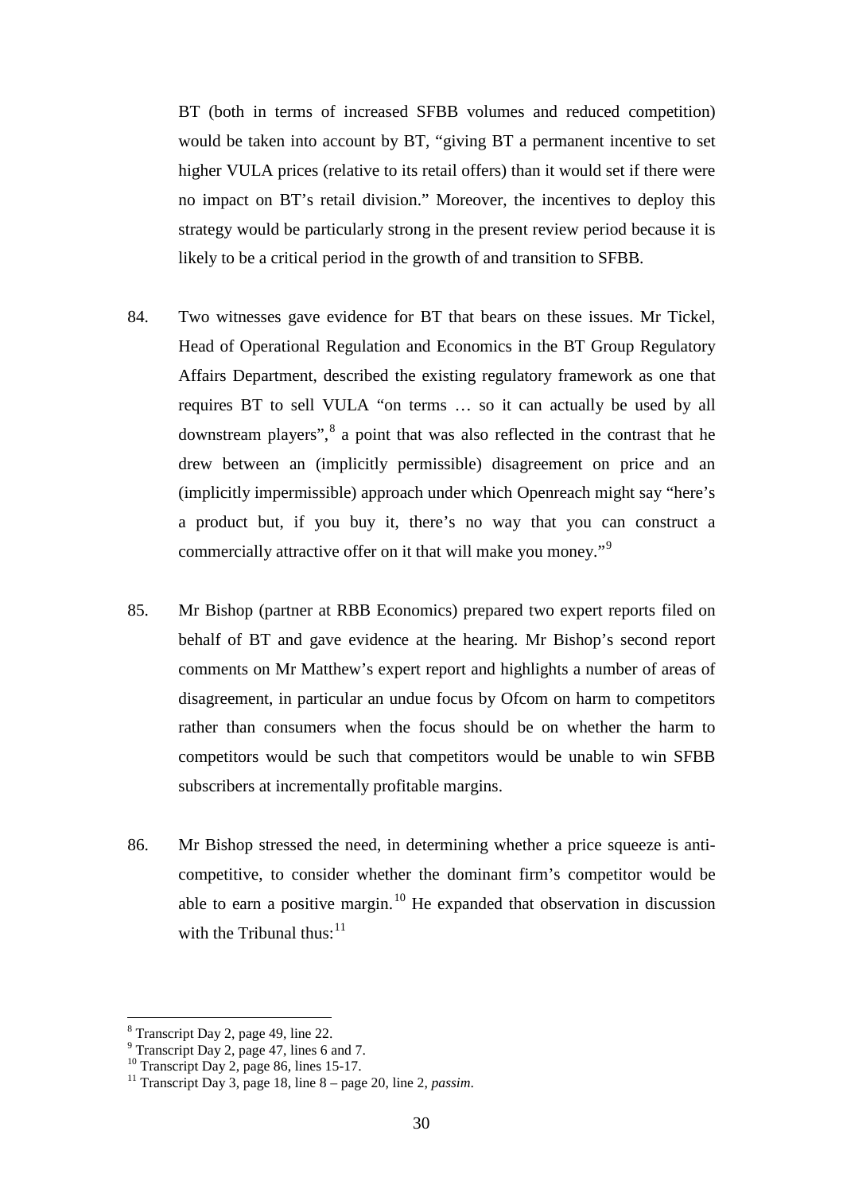BT (both in terms of increased SFBB volumes and reduced competition) would be taken into account by BT, "giving BT a permanent incentive to set higher VULA prices (relative to its retail offers) than it would set if there were no impact on BT's retail division." Moreover, the incentives to deploy this strategy would be particularly strong in the present review period because it is likely to be a critical period in the growth of and transition to SFBB.

84. Two witnesses gave evidence for BT that bears on these issues. Mr Tickel, Head of Operational Regulation and Economics in the BT Group Regulatory Affairs Department, described the existing regulatory framework as one that requires BT to sell VULA "on terms … so it can actually be used by all downstream players",[8] a point that was also reflected in the contrast that he drew between an (implicitly permissible) disagreement on price and an (implicitly impermissible) approach under which Openreach might say "here's a product but, if you buy it, there's no way that you can construct a commercially attractive offer on it that will make you money."[9]

85. Mr Bishop (partner at RBB Economics) prepared two expert reports filed on behalf of BT and gave evidence at the hearing. Mr Bishop's second report comments on Mr Matthew's expert report and highlights a number of areas of disagreement, in particular an undue focus by Ofcom on harm to competitors rather than consumers when the focus should be on whether the harm to competitors would be such that competitors would be unable to win SFBB subscribers at incrementally profitable margins.

86. Mr Bishop stressed the need, in determining whether a price squeeze is anti-competitive, to consider whether the dominant firm's competitor would be able to earn a positive margin.[10] He expanded that observation in discussion with the Tribunal thus:[11]

---

[8] Transcript Day 2, page 49, line 22.

[9] Transcript Day 2, page 47, lines 6 and 7.

[10] Transcript Day 2, page 86, lines 15-17.

[11] Transcript Day 3, page 18, line 8 – page 20, line 2, *passim*.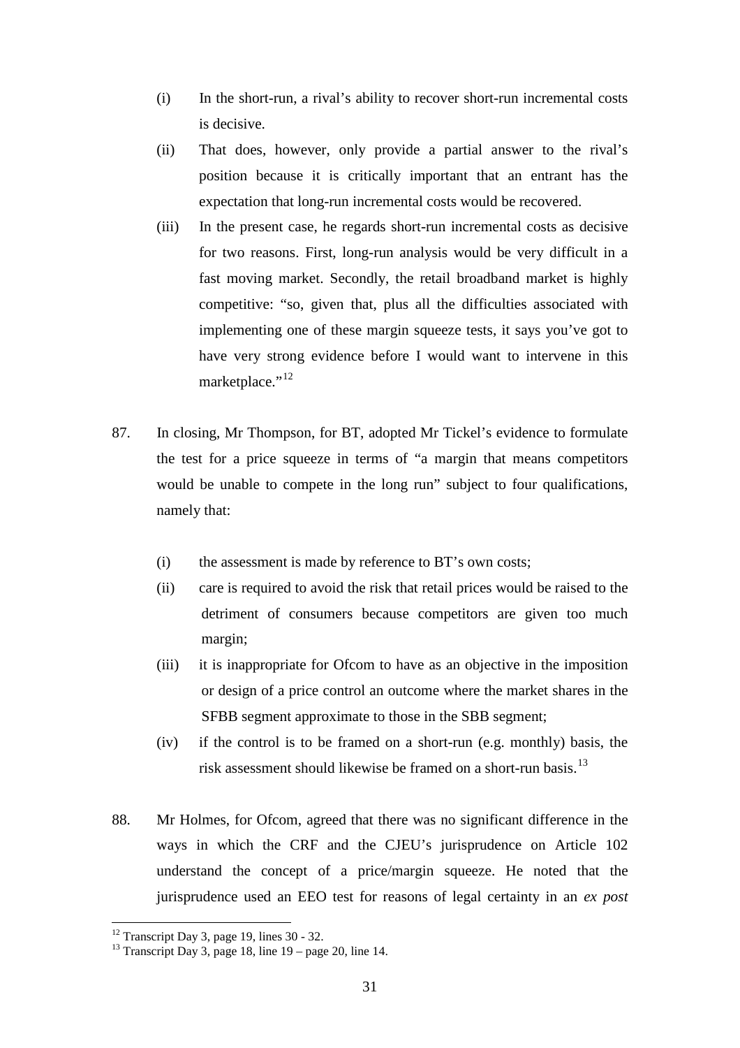(i) In the short-run, a rival's ability to recover short-run incremental costs is decisive.

(ii) That does, however, only provide a partial answer to the rival's position because it is critically important that an entrant has the expectation that long-run incremental costs would be recovered.

(iii) In the present case, he regards short-run incremental costs as decisive for two reasons. First, long-run analysis would be very difficult in a fast moving market. Secondly, the retail broadband market is highly competitive: "so, given that, plus all the difficulties associated with implementing one of these margin squeeze tests, it says you've got to have very strong evidence before I would want to intervene in this marketplace."[12]

87. In closing, Mr Thompson, for BT, adopted Mr Tickel's evidence to formulate the test for a price squeeze in terms of "a margin that means competitors would be unable to compete in the long run" subject to four qualifications, namely that:

(i) the assessment is made by reference to BT's own costs;

(ii) care is required to avoid the risk that retail prices would be raised to the detriment of consumers because competitors are given too much margin;

(iii) it is inappropriate for Ofcom to have as an objective in the imposition or design of a price control an outcome where the market shares in the SFBB segment approximate to those in the SBB segment;

(iv) if the control is to be framed on a short-run (e.g. monthly) basis, the risk assessment should likewise be framed on a short-run basis.[13]

88. Mr Holmes, for Ofcom, agreed that there was no significant difference in the ways in which the CRF and the CJEU's jurisprudence on Article 102 understand the concept of a price/margin squeeze. He noted that the jurisprudence used an EEO test for reasons of legal certainty in an *ex post*

[12] Transcript Day 3, page 19, lines 30 - 32.

[13] Transcript Day 3, page 18, line 19 – page 20, line 14.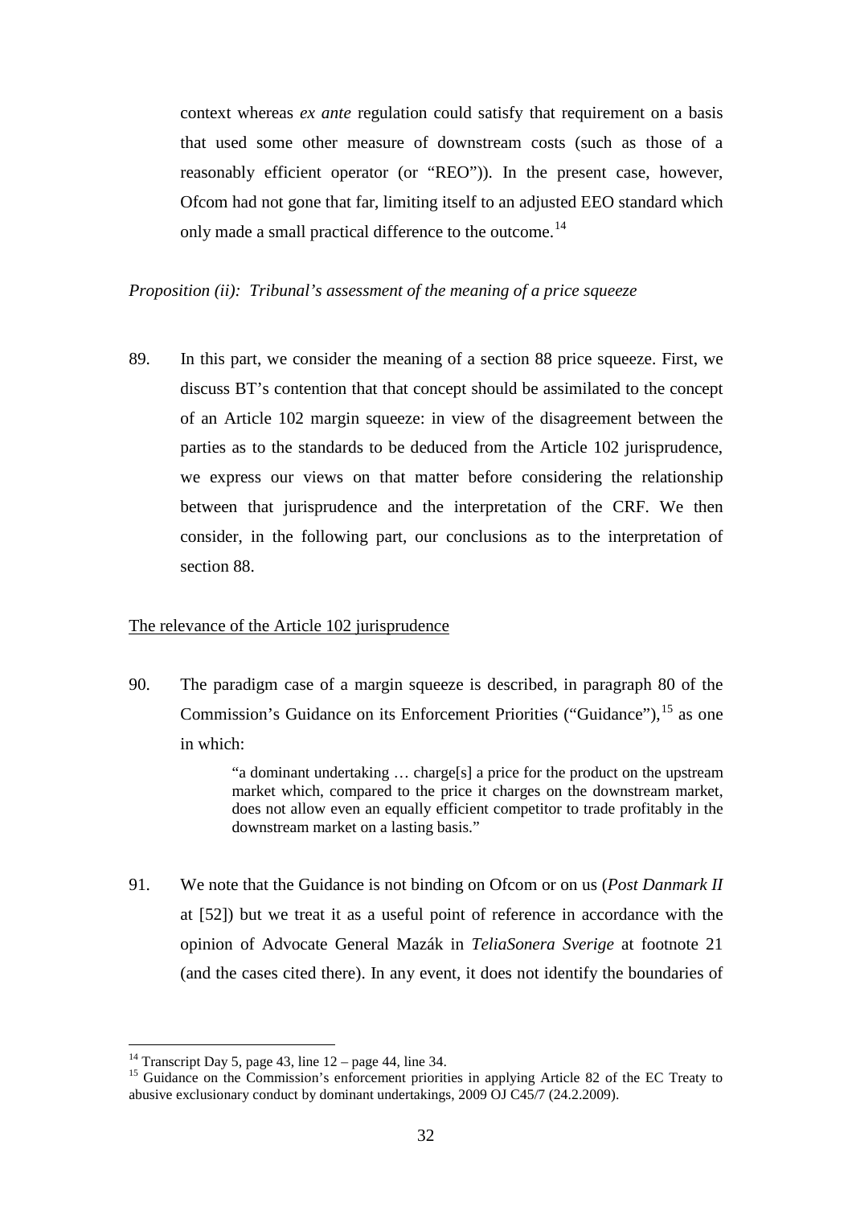context whereas *ex ante* regulation could satisfy that requirement on a basis that used some other measure of downstream costs (such as those of a reasonably efficient operator (or "REO")). In the present case, however, Ofcom had not gone that far, limiting itself to an adjusted EEO standard which only made a small practical difference to the outcome.[14]

*Proposition (ii): Tribunal's assessment of the meaning of a price squeeze*

89. In this part, we consider the meaning of a section 88 price squeeze. First, we discuss BT's contention that that concept should be assimilated to the concept of an Article 102 margin squeeze: in view of the disagreement between the parties as to the standards to be deduced from the Article 102 jurisprudence, we express our views on that matter before considering the relationship between that jurisprudence and the interpretation of the CRF. We then consider, in the following part, our conclusions as to the interpretation of section 88.

<u>The relevance of the Article 102 jurisprudence</u>

90. The paradigm case of a margin squeeze is described, in paragraph 80 of the Commission's Guidance on its Enforcement Priorities ("Guidance"),[15] as one in which:

> "a dominant undertaking … charge[s] a price for the product on the upstream market which, compared to the price it charges on the downstream market, does not allow even an equally efficient competitor to trade profitably in the downstream market on a lasting basis."

91. We note that the Guidance is not binding on Ofcom or on us (*Post Danmark II* at [52]) but we treat it as a useful point of reference in accordance with the opinion of Advocate General Mazák in *TeliaSonera Sverige* at footnote 21 (and the cases cited there). In any event, it does not identify the boundaries of

---

[14] Transcript Day 5, page 43, line 12 – page 44, line 34.

[15] Guidance on the Commission's enforcement priorities in applying Article 82 of the EC Treaty to abusive exclusionary conduct by dominant undertakings, 2009 OJ C45/7 (24.2.2009).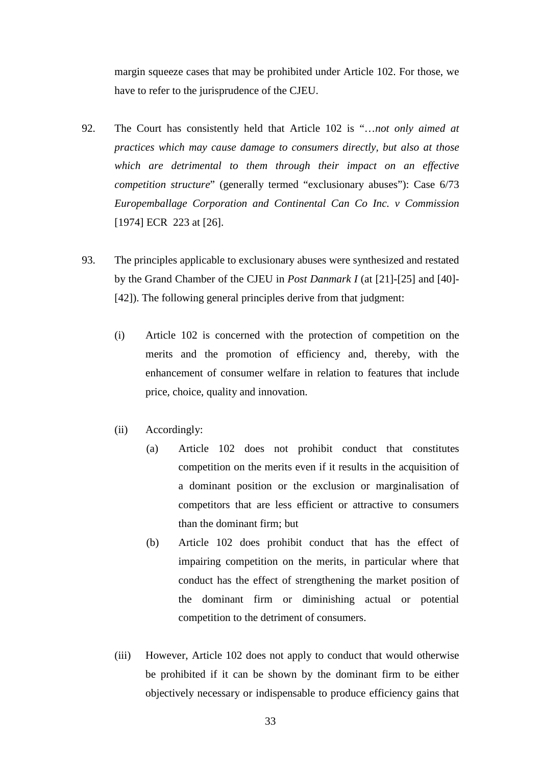margin squeeze cases that may be prohibited under Article 102. For those, we have to refer to the jurisprudence of the CJEU.

92. The Court has consistently held that Article 102 is "…*not only aimed at practices which may cause damage to consumers directly, but also at those which are detrimental to them through their impact on an effective competition structure*" (generally termed "exclusionary abuses"): Case 6/73 *Europemballage Corporation and Continental Can Co Inc. v Commission* [1974] ECR 223 at [26].

93. The principles applicable to exclusionary abuses were synthesized and restated by the Grand Chamber of the CJEU in *Post Danmark I* (at [21]-[25] and [40]-[42]). The following general principles derive from that judgment:

   (i) Article 102 is concerned with the protection of competition on the merits and the promotion of efficiency and, thereby, with the enhancement of consumer welfare in relation to features that include price, choice, quality and innovation.

   (ii) Accordingly:

      (a) Article 102 does not prohibit conduct that constitutes competition on the merits even if it results in the acquisition of a dominant position or the exclusion or marginalisation of competitors that are less efficient or attractive to consumers than the dominant firm; but

      (b) Article 102 does prohibit conduct that has the effect of impairing competition on the merits, in particular where that conduct has the effect of strengthening the market position of the dominant firm or diminishing actual or potential competition to the detriment of consumers.

   (iii) However, Article 102 does not apply to conduct that would otherwise be prohibited if it can be shown by the dominant firm to be either objectively necessary or indispensable to produce efficiency gains that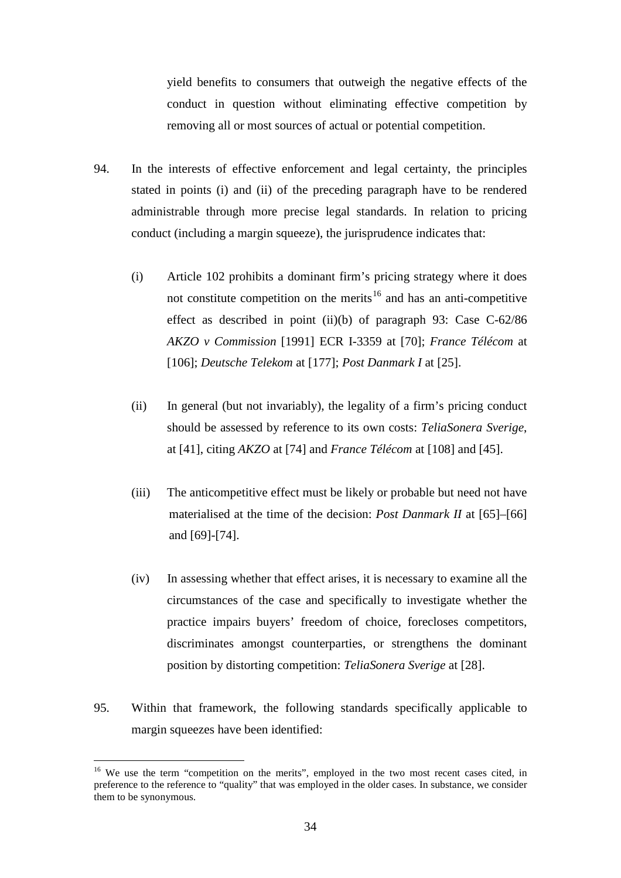yield benefits to consumers that outweigh the negative effects of the conduct in question without eliminating effective competition by removing all or most sources of actual or potential competition.

94. In the interests of effective enforcement and legal certainty, the principles stated in points (i) and (ii) of the preceding paragraph have to be rendered administrable through more precise legal standards. In relation to pricing conduct (including a margin squeeze), the jurisprudence indicates that:

   (i) Article 102 prohibits a dominant firm's pricing strategy where it does not constitute competition on the merits[16] and has an anti-competitive effect as described in point (ii)(b) of paragraph 93: Case C-62/86 *AKZO v Commission* [1991] ECR I-3359 at [70]; *France Télécom* at [106]; *Deutsche Telekom* at [177]; *Post Danmark I* at [25].

   (ii) In general (but not invariably), the legality of a firm's pricing conduct should be assessed by reference to its own costs: *TeliaSonera Sverige*, at [41], citing *AKZO* at [74] and *France Télécom* at [108] and [45].

   (iii) The anticompetitive effect must be likely or probable but need not have materialised at the time of the decision: *Post Danmark II* at [65]–[66] and [69]-[74].

   (iv) In assessing whether that effect arises, it is necessary to examine all the circumstances of the case and specifically to investigate whether the practice impairs buyers' freedom of choice, forecloses competitors, discriminates amongst counterparties, or strengthens the dominant position by distorting competition: *TeliaSonera Sverige* at [28].

95. Within that framework, the following standards specifically applicable to margin squeezes have been identified:

[16] We use the term "competition on the merits", employed in the two most recent cases cited, in preference to the reference to "quality" that was employed in the older cases. In substance, we consider them to be synonymous.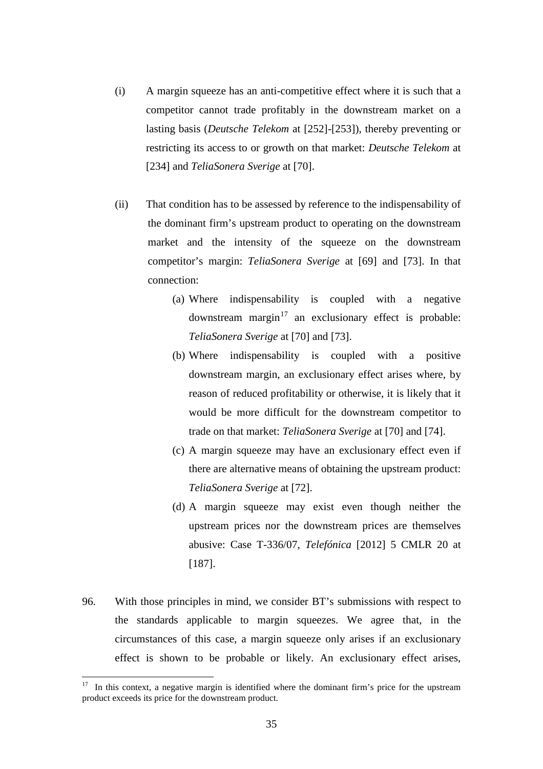(i) A margin squeeze has an anti-competitive effect where it is such that a competitor cannot trade profitably in the downstream market on a lasting basis (*Deutsche Telekom* at [252]-[253]), thereby preventing or restricting its access to or growth on that market: *Deutsche Telekom* at [234] and *TeliaSonera Sverige* at [70].

(ii) That condition has to be assessed by reference to the indispensability of the dominant firm's upstream product to operating on the downstream market and the intensity of the squeeze on the downstream competitor's margin: *TeliaSonera Sverige* at [69] and [73]. In that connection:

   (a) Where indispensability is coupled with a negative downstream margin[17] an exclusionary effect is probable: *TeliaSonera Sverige* at [70] and [73].

   (b) Where indispensability is coupled with a positive downstream margin, an exclusionary effect arises where, by reason of reduced profitability or otherwise, it is likely that it would be more difficult for the downstream competitor to trade on that market: *TeliaSonera Sverige* at [70] and [74].

   (c) A margin squeeze may have an exclusionary effect even if there are alternative means of obtaining the upstream product: *TeliaSonera Sverige* at [72].

   (d) A margin squeeze may exist even though neither the upstream prices nor the downstream prices are themselves abusive: Case T-336/07, *Telefónica* [2012] 5 CMLR 20 at [187].

96. With those principles in mind, we consider BT's submissions with respect to the standards applicable to margin squeezes. We agree that, in the circumstances of this case, a margin squeeze only arises if an exclusionary effect is shown to be probable or likely. An exclusionary effect arises,

---

[17] In this context, a negative margin is identified where the dominant firm's price for the upstream product exceeds its price for the downstream product.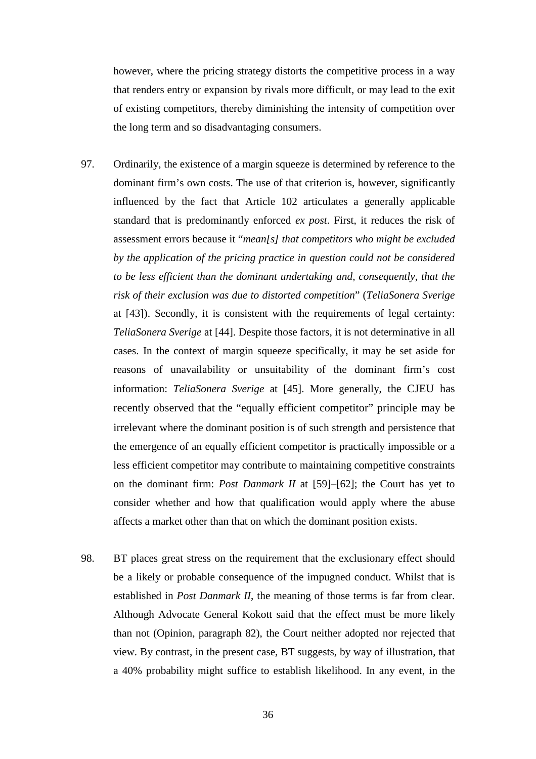however, where the pricing strategy distorts the competitive process in a way that renders entry or expansion by rivals more difficult, or may lead to the exit of existing competitors, thereby diminishing the intensity of competition over the long term and so disadvantaging consumers.

97. Ordinarily, the existence of a margin squeeze is determined by reference to the dominant firm's own costs. The use of that criterion is, however, significantly influenced by the fact that Article 102 articulates a generally applicable standard that is predominantly enforced *ex post*. First, it reduces the risk of assessment errors because it "*mean[s] that competitors who might be excluded by the application of the pricing practice in question could not be considered to be less efficient than the dominant undertaking and, consequently, that the risk of their exclusion was due to distorted competition*" (*TeliaSonera Sverige* at [43]). Secondly, it is consistent with the requirements of legal certainty: *TeliaSonera Sverige* at [44]. Despite those factors, it is not determinative in all cases. In the context of margin squeeze specifically, it may be set aside for reasons of unavailability or unsuitability of the dominant firm's cost information: *TeliaSonera Sverige* at [45]. More generally, the CJEU has recently observed that the "equally efficient competitor" principle may be irrelevant where the dominant position is of such strength and persistence that the emergence of an equally efficient competitor is practically impossible or a less efficient competitor may contribute to maintaining competitive constraints on the dominant firm: *Post Danmark II* at [59]–[62]; the Court has yet to consider whether and how that qualification would apply where the abuse affects a market other than that on which the dominant position exists.

98. BT places great stress on the requirement that the exclusionary effect should be a likely or probable consequence of the impugned conduct. Whilst that is established in *Post Danmark II*, the meaning of those terms is far from clear. Although Advocate General Kokott said that the effect must be more likely than not (Opinion, paragraph 82), the Court neither adopted nor rejected that view. By contrast, in the present case, BT suggests, by way of illustration, that a 40% probability might suffice to establish likelihood. In any event, in the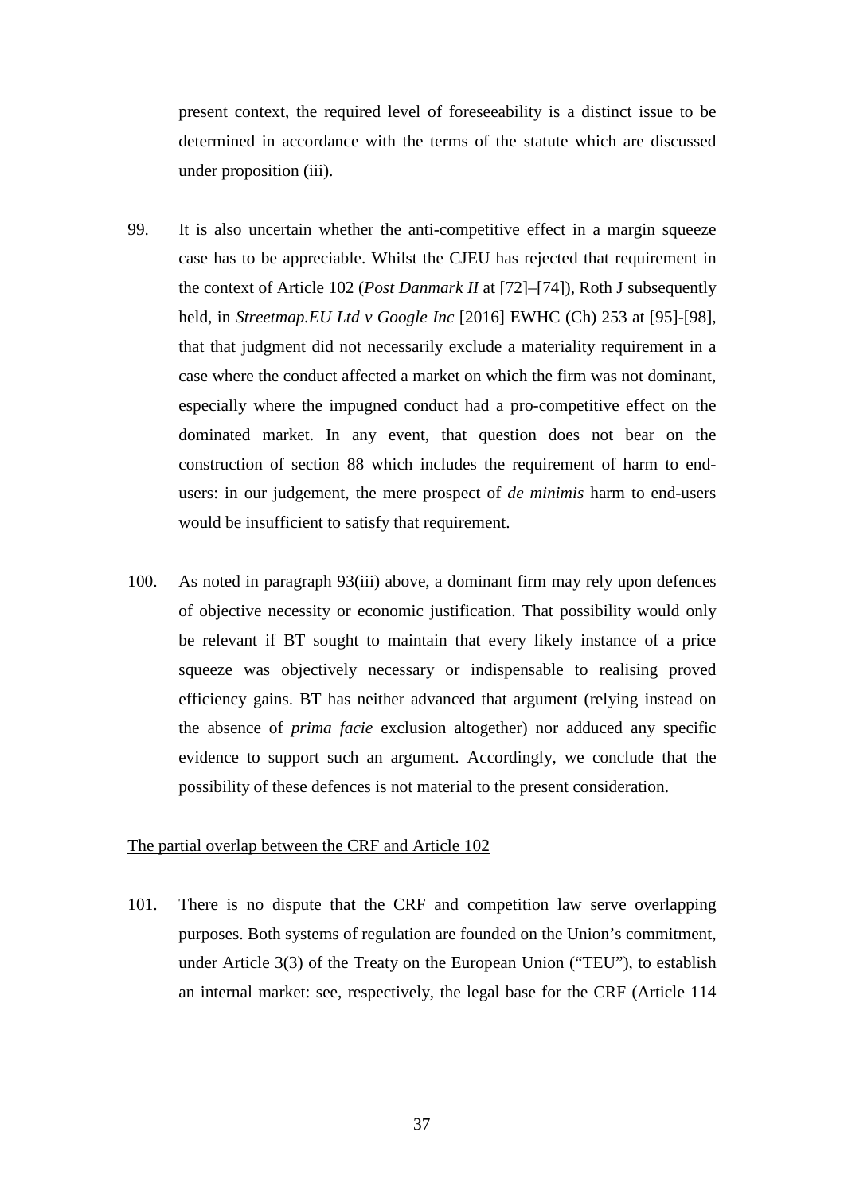present context, the required level of foreseeability is a distinct issue to be determined in accordance with the terms of the statute which are discussed under proposition (iii).

99. It is also uncertain whether the anti-competitive effect in a margin squeeze case has to be appreciable. Whilst the CJEU has rejected that requirement in the context of Article 102 (*Post Danmark II* at [72]–[74]), Roth J subsequently held, in *Streetmap.EU Ltd v Google Inc* [2016] EWHC (Ch) 253 at [95]-[98], that that judgment did not necessarily exclude a materiality requirement in a case where the conduct affected a market on which the firm was not dominant, especially where the impugned conduct had a pro-competitive effect on the dominated market. In any event, that question does not bear on the construction of section 88 which includes the requirement of harm to end-users: in our judgement, the mere prospect of *de minimis* harm to end-users would be insufficient to satisfy that requirement.

100. As noted in paragraph 93(iii) above, a dominant firm may rely upon defences of objective necessity or economic justification. That possibility would only be relevant if BT sought to maintain that every likely instance of a price squeeze was objectively necessary or indispensable to realising proved efficiency gains. BT has neither advanced that argument (relying instead on the absence of *prima facie* exclusion altogether) nor adduced any specific evidence to support such an argument. Accordingly, we conclude that the possibility of these defences is not material to the present consideration.

<u>The partial overlap between the CRF and Article 102</u>

101. There is no dispute that the CRF and competition law serve overlapping purposes. Both systems of regulation are founded on the Union's commitment, under Article 3(3) of the Treaty on the European Union ("TEU"), to establish an internal market: see, respectively, the legal base for the CRF (Article 114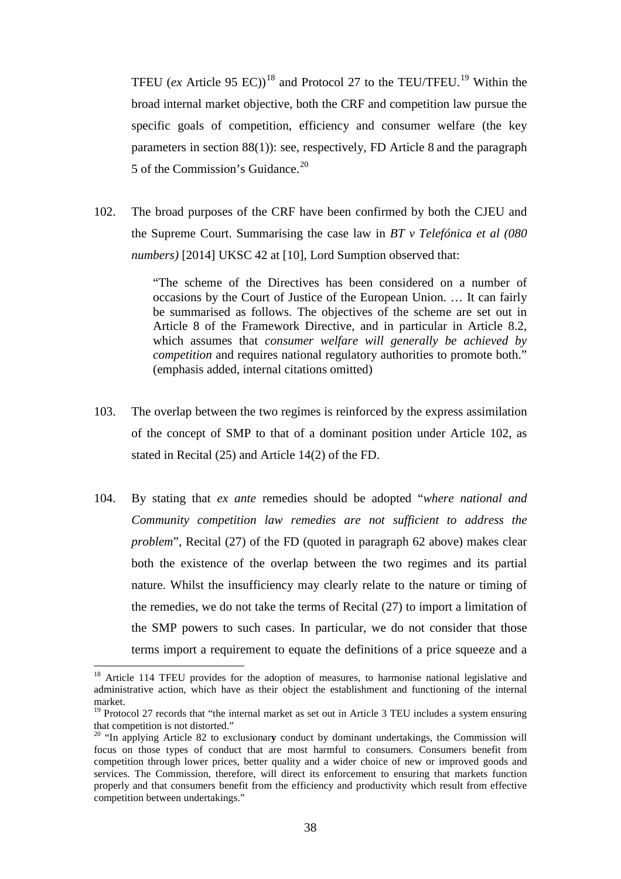TFEU (*ex* Article 95 EC))[18] and Protocol 27 to the TEU/TFEU.[19] Within the broad internal market objective, both the CRF and competition law pursue the specific goals of competition, efficiency and consumer welfare (the key parameters in section 88(1)): see, respectively, FD Article 8 and the paragraph 5 of the Commission's Guidance.[20]

102. The broad purposes of the CRF have been confirmed by both the CJEU and the Supreme Court. Summarising the case law in *BT v Telefónica et al (080 numbers)* [2014] UKSC 42 at [10], Lord Sumption observed that:

> "The scheme of the Directives has been considered on a number of occasions by the Court of Justice of the European Union. … It can fairly be summarised as follows. The objectives of the scheme are set out in Article 8 of the Framework Directive, and in particular in Article 8.2, which assumes that *consumer welfare will generally be achieved by competition* and requires national regulatory authorities to promote both." (emphasis added, internal citations omitted)

103. The overlap between the two regimes is reinforced by the express assimilation of the concept of SMP to that of a dominant position under Article 102, as stated in Recital (25) and Article 14(2) of the FD.

104. By stating that *ex ante* remedies should be adopted "*where national and Community competition law remedies are not sufficient to address the problem*", Recital (27) of the FD (quoted in paragraph 62 above) makes clear both the existence of the overlap between the two regimes and its partial nature. Whilst the insufficiency may clearly relate to the nature or timing of the remedies, we do not take the terms of Recital (27) to import a limitation of the SMP powers to such cases. In particular, we do not consider that those terms import a requirement to equate the definitions of a price squeeze and a

---

[18] Article 114 TFEU provides for the adoption of measures, to harmonise national legislative and administrative action, which have as their object the establishment and functioning of the internal market.

[19] Protocol 27 records that "the internal market as set out in Article 3 TEU includes a system ensuring that competition is not distorted."

[20] "In applying Article 82 to exclusionary conduct by dominant undertakings, the Commission will focus on those types of conduct that are most harmful to consumers. Consumers benefit from competition through lower prices, better quality and a wider choice of new or improved goods and services. The Commission, therefore, will direct its enforcement to ensuring that markets function properly and that consumers benefit from the efficiency and productivity which result from effective competition between undertakings."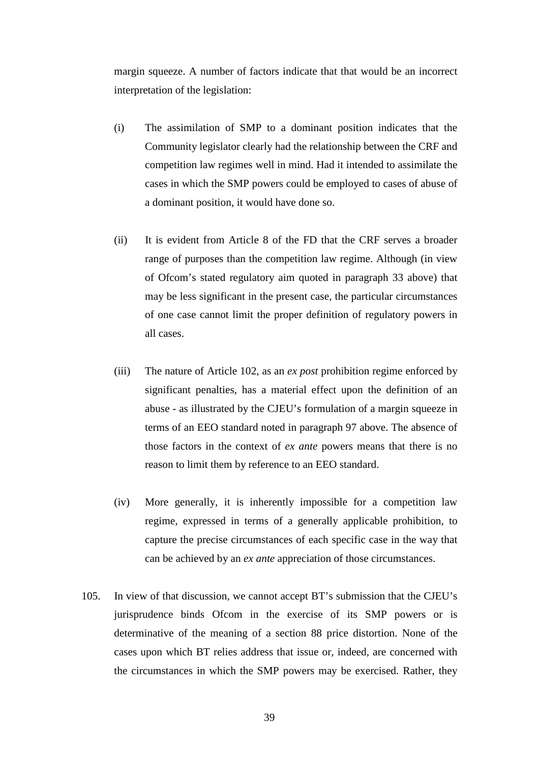margin squeeze. A number of factors indicate that that would be an incorrect interpretation of the legislation:

(i) The assimilation of SMP to a dominant position indicates that the Community legislator clearly had the relationship between the CRF and competition law regimes well in mind. Had it intended to assimilate the cases in which the SMP powers could be employed to cases of abuse of a dominant position, it would have done so.

(ii) It is evident from Article 8 of the FD that the CRF serves a broader range of purposes than the competition law regime. Although (in view of Ofcom's stated regulatory aim quoted in paragraph 33 above) that may be less significant in the present case, the particular circumstances of one case cannot limit the proper definition of regulatory powers in all cases.

(iii) The nature of Article 102, as an *ex post* prohibition regime enforced by significant penalties, has a material effect upon the definition of an abuse - as illustrated by the CJEU's formulation of a margin squeeze in terms of an EEO standard noted in paragraph 97 above. The absence of those factors in the context of *ex ante* powers means that there is no reason to limit them by reference to an EEO standard.

(iv) More generally, it is inherently impossible for a competition law regime, expressed in terms of a generally applicable prohibition, to capture the precise circumstances of each specific case in the way that can be achieved by an *ex ante* appreciation of those circumstances.

105. In view of that discussion, we cannot accept BT's submission that the CJEU's jurisprudence binds Ofcom in the exercise of its SMP powers or is determinative of the meaning of a section 88 price distortion. None of the cases upon which BT relies address that issue or, indeed, are concerned with the circumstances in which the SMP powers may be exercised. Rather, they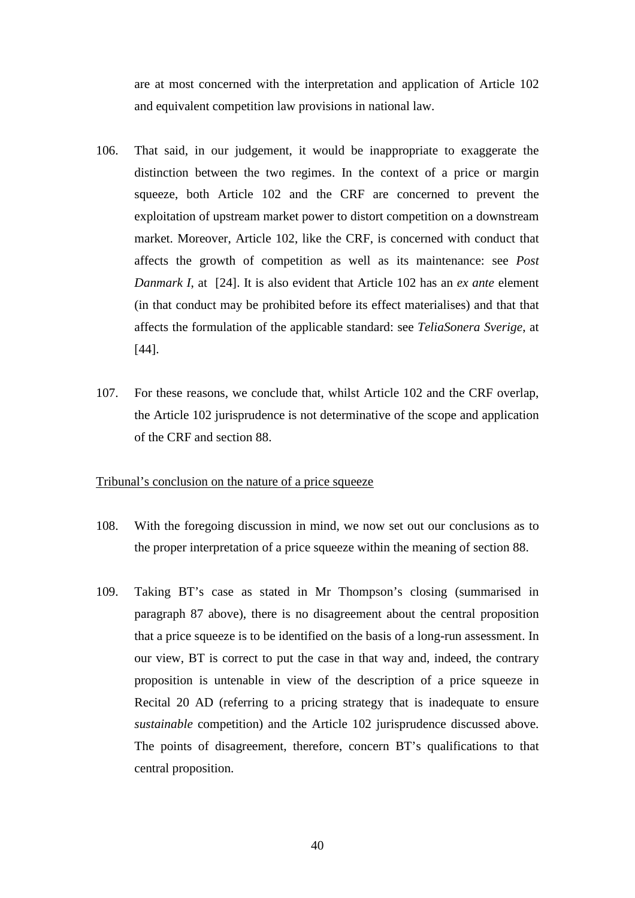are at most concerned with the interpretation and application of Article 102 and equivalent competition law provisions in national law.

106. That said, in our judgement, it would be inappropriate to exaggerate the distinction between the two regimes. In the context of a price or margin squeeze, both Article 102 and the CRF are concerned to prevent the exploitation of upstream market power to distort competition on a downstream market. Moreover, Article 102, like the CRF, is concerned with conduct that affects the growth of competition as well as its maintenance: see *Post Danmark I*, at [24]. It is also evident that Article 102 has an *ex ante* element (in that conduct may be prohibited before its effect materialises) and that that affects the formulation of the applicable standard: see *TeliaSonera Sverige*, at [44].

107. For these reasons, we conclude that, whilst Article 102 and the CRF overlap, the Article 102 jurisprudence is not determinative of the scope and application of the CRF and section 88.

<u>Tribunal's conclusion on the nature of a price squeeze</u>

108. With the foregoing discussion in mind, we now set out our conclusions as to the proper interpretation of a price squeeze within the meaning of section 88.

109. Taking BT's case as stated in Mr Thompson's closing (summarised in paragraph 87 above), there is no disagreement about the central proposition that a price squeeze is to be identified on the basis of a long-run assessment. In our view, BT is correct to put the case in that way and, indeed, the contrary proposition is untenable in view of the description of a price squeeze in Recital 20 AD (referring to a pricing strategy that is inadequate to ensure *sustainable* competition) and the Article 102 jurisprudence discussed above. The points of disagreement, therefore, concern BT's qualifications to that central proposition.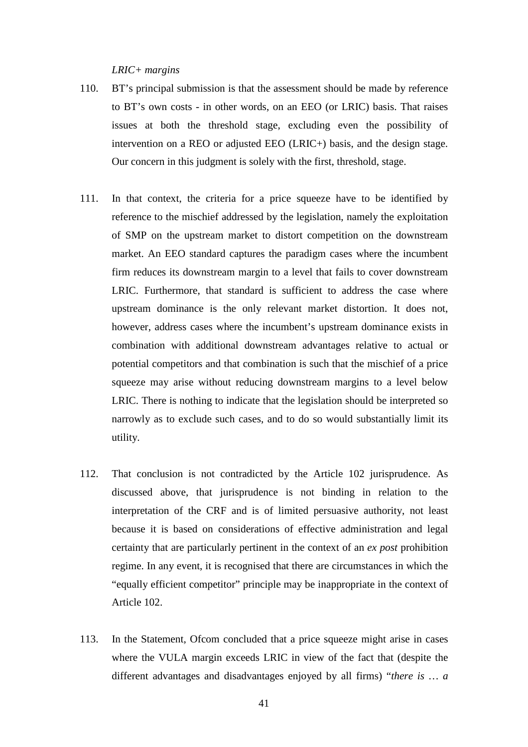*LRIC+ margins*

110. BT's principal submission is that the assessment should be made by reference to BT's own costs - in other words, on an EEO (or LRIC) basis. That raises issues at both the threshold stage, excluding even the possibility of intervention on a REO or adjusted EEO (LRIC+) basis, and the design stage. Our concern in this judgment is solely with the first, threshold, stage.

111. In that context, the criteria for a price squeeze have to be identified by reference to the mischief addressed by the legislation, namely the exploitation of SMP on the upstream market to distort competition on the downstream market. An EEO standard captures the paradigm cases where the incumbent firm reduces its downstream margin to a level that fails to cover downstream LRIC. Furthermore, that standard is sufficient to address the case where upstream dominance is the only relevant market distortion. It does not, however, address cases where the incumbent's upstream dominance exists in combination with additional downstream advantages relative to actual or potential competitors and that combination is such that the mischief of a price squeeze may arise without reducing downstream margins to a level below LRIC. There is nothing to indicate that the legislation should be interpreted so narrowly as to exclude such cases, and to do so would substantially limit its utility.

112. That conclusion is not contradicted by the Article 102 jurisprudence. As discussed above, that jurisprudence is not binding in relation to the interpretation of the CRF and is of limited persuasive authority, not least because it is based on considerations of effective administration and legal certainty that are particularly pertinent in the context of an *ex post* prohibition regime. In any event, it is recognised that there are circumstances in which the "equally efficient competitor" principle may be inappropriate in the context of Article 102.

113. In the Statement, Ofcom concluded that a price squeeze might arise in cases where the VULA margin exceeds LRIC in view of the fact that (despite the different advantages and disadvantages enjoyed by all firms) "*there is … a*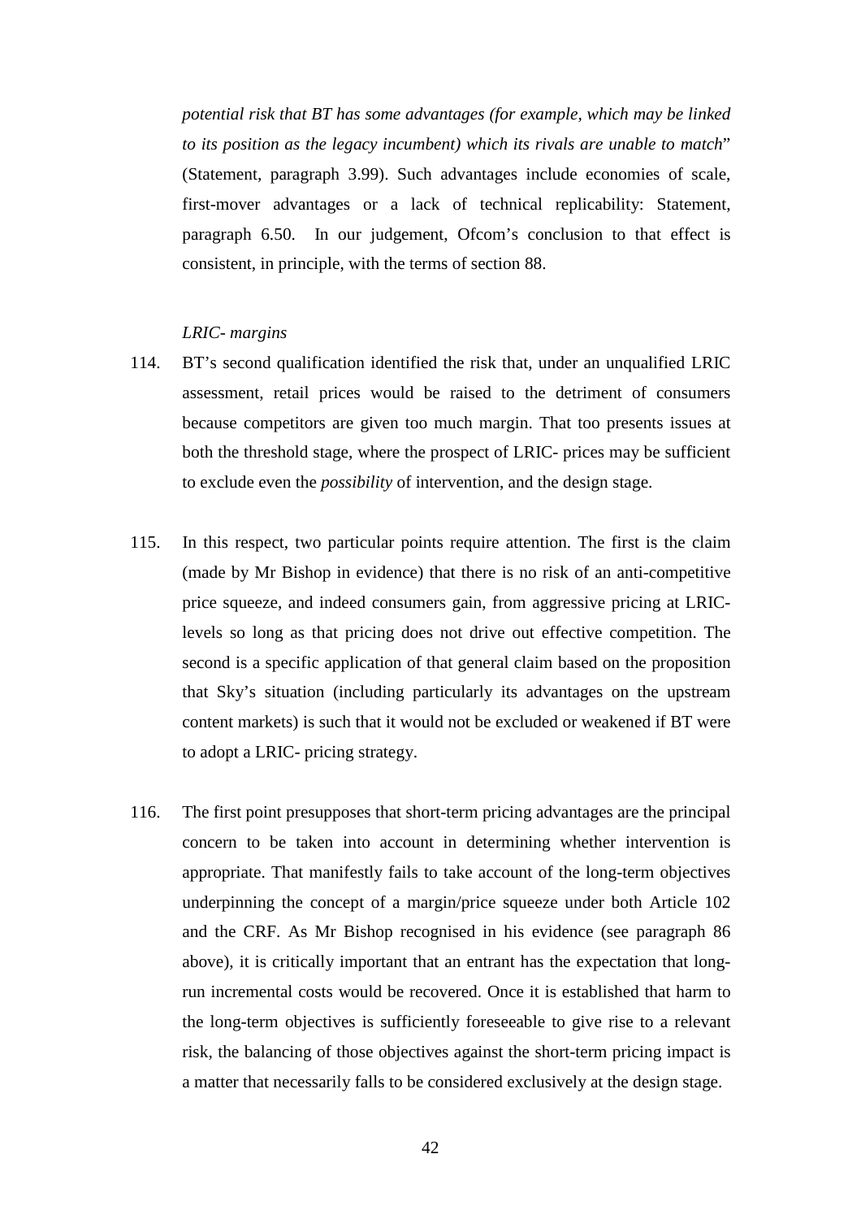*potential risk that BT has some advantages (for example, which may be linked to its position as the legacy incumbent) which its rivals are unable to match*" (Statement, paragraph 3.99). Such advantages include economies of scale, first-mover advantages or a lack of technical replicability: Statement, paragraph 6.50. In our judgement, Ofcom's conclusion to that effect is consistent, in principle, with the terms of section 88.

*LRIC- margins*

114. BT's second qualification identified the risk that, under an unqualified LRIC assessment, retail prices would be raised to the detriment of consumers because competitors are given too much margin. That too presents issues at both the threshold stage, where the prospect of LRIC- prices may be sufficient to exclude even the *possibility* of intervention, and the design stage.

115. In this respect, two particular points require attention. The first is the claim (made by Mr Bishop in evidence) that there is no risk of an anti-competitive price squeeze, and indeed consumers gain, from aggressive pricing at LRIC- levels so long as that pricing does not drive out effective competition. The second is a specific application of that general claim based on the proposition that Sky's situation (including particularly its advantages on the upstream content markets) is such that it would not be excluded or weakened if BT were to adopt a LRIC- pricing strategy.

116. The first point presupposes that short-term pricing advantages are the principal concern to be taken into account in determining whether intervention is appropriate. That manifestly fails to take account of the long-term objectives underpinning the concept of a margin/price squeeze under both Article 102 and the CRF. As Mr Bishop recognised in his evidence (see paragraph 86 above), it is critically important that an entrant has the expectation that long-run incremental costs would be recovered. Once it is established that harm to the long-term objectives is sufficiently foreseeable to give rise to a relevant risk, the balancing of those objectives against the short-term pricing impact is a matter that necessarily falls to be considered exclusively at the design stage.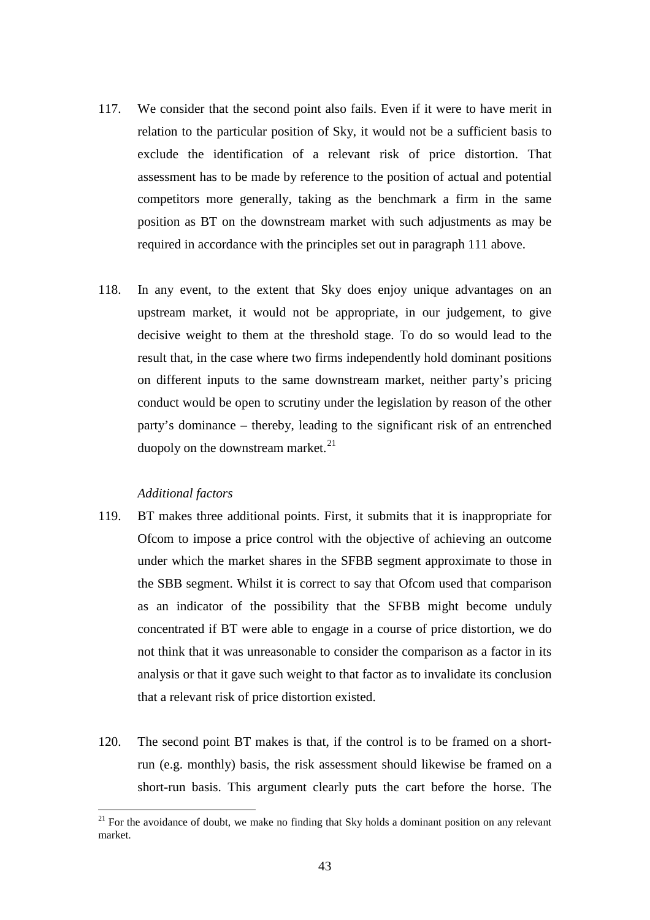117. We consider that the second point also fails. Even if it were to have merit in relation to the particular position of Sky, it would not be a sufficient basis to exclude the identification of a relevant risk of price distortion. That assessment has to be made by reference to the position of actual and potential competitors more generally, taking as the benchmark a firm in the same position as BT on the downstream market with such adjustments as may be required in accordance with the principles set out in paragraph 111 above.

118. In any event, to the extent that Sky does enjoy unique advantages on an upstream market, it would not be appropriate, in our judgement, to give decisive weight to them at the threshold stage. To do so would lead to the result that, in the case where two firms independently hold dominant positions on different inputs to the same downstream market, neither party's pricing conduct would be open to scrutiny under the legislation by reason of the other party's dominance – thereby, leading to the significant risk of an entrenched duopoly on the downstream market.[21]

*Additional factors*

119. BT makes three additional points. First, it submits that it is inappropriate for Ofcom to impose a price control with the objective of achieving an outcome under which the market shares in the SFBB segment approximate to those in the SBB segment. Whilst it is correct to say that Ofcom used that comparison as an indicator of the possibility that the SFBB might become unduly concentrated if BT were able to engage in a course of price distortion, we do not think that it was unreasonable to consider the comparison as a factor in its analysis or that it gave such weight to that factor as to invalidate its conclusion that a relevant risk of price distortion existed.

120. The second point BT makes is that, if the control is to be framed on a short-run (e.g. monthly) basis, the risk assessment should likewise be framed on a short-run basis. This argument clearly puts the cart before the horse. The

[21] For the avoidance of doubt, we make no finding that Sky holds a dominant position on any relevant market.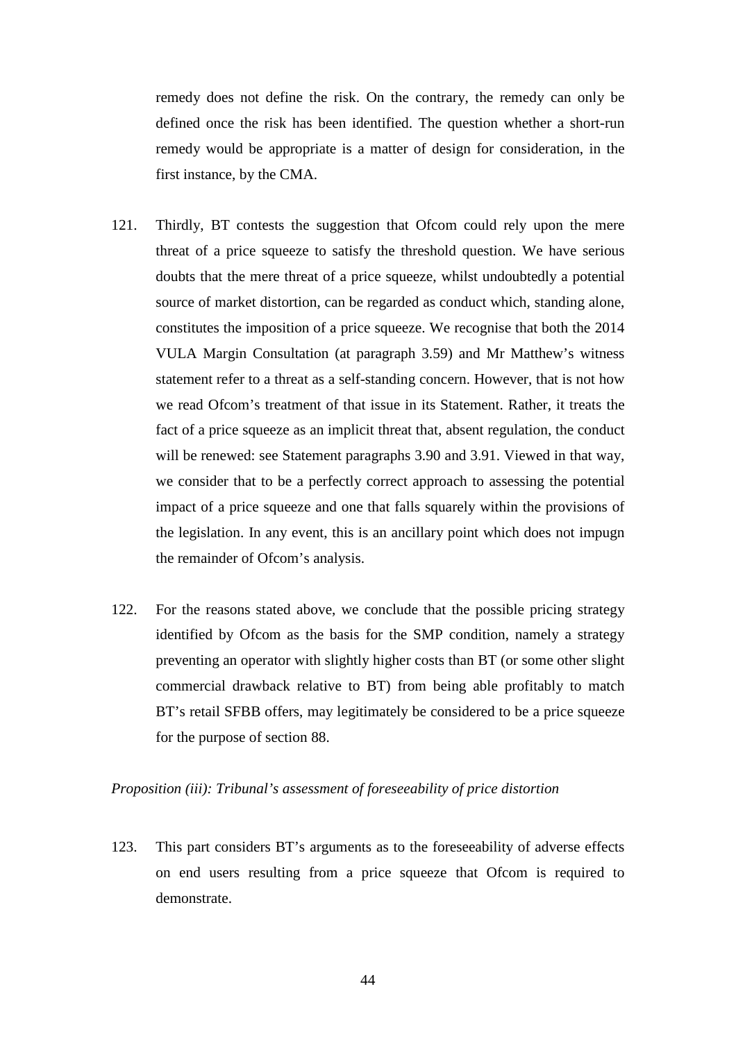remedy does not define the risk. On the contrary, the remedy can only be defined once the risk has been identified. The question whether a short-run remedy would be appropriate is a matter of design for consideration, in the first instance, by the CMA.

121. Thirdly, BT contests the suggestion that Ofcom could rely upon the mere threat of a price squeeze to satisfy the threshold question. We have serious doubts that the mere threat of a price squeeze, whilst undoubtedly a potential source of market distortion, can be regarded as conduct which, standing alone, constitutes the imposition of a price squeeze. We recognise that both the 2014 VULA Margin Consultation (at paragraph 3.59) and Mr Matthew's witness statement refer to a threat as a self-standing concern. However, that is not how we read Ofcom's treatment of that issue in its Statement. Rather, it treats the fact of a price squeeze as an implicit threat that, absent regulation, the conduct will be renewed: see Statement paragraphs 3.90 and 3.91. Viewed in that way, we consider that to be a perfectly correct approach to assessing the potential impact of a price squeeze and one that falls squarely within the provisions of the legislation. In any event, this is an ancillary point which does not impugn the remainder of Ofcom's analysis.

122. For the reasons stated above, we conclude that the possible pricing strategy identified by Ofcom as the basis for the SMP condition, namely a strategy preventing an operator with slightly higher costs than BT (or some other slight commercial drawback relative to BT) from being able profitably to match BT's retail SFBB offers, may legitimately be considered to be a price squeeze for the purpose of section 88.

*Proposition (iii): Tribunal's assessment of foreseeability of price distortion*

123. This part considers BT's arguments as to the foreseeability of adverse effects on end users resulting from a price squeeze that Ofcom is required to demonstrate.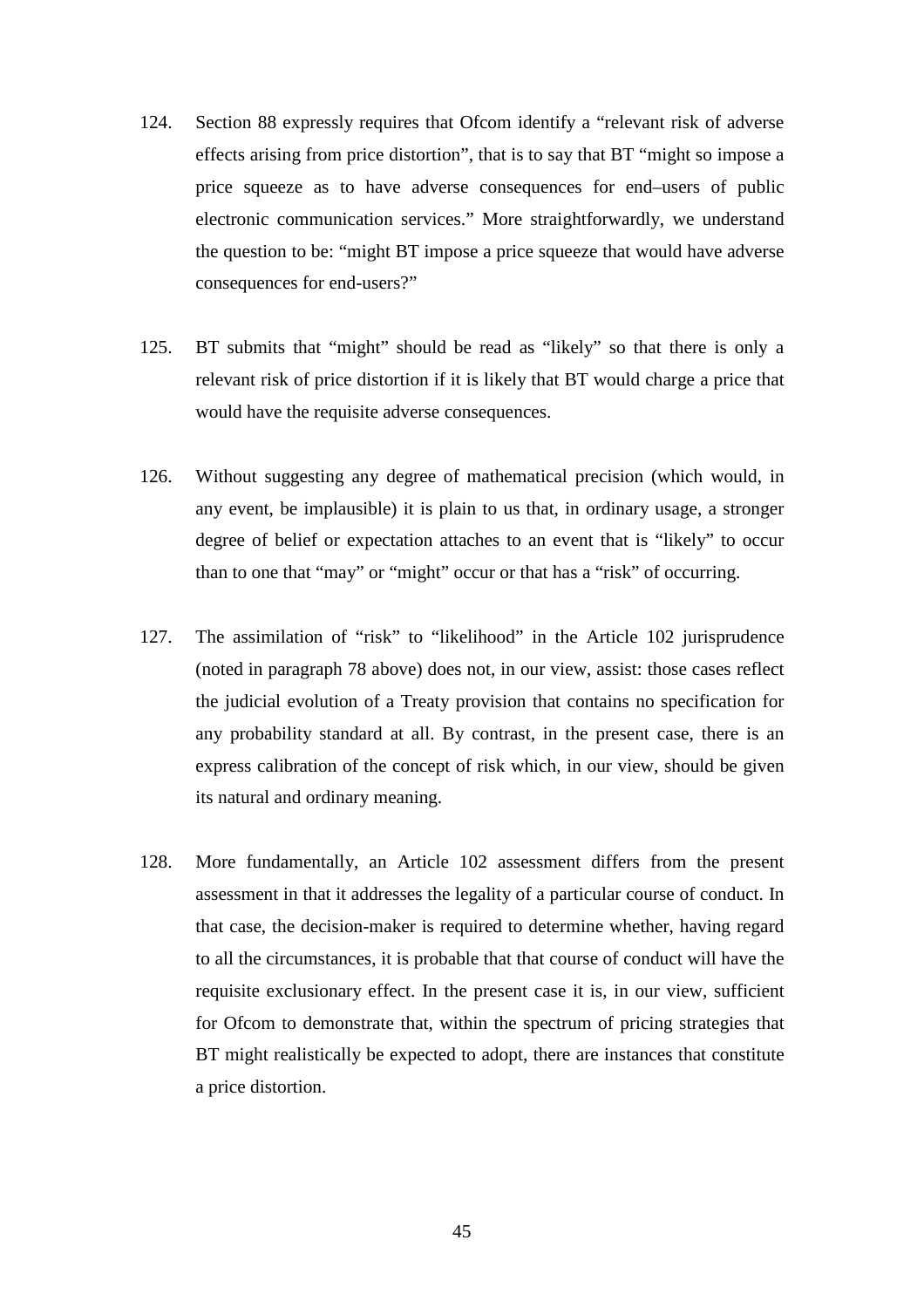124. Section 88 expressly requires that Ofcom identify a "relevant risk of adverse effects arising from price distortion", that is to say that BT "might so impose a price squeeze as to have adverse consequences for end–users of public electronic communication services." More straightforwardly, we understand the question to be: "might BT impose a price squeeze that would have adverse consequences for end-users?"

125. BT submits that "might" should be read as "likely" so that there is only a relevant risk of price distortion if it is likely that BT would charge a price that would have the requisite adverse consequences.

126. Without suggesting any degree of mathematical precision (which would, in any event, be implausible) it is plain to us that, in ordinary usage, a stronger degree of belief or expectation attaches to an event that is "likely" to occur than to one that "may" or "might" occur or that has a "risk" of occurring.

127. The assimilation of "risk" to "likelihood" in the Article 102 jurisprudence (noted in paragraph 78 above) does not, in our view, assist: those cases reflect the judicial evolution of a Treaty provision that contains no specification for any probability standard at all. By contrast, in the present case, there is an express calibration of the concept of risk which, in our view, should be given its natural and ordinary meaning.

128. More fundamentally, an Article 102 assessment differs from the present assessment in that it addresses the legality of a particular course of conduct. In that case, the decision-maker is required to determine whether, having regard to all the circumstances, it is probable that that course of conduct will have the requisite exclusionary effect. In the present case it is, in our view, sufficient for Ofcom to demonstrate that, within the spectrum of pricing strategies that BT might realistically be expected to adopt, there are instances that constitute a price distortion.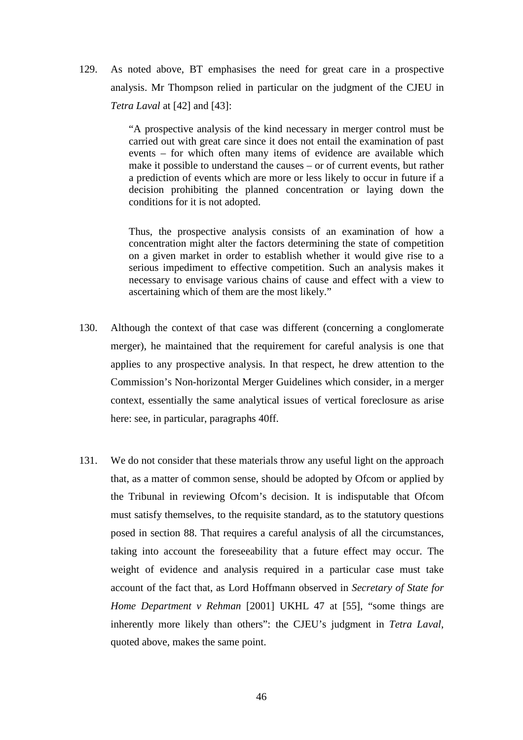129. As noted above, BT emphasises the need for great care in a prospective analysis. Mr Thompson relied in particular on the judgment of the CJEU in *Tetra Laval* at [42] and [43]:

> "A prospective analysis of the kind necessary in merger control must be carried out with great care since it does not entail the examination of past events – for which often many items of evidence are available which make it possible to understand the causes – or of current events, but rather a prediction of events which are more or less likely to occur in future if a decision prohibiting the planned concentration or laying down the conditions for it is not adopted.
>
> Thus, the prospective analysis consists of an examination of how a concentration might alter the factors determining the state of competition on a given market in order to establish whether it would give rise to a serious impediment to effective competition. Such an analysis makes it necessary to envisage various chains of cause and effect with a view to ascertaining which of them are the most likely."

130. Although the context of that case was different (concerning a conglomerate merger), he maintained that the requirement for careful analysis is one that applies to any prospective analysis. In that respect, he drew attention to the Commission's Non-horizontal Merger Guidelines which consider, in a merger context, essentially the same analytical issues of vertical foreclosure as arise here: see, in particular, paragraphs 40ff.

131. We do not consider that these materials throw any useful light on the approach that, as a matter of common sense, should be adopted by Ofcom or applied by the Tribunal in reviewing Ofcom's decision. It is indisputable that Ofcom must satisfy themselves, to the requisite standard, as to the statutory questions posed in section 88. That requires a careful analysis of all the circumstances, taking into account the foreseeability that a future effect may occur. The weight of evidence and analysis required in a particular case must take account of the fact that, as Lord Hoffmann observed in *Secretary of State for Home Department v Rehman* [2001] UKHL 47 at [55], "some things are inherently more likely than others": the CJEU's judgment in *Tetra Laval*, quoted above, makes the same point.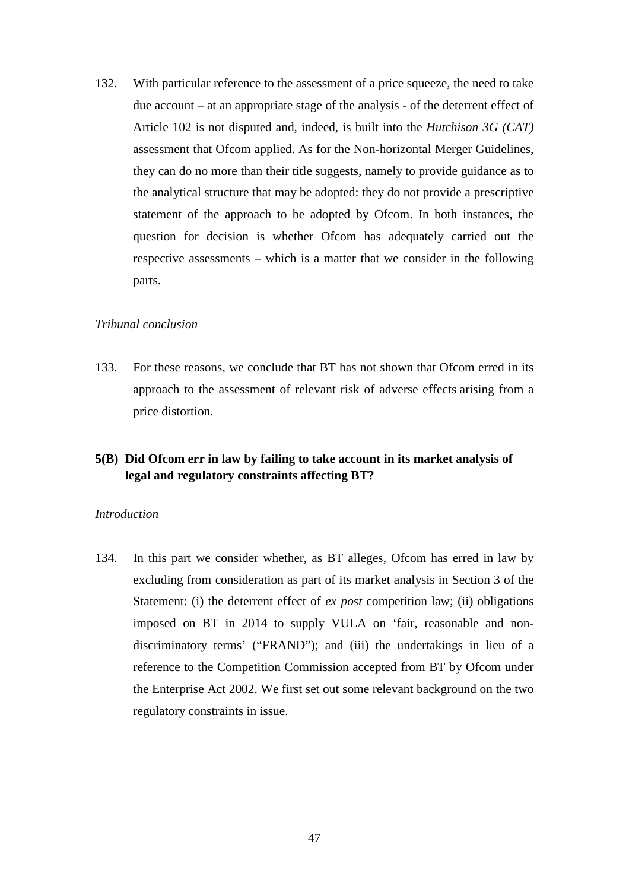132. With particular reference to the assessment of a price squeeze, the need to take due account – at an appropriate stage of the analysis - of the deterrent effect of Article 102 is not disputed and, indeed, is built into the *Hutchison 3G (CAT)* assessment that Ofcom applied. As for the Non-horizontal Merger Guidelines, they can do no more than their title suggests, namely to provide guidance as to the analytical structure that may be adopted: they do not provide a prescriptive statement of the approach to be adopted by Ofcom. In both instances, the question for decision is whether Ofcom has adequately carried out the respective assessments – which is a matter that we consider in the following parts.

*Tribunal conclusion*

133. For these reasons, we conclude that BT has not shown that Ofcom erred in its approach to the assessment of relevant risk of adverse effects arising from a price distortion.

### 5(B) Did Ofcom err in law by failing to take account in its market analysis of legal and regulatory constraints affecting BT?

*Introduction*

134. In this part we consider whether, as BT alleges, Ofcom has erred in law by excluding from consideration as part of its market analysis in Section 3 of the Statement: (i) the deterrent effect of *ex post* competition law; (ii) obligations imposed on BT in 2014 to supply VULA on 'fair, reasonable and non-discriminatory terms' ("FRAND"); and (iii) the undertakings in lieu of a reference to the Competition Commission accepted from BT by Ofcom under the Enterprise Act 2002. We first set out some relevant background on the two regulatory constraints in issue.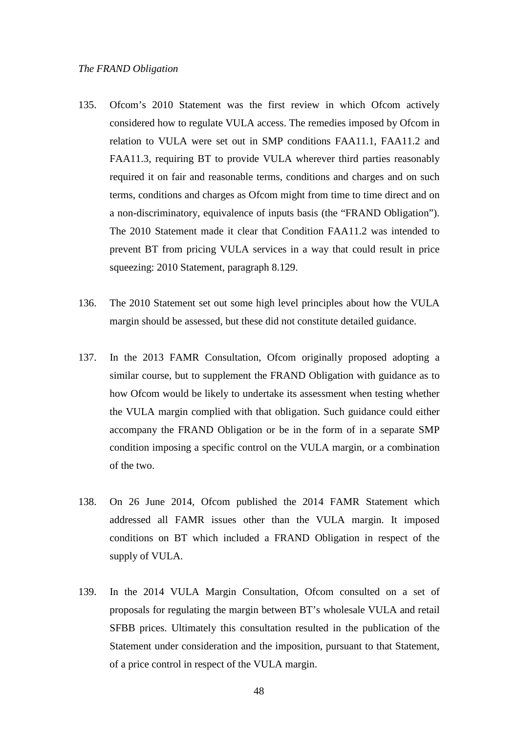*The FRAND Obligation*

135. Ofcom's 2010 Statement was the first review in which Ofcom actively considered how to regulate VULA access. The remedies imposed by Ofcom in relation to VULA were set out in SMP conditions FAA11.1, FAA11.2 and FAA11.3, requiring BT to provide VULA wherever third parties reasonably required it on fair and reasonable terms, conditions and charges and on such terms, conditions and charges as Ofcom might from time to time direct and on a non-discriminatory, equivalence of inputs basis (the "FRAND Obligation"). The 2010 Statement made it clear that Condition FAA11.2 was intended to prevent BT from pricing VULA services in a way that could result in price squeezing: 2010 Statement, paragraph 8.129.

136. The 2010 Statement set out some high level principles about how the VULA margin should be assessed, but these did not constitute detailed guidance.

137. In the 2013 FAMR Consultation, Ofcom originally proposed adopting a similar course, but to supplement the FRAND Obligation with guidance as to how Ofcom would be likely to undertake its assessment when testing whether the VULA margin complied with that obligation. Such guidance could either accompany the FRAND Obligation or be in the form of in a separate SMP condition imposing a specific control on the VULA margin, or a combination of the two.

138. On 26 June 2014, Ofcom published the 2014 FAMR Statement which addressed all FAMR issues other than the VULA margin. It imposed conditions on BT which included a FRAND Obligation in respect of the supply of VULA.

139. In the 2014 VULA Margin Consultation, Ofcom consulted on a set of proposals for regulating the margin between BT's wholesale VULA and retail SFBB prices. Ultimately this consultation resulted in the publication of the Statement under consideration and the imposition, pursuant to that Statement, of a price control in respect of the VULA margin.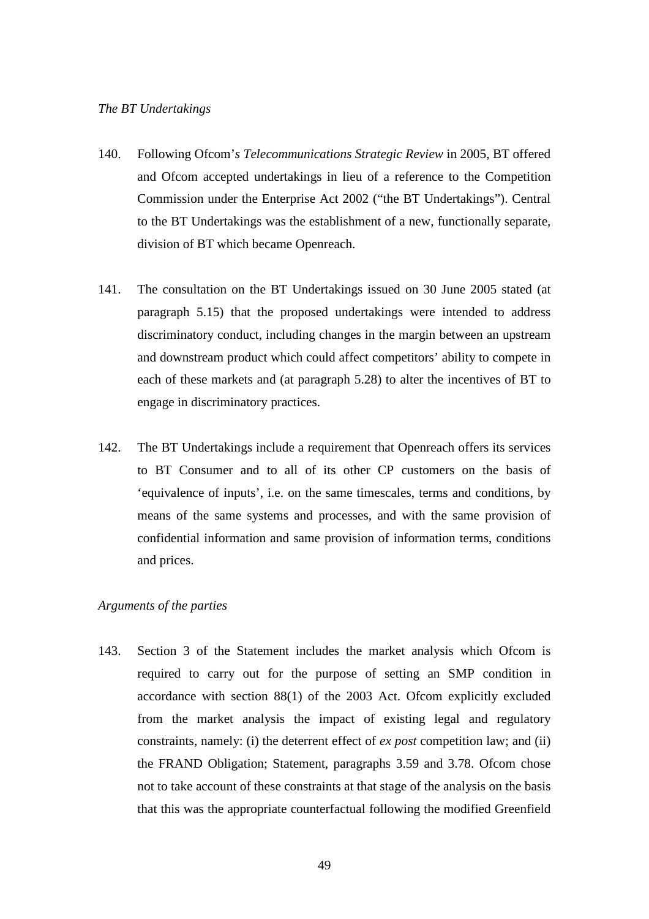*The BT Undertakings*

140. Following Ofcom's *Telecommunications Strategic Review* in 2005, BT offered and Ofcom accepted undertakings in lieu of a reference to the Competition Commission under the Enterprise Act 2002 ("the BT Undertakings"). Central to the BT Undertakings was the establishment of a new, functionally separate, division of BT which became Openreach.

141. The consultation on the BT Undertakings issued on 30 June 2005 stated (at paragraph 5.15) that the proposed undertakings were intended to address discriminatory conduct, including changes in the margin between an upstream and downstream product which could affect competitors' ability to compete in each of these markets and (at paragraph 5.28) to alter the incentives of BT to engage in discriminatory practices.

142. The BT Undertakings include a requirement that Openreach offers its services to BT Consumer and to all of its other CP customers on the basis of 'equivalence of inputs', i.e. on the same timescales, terms and conditions, by means of the same systems and processes, and with the same provision of confidential information and same provision of information terms, conditions and prices.

*Arguments of the parties*

143. Section 3 of the Statement includes the market analysis which Ofcom is required to carry out for the purpose of setting an SMP condition in accordance with section 88(1) of the 2003 Act. Ofcom explicitly excluded from the market analysis the impact of existing legal and regulatory constraints, namely: (i) the deterrent effect of *ex post* competition law; and (ii) the FRAND Obligation; Statement, paragraphs 3.59 and 3.78. Ofcom chose not to take account of these constraints at that stage of the analysis on the basis that this was the appropriate counterfactual following the modified Greenfield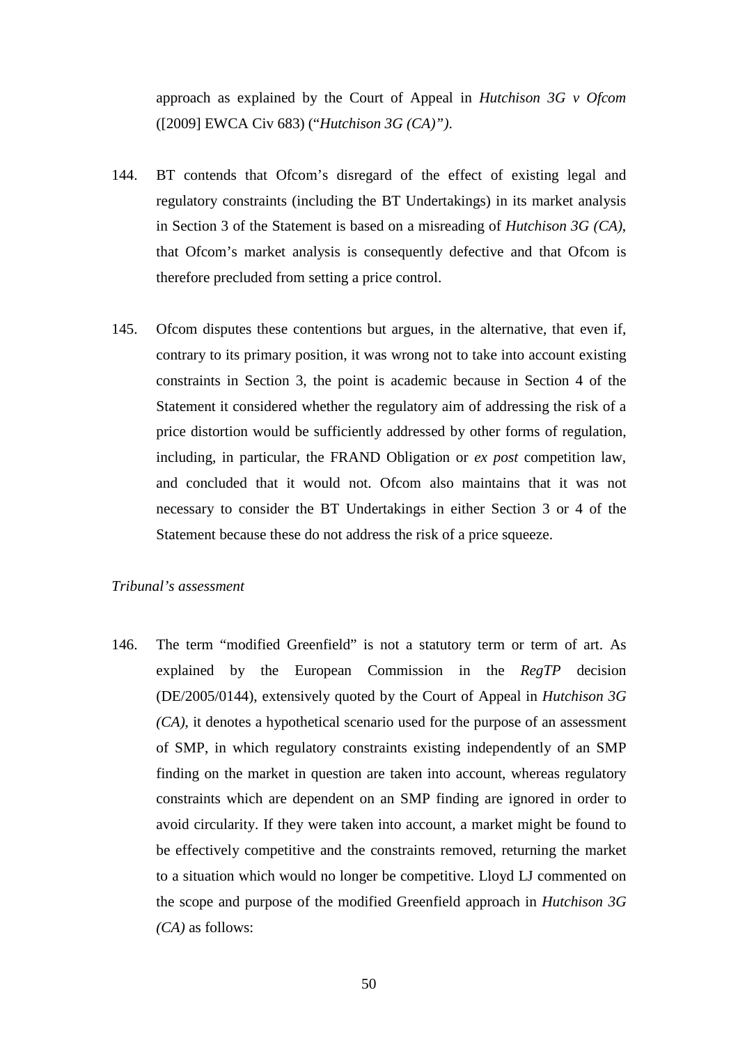approach as explained by the Court of Appeal in *Hutchison 3G v Ofcom* ([2009] EWCA Civ 683) ("*Hutchison 3G (CA)")*.

144. BT contends that Ofcom's disregard of the effect of existing legal and regulatory constraints (including the BT Undertakings) in its market analysis in Section 3 of the Statement is based on a misreading of *Hutchison 3G (CA)*, that Ofcom's market analysis is consequently defective and that Ofcom is therefore precluded from setting a price control.

145. Ofcom disputes these contentions but argues, in the alternative, that even if, contrary to its primary position, it was wrong not to take into account existing constraints in Section 3, the point is academic because in Section 4 of the Statement it considered whether the regulatory aim of addressing the risk of a price distortion would be sufficiently addressed by other forms of regulation, including, in particular, the FRAND Obligation or *ex post* competition law, and concluded that it would not. Ofcom also maintains that it was not necessary to consider the BT Undertakings in either Section 3 or 4 of the Statement because these do not address the risk of a price squeeze.

*Tribunal's assessment*

146. The term "modified Greenfield" is not a statutory term or term of art. As explained by the European Commission in the *RegTP* decision (DE/2005/0144), extensively quoted by the Court of Appeal in *Hutchison 3G (CA)*, it denotes a hypothetical scenario used for the purpose of an assessment of SMP, in which regulatory constraints existing independently of an SMP finding on the market in question are taken into account, whereas regulatory constraints which are dependent on an SMP finding are ignored in order to avoid circularity. If they were taken into account, a market might be found to be effectively competitive and the constraints removed, returning the market to a situation which would no longer be competitive. Lloyd LJ commented on the scope and purpose of the modified Greenfield approach in *Hutchison 3G (CA)* as follows: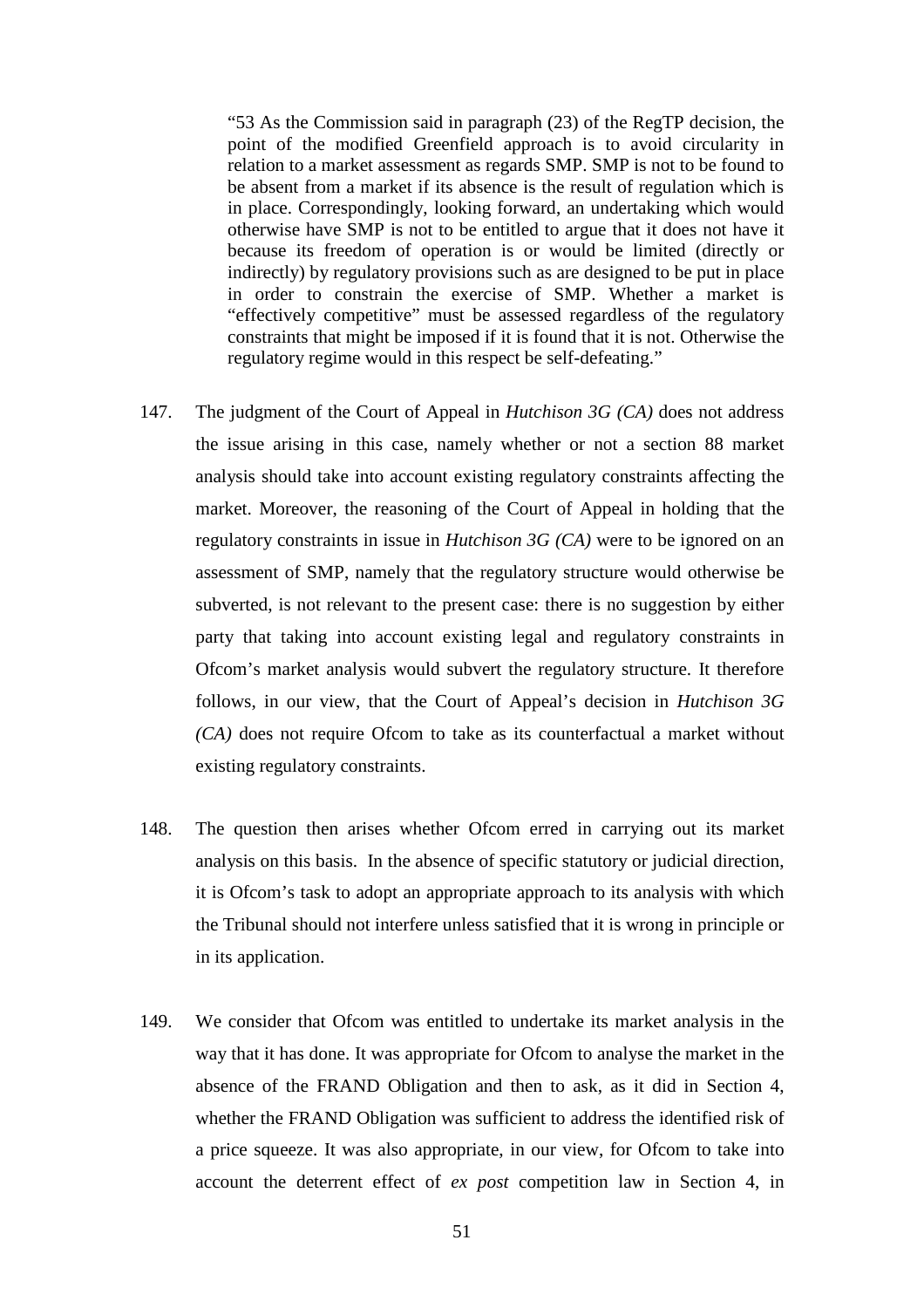> "53 As the Commission said in paragraph (23) of the RegTP decision, the point of the modified Greenfield approach is to avoid circularity in relation to a market assessment as regards SMP. SMP is not to be found to be absent from a market if its absence is the result of regulation which is in place. Correspondingly, looking forward, an undertaking which would otherwise have SMP is not to be entitled to argue that it does not have it because its freedom of operation is or would be limited (directly or indirectly) by regulatory provisions such as are designed to be put in place in order to constrain the exercise of SMP. Whether a market is "effectively competitive" must be assessed regardless of the regulatory constraints that might be imposed if it is found that it is not. Otherwise the regulatory regime would in this respect be self-defeating."

147. The judgment of the Court of Appeal in *Hutchison 3G (CA)* does not address the issue arising in this case, namely whether or not a section 88 market analysis should take into account existing regulatory constraints affecting the market. Moreover, the reasoning of the Court of Appeal in holding that the regulatory constraints in issue in *Hutchison 3G (CA)* were to be ignored on an assessment of SMP, namely that the regulatory structure would otherwise be subverted, is not relevant to the present case: there is no suggestion by either party that taking into account existing legal and regulatory constraints in Ofcom's market analysis would subvert the regulatory structure. It therefore follows, in our view, that the Court of Appeal's decision in *Hutchison 3G (CA)* does not require Ofcom to take as its counterfactual a market without existing regulatory constraints.

148. The question then arises whether Ofcom erred in carrying out its market analysis on this basis. In the absence of specific statutory or judicial direction, it is Ofcom's task to adopt an appropriate approach to its analysis with which the Tribunal should not interfere unless satisfied that it is wrong in principle or in its application.

149. We consider that Ofcom was entitled to undertake its market analysis in the way that it has done. It was appropriate for Ofcom to analyse the market in the absence of the FRAND Obligation and then to ask, as it did in Section 4, whether the FRAND Obligation was sufficient to address the identified risk of a price squeeze. It was also appropriate, in our view, for Ofcom to take into account the deterrent effect of *ex post* competition law in Section 4, in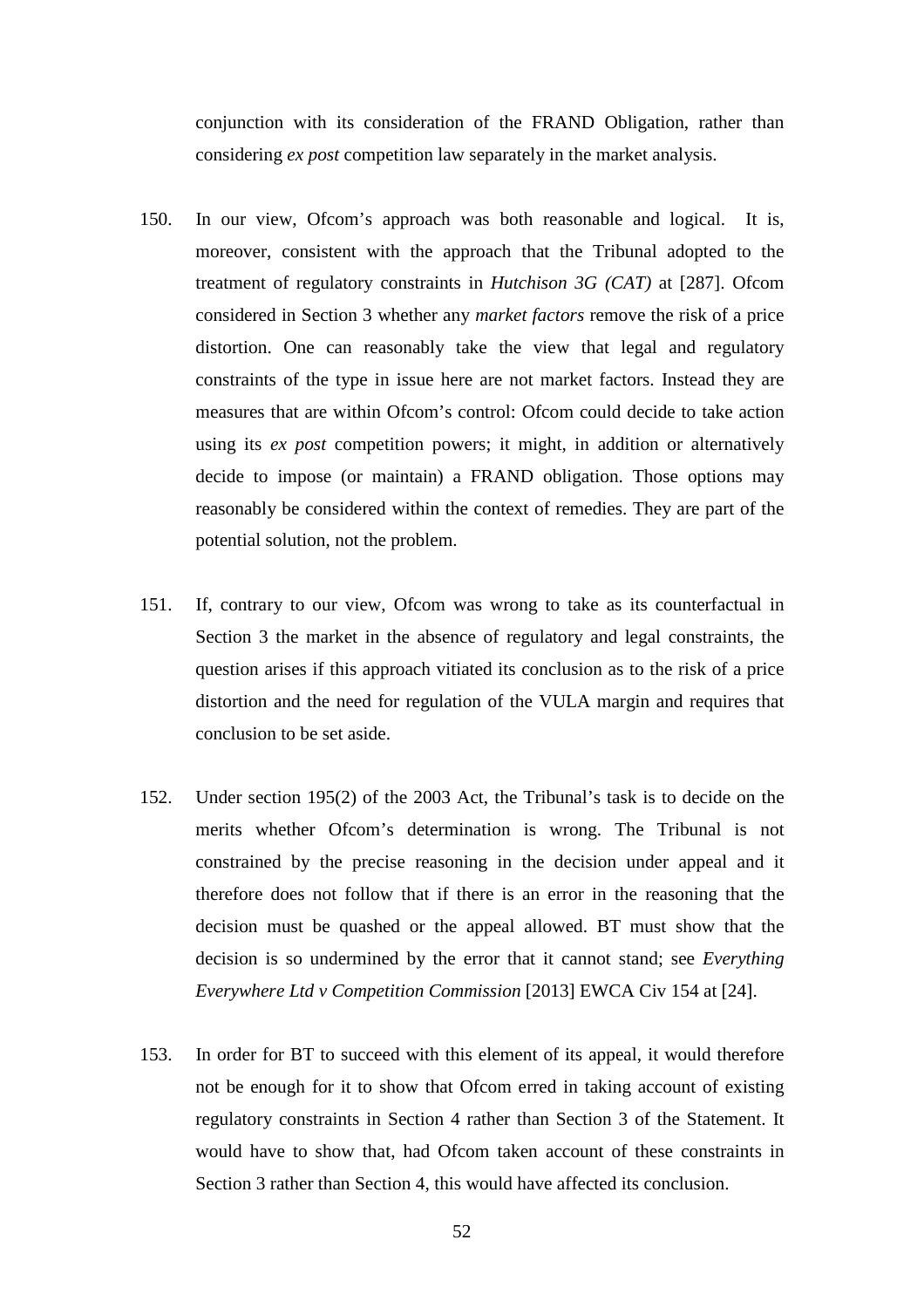conjunction with its consideration of the FRAND Obligation, rather than considering *ex post* competition law separately in the market analysis.

150. In our view, Ofcom's approach was both reasonable and logical. It is, moreover, consistent with the approach that the Tribunal adopted to the treatment of regulatory constraints in *Hutchison 3G (CAT)* at [287]. Ofcom considered in Section 3 whether any *market factors* remove the risk of a price distortion. One can reasonably take the view that legal and regulatory constraints of the type in issue here are not market factors. Instead they are measures that are within Ofcom's control: Ofcom could decide to take action using its *ex post* competition powers; it might, in addition or alternatively decide to impose (or maintain) a FRAND obligation. Those options may reasonably be considered within the context of remedies. They are part of the potential solution, not the problem.

151. If, contrary to our view, Ofcom was wrong to take as its counterfactual in Section 3 the market in the absence of regulatory and legal constraints, the question arises if this approach vitiated its conclusion as to the risk of a price distortion and the need for regulation of the VULA margin and requires that conclusion to be set aside.

152. Under section 195(2) of the 2003 Act, the Tribunal's task is to decide on the merits whether Ofcom's determination is wrong. The Tribunal is not constrained by the precise reasoning in the decision under appeal and it therefore does not follow that if there is an error in the reasoning that the decision must be quashed or the appeal allowed. BT must show that the decision is so undermined by the error that it cannot stand; see *Everything Everywhere Ltd v Competition Commission* [2013] EWCA Civ 154 at [24].

153. In order for BT to succeed with this element of its appeal, it would therefore not be enough for it to show that Ofcom erred in taking account of existing regulatory constraints in Section 4 rather than Section 3 of the Statement. It would have to show that, had Ofcom taken account of these constraints in Section 3 rather than Section 4, this would have affected its conclusion.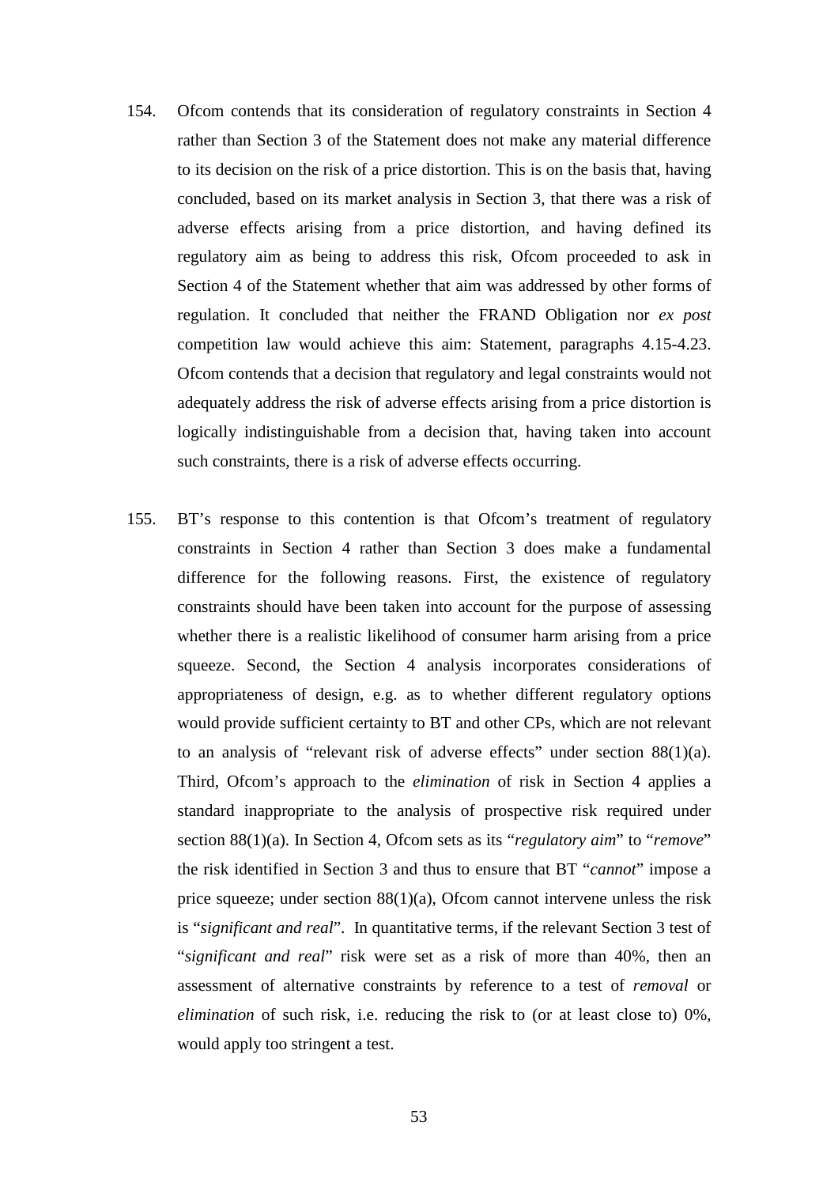154. Ofcom contends that its consideration of regulatory constraints in Section 4 rather than Section 3 of the Statement does not make any material difference to its decision on the risk of a price distortion. This is on the basis that, having concluded, based on its market analysis in Section 3, that there was a risk of adverse effects arising from a price distortion, and having defined its regulatory aim as being to address this risk, Ofcom proceeded to ask in Section 4 of the Statement whether that aim was addressed by other forms of regulation. It concluded that neither the FRAND Obligation nor *ex post* competition law would achieve this aim: Statement, paragraphs 4.15-4.23. Ofcom contends that a decision that regulatory and legal constraints would not adequately address the risk of adverse effects arising from a price distortion is logically indistinguishable from a decision that, having taken into account such constraints, there is a risk of adverse effects occurring.

155. BT's response to this contention is that Ofcom's treatment of regulatory constraints in Section 4 rather than Section 3 does make a fundamental difference for the following reasons. First, the existence of regulatory constraints should have been taken into account for the purpose of assessing whether there is a realistic likelihood of consumer harm arising from a price squeeze. Second, the Section 4 analysis incorporates considerations of appropriateness of design, e.g. as to whether different regulatory options would provide sufficient certainty to BT and other CPs, which are not relevant to an analysis of "relevant risk of adverse effects" under section 88(1)(a). Third, Ofcom's approach to the *elimination* of risk in Section 4 applies a standard inappropriate to the analysis of prospective risk required under section 88(1)(a). In Section 4, Ofcom sets as its "*regulatory aim*" to "*remove*" the risk identified in Section 3 and thus to ensure that BT "*cannot*" impose a price squeeze; under section 88(1)(a), Ofcom cannot intervene unless the risk is "*significant and real*". In quantitative terms, if the relevant Section 3 test of "*significant and real*" risk were set as a risk of more than 40%, then an assessment of alternative constraints by reference to a test of *removal* or *elimination* of such risk, i.e. reducing the risk to (or at least close to) 0%, would apply too stringent a test.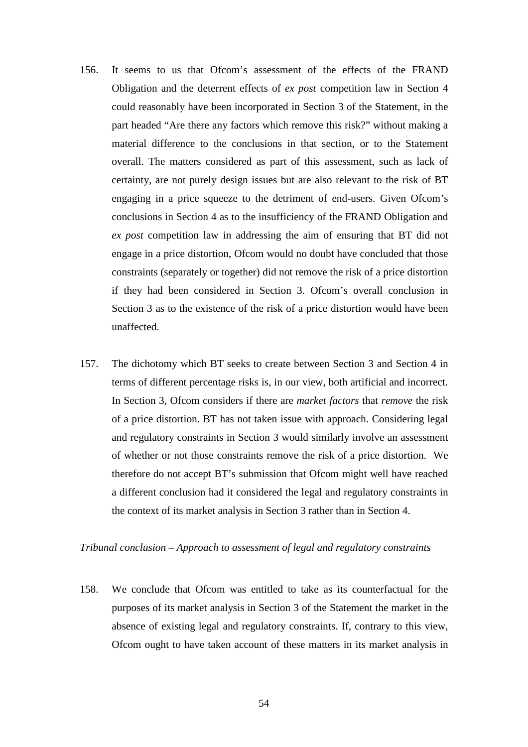156. It seems to us that Ofcom's assessment of the effects of the FRAND Obligation and the deterrent effects of *ex post* competition law in Section 4 could reasonably have been incorporated in Section 3 of the Statement, in the part headed "Are there any factors which remove this risk?" without making a material difference to the conclusions in that section, or to the Statement overall. The matters considered as part of this assessment, such as lack of certainty, are not purely design issues but are also relevant to the risk of BT engaging in a price squeeze to the detriment of end-users. Given Ofcom's conclusions in Section 4 as to the insufficiency of the FRAND Obligation and *ex post* competition law in addressing the aim of ensuring that BT did not engage in a price distortion, Ofcom would no doubt have concluded that those constraints (separately or together) did not remove the risk of a price distortion if they had been considered in Section 3. Ofcom's overall conclusion in Section 3 as to the existence of the risk of a price distortion would have been unaffected.

157. The dichotomy which BT seeks to create between Section 3 and Section 4 in terms of different percentage risks is, in our view, both artificial and incorrect. In Section 3, Ofcom considers if there are *market factors* that *remove* the risk of a price distortion. BT has not taken issue with approach. Considering legal and regulatory constraints in Section 3 would similarly involve an assessment of whether or not those constraints remove the risk of a price distortion. We therefore do not accept BT's submission that Ofcom might well have reached a different conclusion had it considered the legal and regulatory constraints in the context of its market analysis in Section 3 rather than in Section 4.

*Tribunal conclusion – Approach to assessment of legal and regulatory constraints*

158. We conclude that Ofcom was entitled to take as its counterfactual for the purposes of its market analysis in Section 3 of the Statement the market in the absence of existing legal and regulatory constraints. If, contrary to this view, Ofcom ought to have taken account of these matters in its market analysis in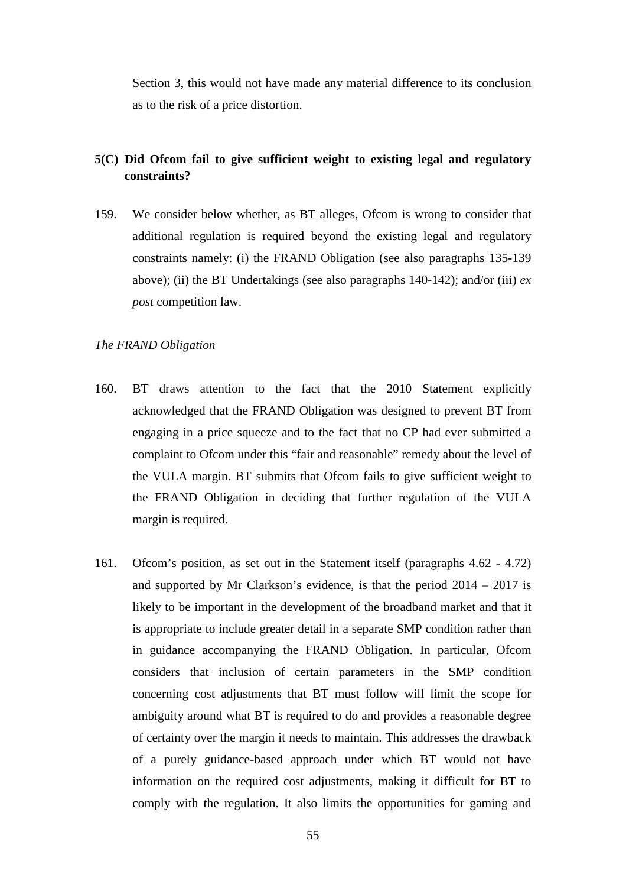Section 3, this would not have made any material difference to its conclusion as to the risk of a price distortion.

## 5(C) Did Ofcom fail to give sufficient weight to existing legal and regulatory constraints?

159. We consider below whether, as BT alleges, Ofcom is wrong to consider that additional regulation is required beyond the existing legal and regulatory constraints namely: (i) the FRAND Obligation (see also paragraphs 135-139 above); (ii) the BT Undertakings (see also paragraphs 140-142); and/or (iii) *ex post* competition law.

*The FRAND Obligation*

160. BT draws attention to the fact that the 2010 Statement explicitly acknowledged that the FRAND Obligation was designed to prevent BT from engaging in a price squeeze and to the fact that no CP had ever submitted a complaint to Ofcom under this "fair and reasonable" remedy about the level of the VULA margin. BT submits that Ofcom fails to give sufficient weight to the FRAND Obligation in deciding that further regulation of the VULA margin is required.

161. Ofcom's position, as set out in the Statement itself (paragraphs 4.62 - 4.72) and supported by Mr Clarkson's evidence, is that the period 2014 – 2017 is likely to be important in the development of the broadband market and that it is appropriate to include greater detail in a separate SMP condition rather than in guidance accompanying the FRAND Obligation. In particular, Ofcom considers that inclusion of certain parameters in the SMP condition concerning cost adjustments that BT must follow will limit the scope for ambiguity around what BT is required to do and provides a reasonable degree of certainty over the margin it needs to maintain. This addresses the drawback of a purely guidance-based approach under which BT would not have information on the required cost adjustments, making it difficult for BT to comply with the regulation. It also limits the opportunities for gaming and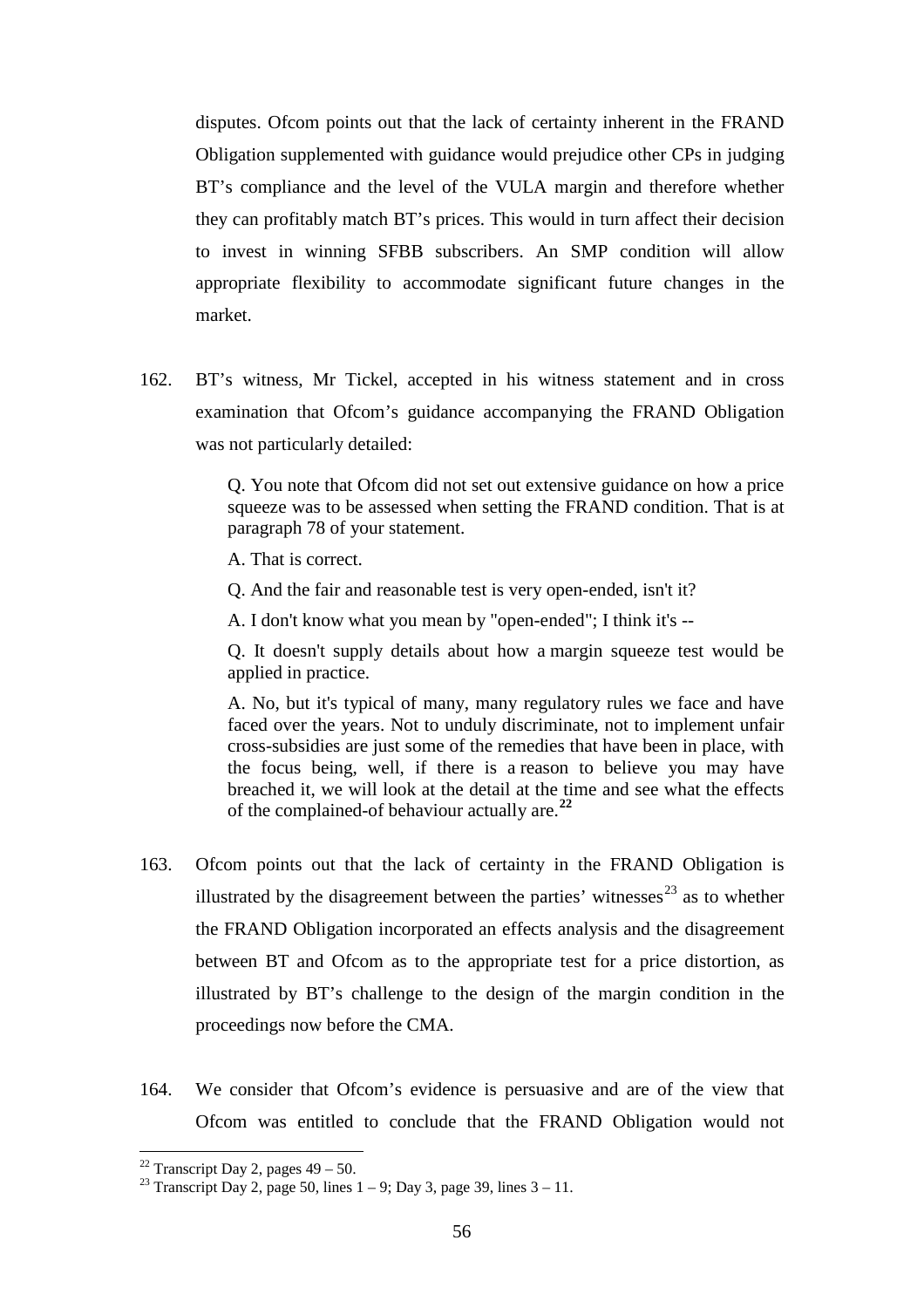disputes. Ofcom points out that the lack of certainty inherent in the FRAND Obligation supplemented with guidance would prejudice other CPs in judging BT's compliance and the level of the VULA margin and therefore whether they can profitably match BT's prices. This would in turn affect their decision to invest in winning SFBB subscribers. An SMP condition will allow appropriate flexibility to accommodate significant future changes in the market.

162. BT's witness, Mr Tickel, accepted in his witness statement and in cross examination that Ofcom's guidance accompanying the FRAND Obligation was not particularly detailed:

> Q. You note that Ofcom did not set out extensive guidance on how a price squeeze was to be assessed when setting the FRAND condition. That is at paragraph 78 of your statement.
>
> A. That is correct.
>
> Q. And the fair and reasonable test is very open-ended, isn't it?
>
> A. I don't know what you mean by "open-ended"; I think it's --
>
> Q. It doesn't supply details about how a margin squeeze test would be applied in practice.
>
> A. No, but it's typical of many, many regulatory rules we face and have faced over the years. Not to unduly discriminate, not to implement unfair cross-subsidies are just some of the remedies that have been in place, with the focus being, well, if there is a reason to believe you may have breached it, we will look at the detail at the time and see what the effects of the complained-of behaviour actually are.[22]

163. Ofcom points out that the lack of certainty in the FRAND Obligation is illustrated by the disagreement between the parties' witnesses[23] as to whether the FRAND Obligation incorporated an effects analysis and the disagreement between BT and Ofcom as to the appropriate test for a price distortion, as illustrated by BT's challenge to the design of the margin condition in the proceedings now before the CMA.

164. We consider that Ofcom's evidence is persuasive and are of the view that Ofcom was entitled to conclude that the FRAND Obligation would not

[22] Transcript Day 2, pages 49 – 50.

[23] Transcript Day 2, page 50, lines 1 – 9; Day 3, page 39, lines 3 – 11.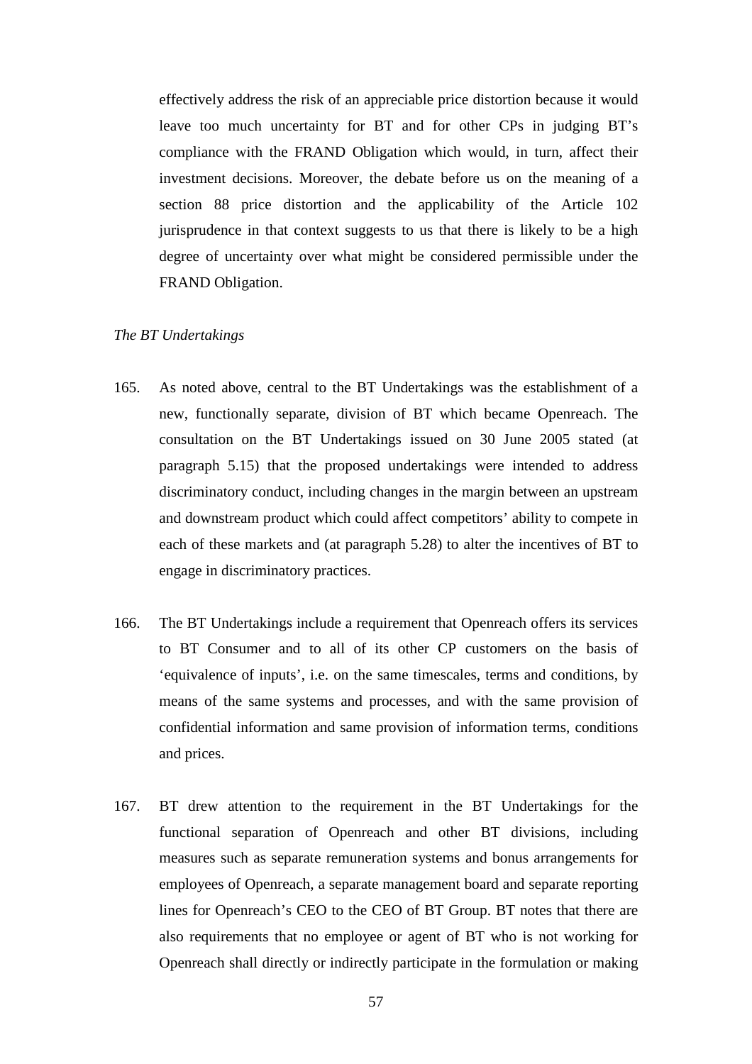effectively address the risk of an appreciable price distortion because it would leave too much uncertainty for BT and for other CPs in judging BT's compliance with the FRAND Obligation which would, in turn, affect their investment decisions. Moreover, the debate before us on the meaning of a section 88 price distortion and the applicability of the Article 102 jurisprudence in that context suggests to us that there is likely to be a high degree of uncertainty over what might be considered permissible under the FRAND Obligation.

*The BT Undertakings*

165. As noted above, central to the BT Undertakings was the establishment of a new, functionally separate, division of BT which became Openreach. The consultation on the BT Undertakings issued on 30 June 2005 stated (at paragraph 5.15) that the proposed undertakings were intended to address discriminatory conduct, including changes in the margin between an upstream and downstream product which could affect competitors' ability to compete in each of these markets and (at paragraph 5.28) to alter the incentives of BT to engage in discriminatory practices.

166. The BT Undertakings include a requirement that Openreach offers its services to BT Consumer and to all of its other CP customers on the basis of 'equivalence of inputs', i.e. on the same timescales, terms and conditions, by means of the same systems and processes, and with the same provision of confidential information and same provision of information terms, conditions and prices.

167. BT drew attention to the requirement in the BT Undertakings for the functional separation of Openreach and other BT divisions, including measures such as separate remuneration systems and bonus arrangements for employees of Openreach, a separate management board and separate reporting lines for Openreach's CEO to the CEO of BT Group. BT notes that there are also requirements that no employee or agent of BT who is not working for Openreach shall directly or indirectly participate in the formulation or making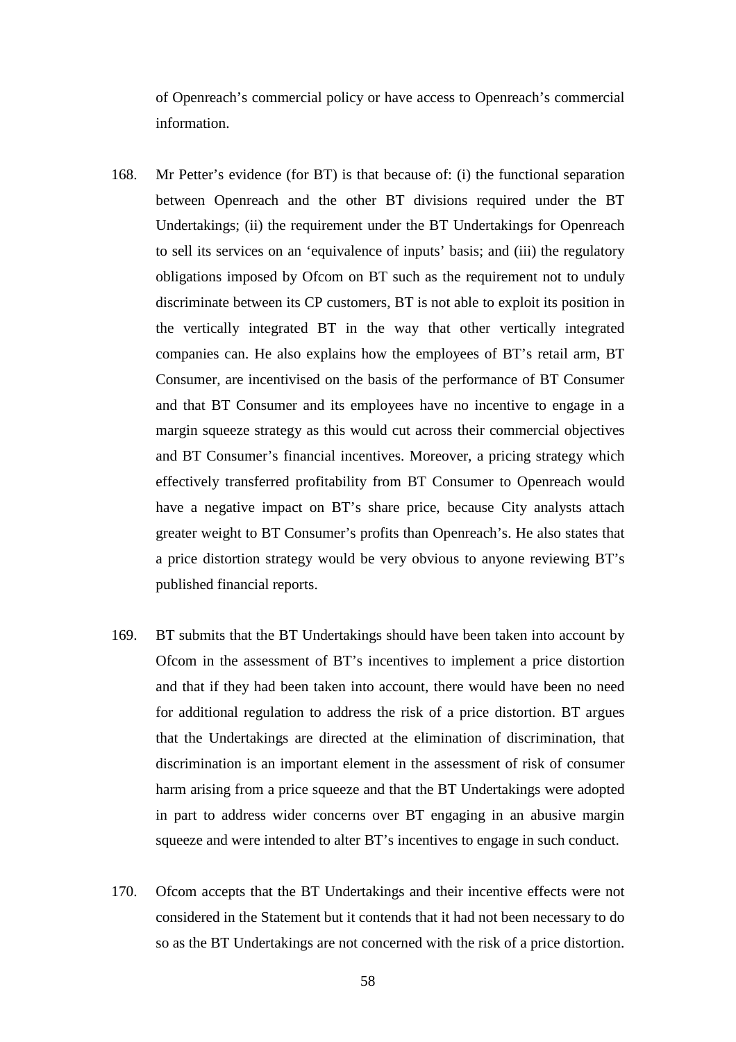of Openreach's commercial policy or have access to Openreach's commercial information.

168. Mr Petter's evidence (for BT) is that because of: (i) the functional separation between Openreach and the other BT divisions required under the BT Undertakings; (ii) the requirement under the BT Undertakings for Openreach to sell its services on an 'equivalence of inputs' basis; and (iii) the regulatory obligations imposed by Ofcom on BT such as the requirement not to unduly discriminate between its CP customers, BT is not able to exploit its position in the vertically integrated BT in the way that other vertically integrated companies can. He also explains how the employees of BT's retail arm, BT Consumer, are incentivised on the basis of the performance of BT Consumer and that BT Consumer and its employees have no incentive to engage in a margin squeeze strategy as this would cut across their commercial objectives and BT Consumer's financial incentives. Moreover, a pricing strategy which effectively transferred profitability from BT Consumer to Openreach would have a negative impact on BT's share price, because City analysts attach greater weight to BT Consumer's profits than Openreach's. He also states that a price distortion strategy would be very obvious to anyone reviewing BT's published financial reports.

169. BT submits that the BT Undertakings should have been taken into account by Ofcom in the assessment of BT's incentives to implement a price distortion and that if they had been taken into account, there would have been no need for additional regulation to address the risk of a price distortion. BT argues that the Undertakings are directed at the elimination of discrimination, that discrimination is an important element in the assessment of risk of consumer harm arising from a price squeeze and that the BT Undertakings were adopted in part to address wider concerns over BT engaging in an abusive margin squeeze and were intended to alter BT's incentives to engage in such conduct.

170. Ofcom accepts that the BT Undertakings and their incentive effects were not considered in the Statement but it contends that it had not been necessary to do so as the BT Undertakings are not concerned with the risk of a price distortion.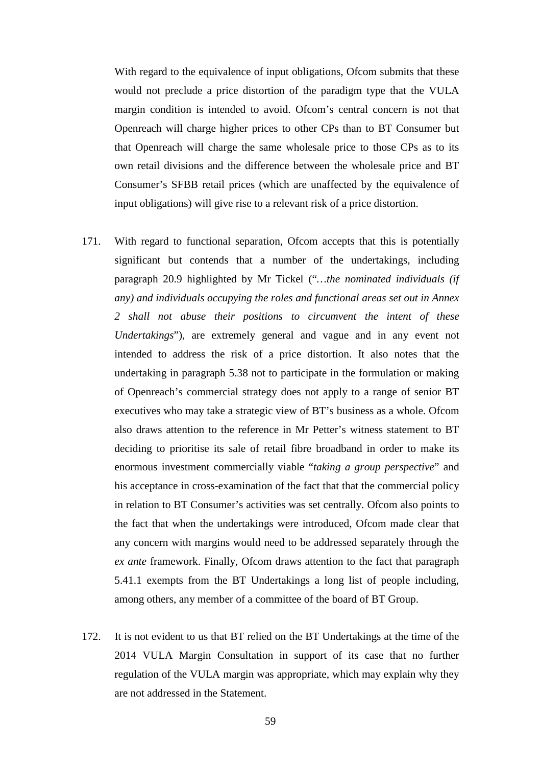With regard to the equivalence of input obligations, Ofcom submits that these would not preclude a price distortion of the paradigm type that the VULA margin condition is intended to avoid. Ofcom's central concern is not that Openreach will charge higher prices to other CPs than to BT Consumer but that Openreach will charge the same wholesale price to those CPs as to its own retail divisions and the difference between the wholesale price and BT Consumer's SFBB retail prices (which are unaffected by the equivalence of input obligations) will give rise to a relevant risk of a price distortion.

171. With regard to functional separation, Ofcom accepts that this is potentially significant but contends that a number of the undertakings, including paragraph 20.9 highlighted by Mr Tickel ("*…the nominated individuals (if any) and individuals occupying the roles and functional areas set out in Annex 2 shall not abuse their positions to circumvent the intent of these Undertakings*"), are extremely general and vague and in any event not intended to address the risk of a price distortion. It also notes that the undertaking in paragraph 5.38 not to participate in the formulation or making of Openreach's commercial strategy does not apply to a range of senior BT executives who may take a strategic view of BT's business as a whole. Ofcom also draws attention to the reference in Mr Petter's witness statement to BT deciding to prioritise its sale of retail fibre broadband in order to make its enormous investment commercially viable "*taking a group perspective*" and his acceptance in cross-examination of the fact that that the commercial policy in relation to BT Consumer's activities was set centrally. Ofcom also points to the fact that when the undertakings were introduced, Ofcom made clear that any concern with margins would need to be addressed separately through the *ex ante* framework. Finally, Ofcom draws attention to the fact that paragraph 5.41.1 exempts from the BT Undertakings a long list of people including, among others, any member of a committee of the board of BT Group.

172. It is not evident to us that BT relied on the BT Undertakings at the time of the 2014 VULA Margin Consultation in support of its case that no further regulation of the VULA margin was appropriate, which may explain why they are not addressed in the Statement.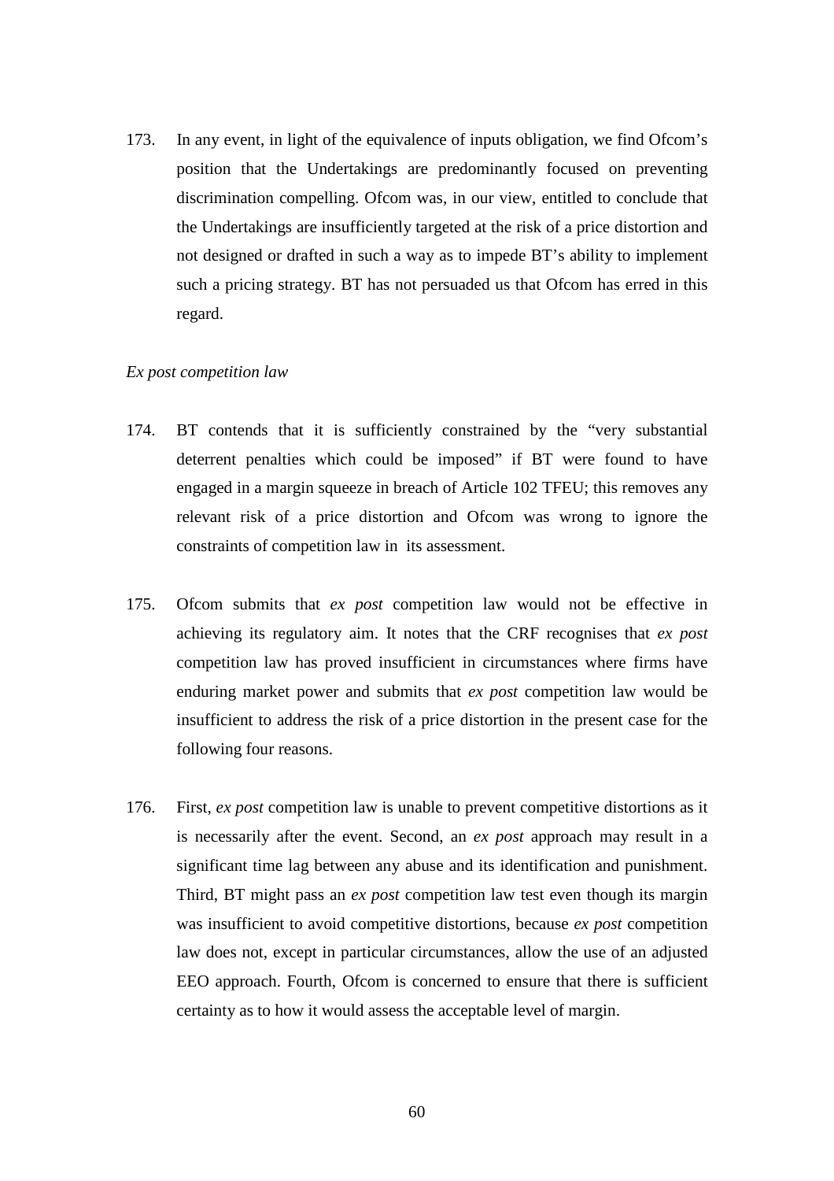173. In any event, in light of the equivalence of inputs obligation, we find Ofcom's position that the Undertakings are predominantly focused on preventing discrimination compelling. Ofcom was, in our view, entitled to conclude that the Undertakings are insufficiently targeted at the risk of a price distortion and not designed or drafted in such a way as to impede BT's ability to implement such a pricing strategy. BT has not persuaded us that Ofcom has erred in this regard.

*Ex post competition law*

174. BT contends that it is sufficiently constrained by the "very substantial deterrent penalties which could be imposed" if BT were found to have engaged in a margin squeeze in breach of Article 102 TFEU; this removes any relevant risk of a price distortion and Ofcom was wrong to ignore the constraints of competition law in its assessment.

175. Ofcom submits that *ex post* competition law would not be effective in achieving its regulatory aim. It notes that the CRF recognises that *ex post* competition law has proved insufficient in circumstances where firms have enduring market power and submits that *ex post* competition law would be insufficient to address the risk of a price distortion in the present case for the following four reasons.

176. First, *ex post* competition law is unable to prevent competitive distortions as it is necessarily after the event. Second, an *ex post* approach may result in a significant time lag between any abuse and its identification and punishment. Third, BT might pass an *ex post* competition law test even though its margin was insufficient to avoid competitive distortions, because *ex post* competition law does not, except in particular circumstances, allow the use of an adjusted EEO approach. Fourth, Ofcom is concerned to ensure that there is sufficient certainty as to how it would assess the acceptable level of margin.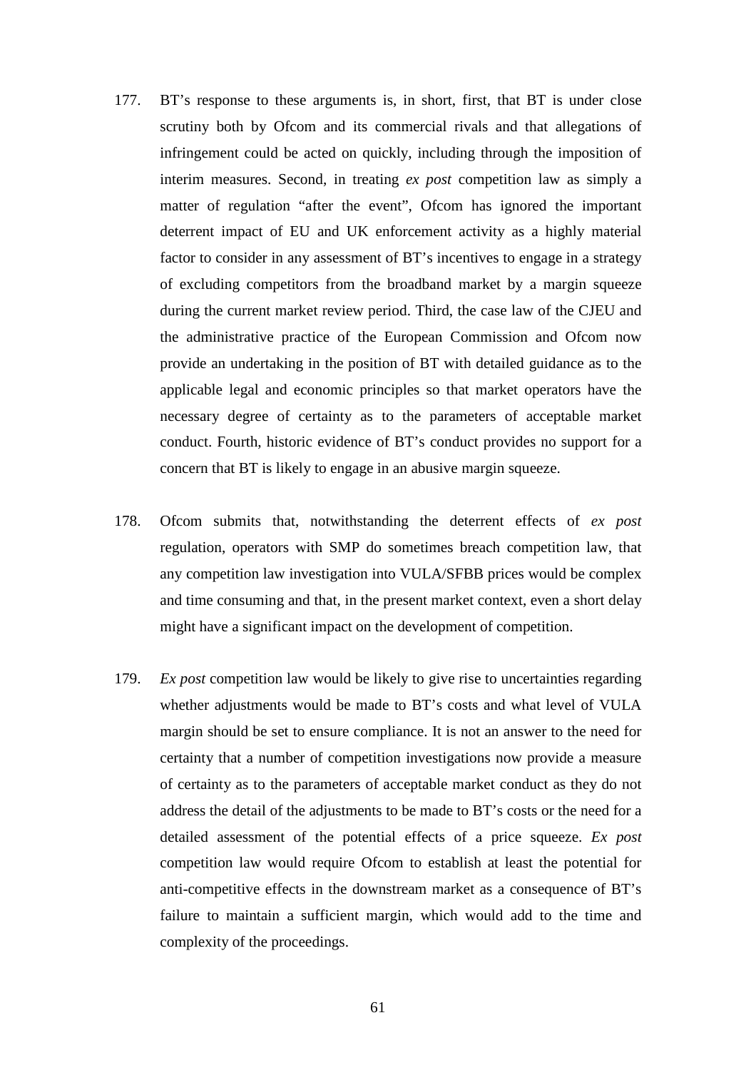177. BT's response to these arguments is, in short, first, that BT is under close scrutiny both by Ofcom and its commercial rivals and that allegations of infringement could be acted on quickly, including through the imposition of interim measures. Second, in treating *ex post* competition law as simply a matter of regulation "after the event", Ofcom has ignored the important deterrent impact of EU and UK enforcement activity as a highly material factor to consider in any assessment of BT's incentives to engage in a strategy of excluding competitors from the broadband market by a margin squeeze during the current market review period. Third, the case law of the CJEU and the administrative practice of the European Commission and Ofcom now provide an undertaking in the position of BT with detailed guidance as to the applicable legal and economic principles so that market operators have the necessary degree of certainty as to the parameters of acceptable market conduct. Fourth, historic evidence of BT's conduct provides no support for a concern that BT is likely to engage in an abusive margin squeeze.

178. Ofcom submits that, notwithstanding the deterrent effects of *ex post* regulation, operators with SMP do sometimes breach competition law, that any competition law investigation into VULA/SFBB prices would be complex and time consuming and that, in the present market context, even a short delay might have a significant impact on the development of competition.

179. *Ex post* competition law would be likely to give rise to uncertainties regarding whether adjustments would be made to BT's costs and what level of VULA margin should be set to ensure compliance. It is not an answer to the need for certainty that a number of competition investigations now provide a measure of certainty as to the parameters of acceptable market conduct as they do not address the detail of the adjustments to be made to BT's costs or the need for a detailed assessment of the potential effects of a price squeeze. *Ex post* competition law would require Ofcom to establish at least the potential for anti-competitive effects in the downstream market as a consequence of BT's failure to maintain a sufficient margin, which would add to the time and complexity of the proceedings.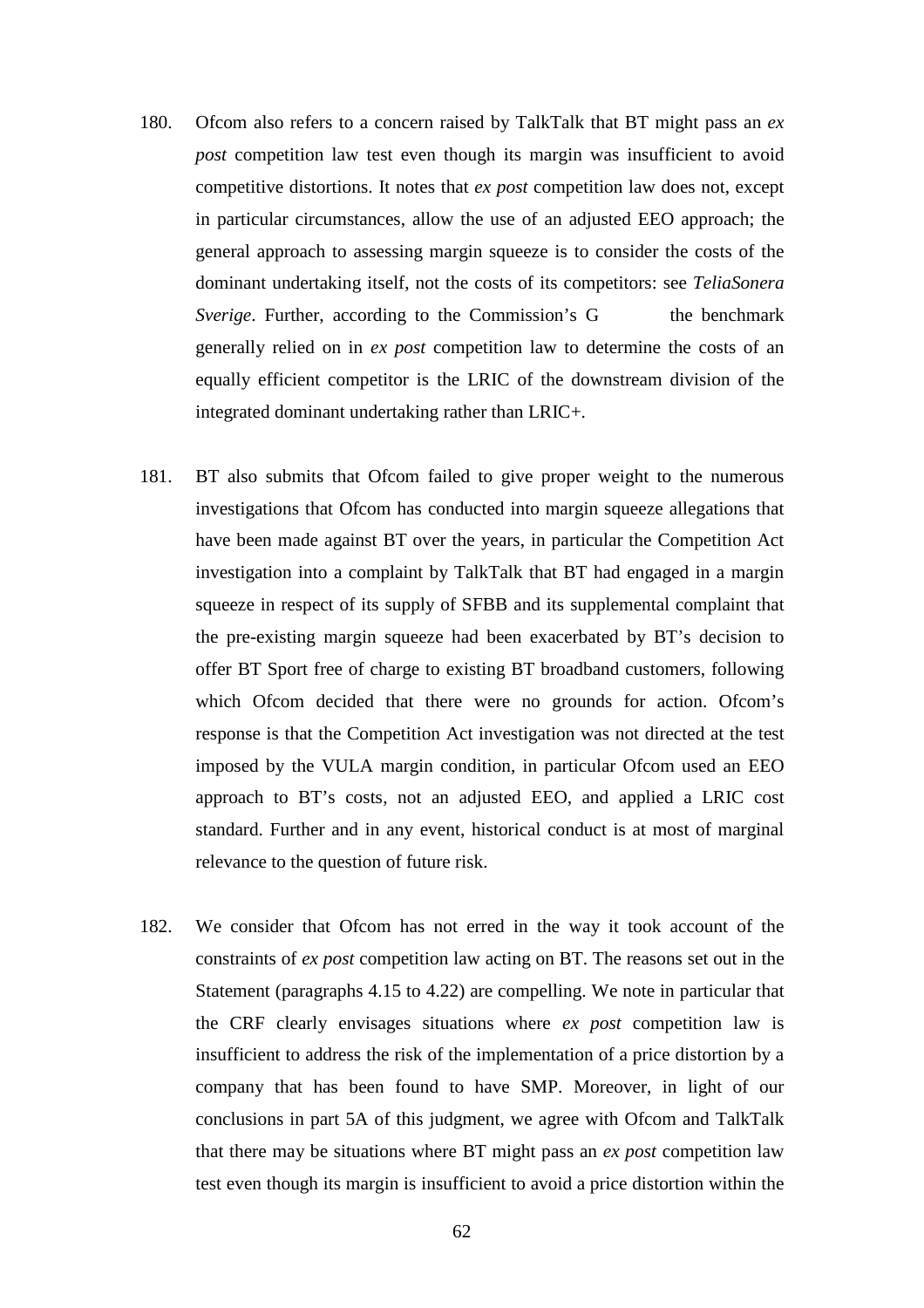180. Ofcom also refers to a concern raised by TalkTalk that BT might pass an *ex post* competition law test even though its margin was insufficient to avoid competitive distortions. It notes that *ex post* competition law does not, except in particular circumstances, allow the use of an adjusted EEO approach; the general approach to assessing margin squeeze is to consider the costs of the dominant undertaking itself, not the costs of its competitors: see *TeliaSonera Sverige*. Further, according to the Commission's G the benchmark generally relied on in *ex post* competition law to determine the costs of an equally efficient competitor is the LRIC of the downstream division of the integrated dominant undertaking rather than LRIC+.

181. BT also submits that Ofcom failed to give proper weight to the numerous investigations that Ofcom has conducted into margin squeeze allegations that have been made against BT over the years, in particular the Competition Act investigation into a complaint by TalkTalk that BT had engaged in a margin squeeze in respect of its supply of SFBB and its supplemental complaint that the pre-existing margin squeeze had been exacerbated by BT's decision to offer BT Sport free of charge to existing BT broadband customers, following which Ofcom decided that there were no grounds for action. Ofcom's response is that the Competition Act investigation was not directed at the test imposed by the VULA margin condition, in particular Ofcom used an EEO approach to BT's costs, not an adjusted EEO, and applied a LRIC cost standard. Further and in any event, historical conduct is at most of marginal relevance to the question of future risk.

182. We consider that Ofcom has not erred in the way it took account of the constraints of *ex post* competition law acting on BT. The reasons set out in the Statement (paragraphs 4.15 to 4.22) are compelling. We note in particular that the CRF clearly envisages situations where *ex post* competition law is insufficient to address the risk of the implementation of a price distortion by a company that has been found to have SMP. Moreover, in light of our conclusions in part 5A of this judgment, we agree with Ofcom and TalkTalk that there may be situations where BT might pass an *ex post* competition law test even though its margin is insufficient to avoid a price distortion within the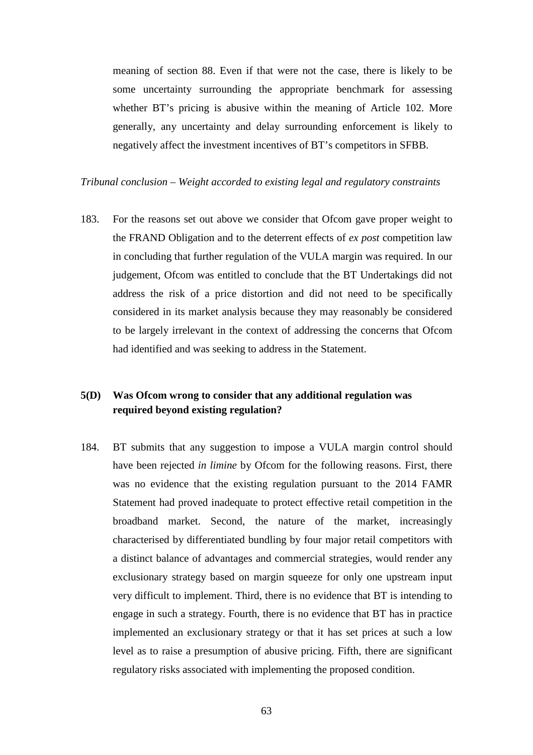meaning of section 88. Even if that were not the case, there is likely to be some uncertainty surrounding the appropriate benchmark for assessing whether BT's pricing is abusive within the meaning of Article 102. More generally, any uncertainty and delay surrounding enforcement is likely to negatively affect the investment incentives of BT's competitors in SFBB.

*Tribunal conclusion – Weight accorded to existing legal and regulatory constraints*

183. For the reasons set out above we consider that Ofcom gave proper weight to the FRAND Obligation and to the deterrent effects of *ex post* competition law in concluding that further regulation of the VULA margin was required. In our judgement, Ofcom was entitled to conclude that the BT Undertakings did not address the risk of a price distortion and did not need to be specifically considered in its market analysis because they may reasonably be considered to be largely irrelevant in the context of addressing the concerns that Ofcom had identified and was seeking to address in the Statement.

### 5(D) Was Ofcom wrong to consider that any additional regulation was required beyond existing regulation?

184. BT submits that any suggestion to impose a VULA margin control should have been rejected *in limine* by Ofcom for the following reasons. First, there was no evidence that the existing regulation pursuant to the 2014 FAMR Statement had proved inadequate to protect effective retail competition in the broadband market. Second, the nature of the market, increasingly characterised by differentiated bundling by four major retail competitors with a distinct balance of advantages and commercial strategies, would render any exclusionary strategy based on margin squeeze for only one upstream input very difficult to implement. Third, there is no evidence that BT is intending to engage in such a strategy. Fourth, there is no evidence that BT has in practice implemented an exclusionary strategy or that it has set prices at such a low level as to raise a presumption of abusive pricing. Fifth, there are significant regulatory risks associated with implementing the proposed condition.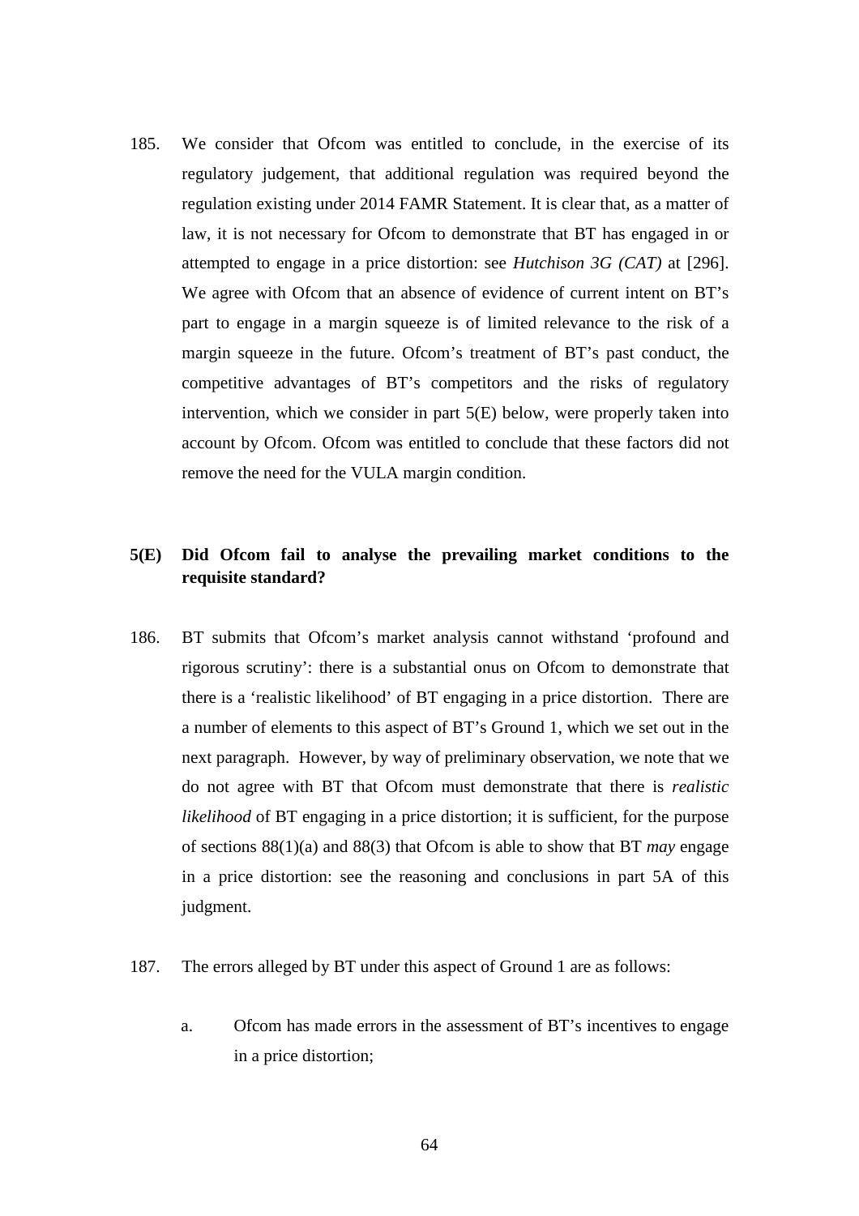185. We consider that Ofcom was entitled to conclude, in the exercise of its regulatory judgement, that additional regulation was required beyond the regulation existing under 2014 FAMR Statement. It is clear that, as a matter of law, it is not necessary for Ofcom to demonstrate that BT has engaged in or attempted to engage in a price distortion: see *Hutchison 3G (CAT)* at [296]. We agree with Ofcom that an absence of evidence of current intent on BT's part to engage in a margin squeeze is of limited relevance to the risk of a margin squeeze in the future. Ofcom's treatment of BT's past conduct, the competitive advantages of BT's competitors and the risks of regulatory intervention, which we consider in part 5(E) below, were properly taken into account by Ofcom. Ofcom was entitled to conclude that these factors did not remove the need for the VULA margin condition.

## 5(E) Did Ofcom fail to analyse the prevailing market conditions to the requisite standard?

186. BT submits that Ofcom's market analysis cannot withstand 'profound and rigorous scrutiny': there is a substantial onus on Ofcom to demonstrate that there is a 'realistic likelihood' of BT engaging in a price distortion. There are a number of elements to this aspect of BT's Ground 1, which we set out in the next paragraph. However, by way of preliminary observation, we note that we do not agree with BT that Ofcom must demonstrate that there is *realistic likelihood* of BT engaging in a price distortion; it is sufficient, for the purpose of sections 88(1)(a) and 88(3) that Ofcom is able to show that BT *may* engage in a price distortion: see the reasoning and conclusions in part 5A of this judgment.

187. The errors alleged by BT under this aspect of Ground 1 are as follows:

   a. Ofcom has made errors in the assessment of BT's incentives to engage in a price distortion;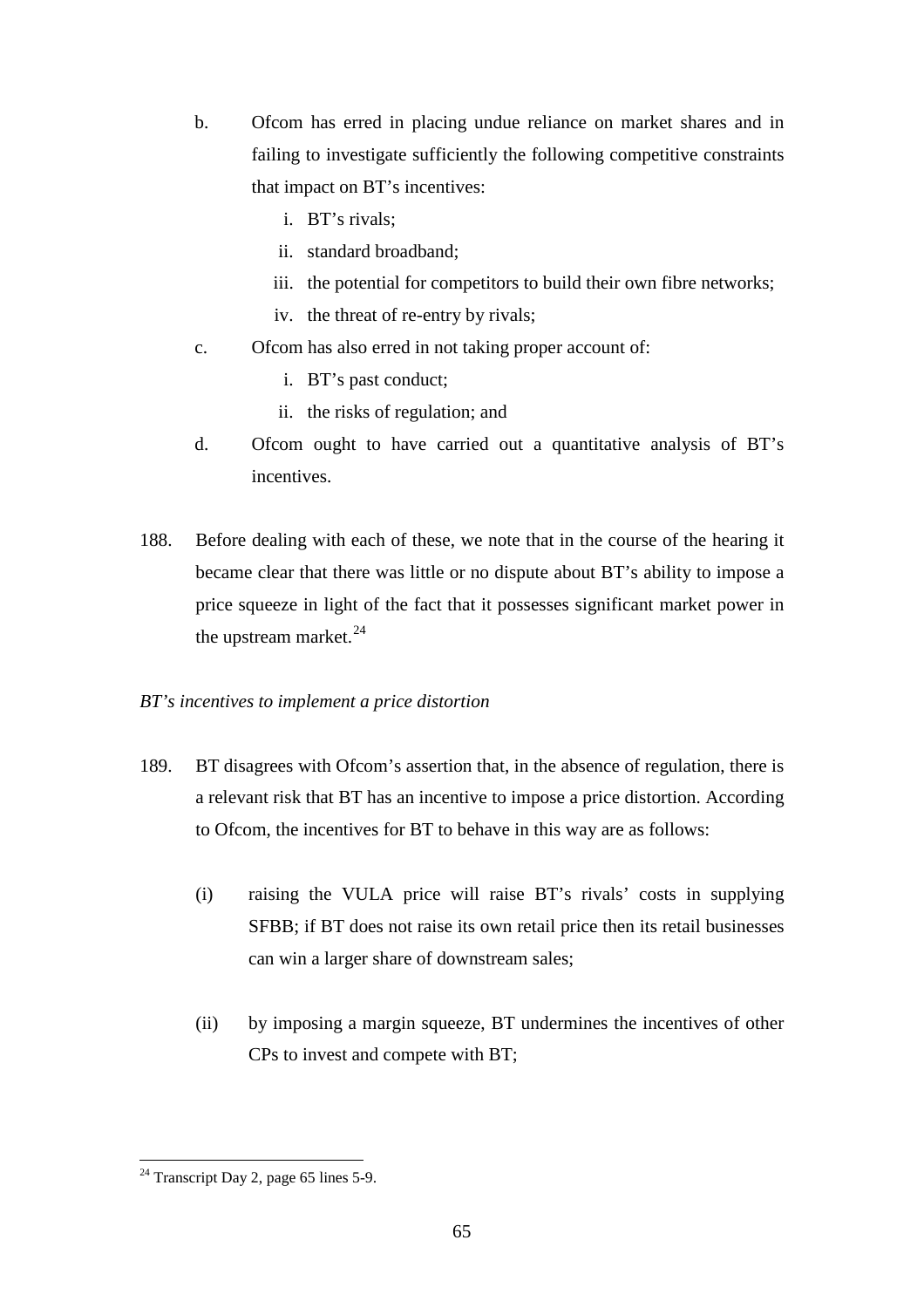b. Ofcom has erred in placing undue reliance on market shares and in failing to investigate sufficiently the following competitive constraints that impact on BT's incentives:

   i. BT's rivals;
   ii. standard broadband;
   iii. the potential for competitors to build their own fibre networks;
   iv. the threat of re-entry by rivals;

c. Ofcom has also erred in not taking proper account of:

   i. BT's past conduct;
   ii. the risks of regulation; and

d. Ofcom ought to have carried out a quantitative analysis of BT's incentives.

188. Before dealing with each of these, we note that in the course of the hearing it became clear that there was little or no dispute about BT's ability to impose a price squeeze in light of the fact that it possesses significant market power in the upstream market.[24]

*BT's incentives to implement a price distortion*

189. BT disagrees with Ofcom's assertion that, in the absence of regulation, there is a relevant risk that BT has an incentive to impose a price distortion. According to Ofcom, the incentives for BT to behave in this way are as follows:

(i) raising the VULA price will raise BT's rivals' costs in supplying SFBB; if BT does not raise its own retail price then its retail businesses can win a larger share of downstream sales;

(ii) by imposing a margin squeeze, BT undermines the incentives of other CPs to invest and compete with BT;

[24] Transcript Day 2, page 65 lines 5-9.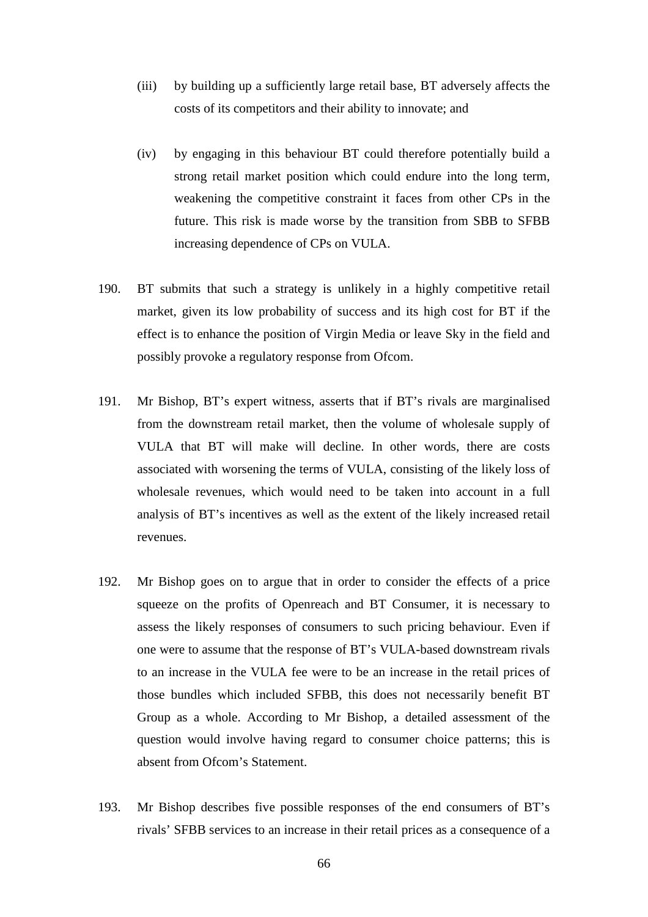(iii) by building up a sufficiently large retail base, BT adversely affects the costs of its competitors and their ability to innovate; and

(iv) by engaging in this behaviour BT could therefore potentially build a strong retail market position which could endure into the long term, weakening the competitive constraint it faces from other CPs in the future. This risk is made worse by the transition from SBB to SFBB increasing dependence of CPs on VULA.

190. BT submits that such a strategy is unlikely in a highly competitive retail market, given its low probability of success and its high cost for BT if the effect is to enhance the position of Virgin Media or leave Sky in the field and possibly provoke a regulatory response from Ofcom.

191. Mr Bishop, BT's expert witness, asserts that if BT's rivals are marginalised from the downstream retail market, then the volume of wholesale supply of VULA that BT will make will decline. In other words, there are costs associated with worsening the terms of VULA, consisting of the likely loss of wholesale revenues, which would need to be taken into account in a full analysis of BT's incentives as well as the extent of the likely increased retail revenues.

192. Mr Bishop goes on to argue that in order to consider the effects of a price squeeze on the profits of Openreach and BT Consumer, it is necessary to assess the likely responses of consumers to such pricing behaviour. Even if one were to assume that the response of BT's VULA-based downstream rivals to an increase in the VULA fee were to be an increase in the retail prices of those bundles which included SFBB, this does not necessarily benefit BT Group as a whole. According to Mr Bishop, a detailed assessment of the question would involve having regard to consumer choice patterns; this is absent from Ofcom's Statement.

193. Mr Bishop describes five possible responses of the end consumers of BT's rivals' SFBB services to an increase in their retail prices as a consequence of a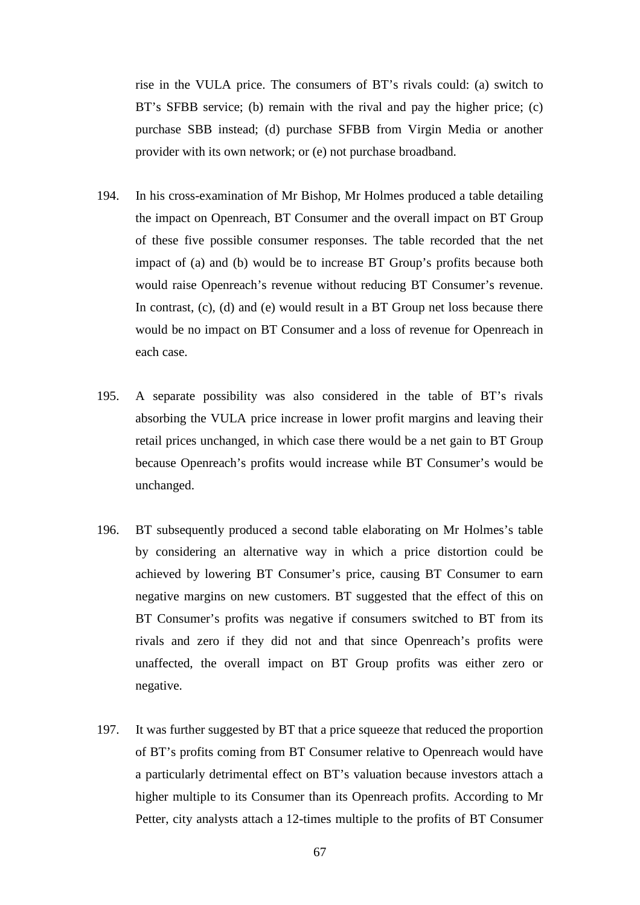rise in the VULA price. The consumers of BT's rivals could: (a) switch to BT's SFBB service; (b) remain with the rival and pay the higher price; (c) purchase SBB instead; (d) purchase SFBB from Virgin Media or another provider with its own network; or (e) not purchase broadband.

194. In his cross-examination of Mr Bishop, Mr Holmes produced a table detailing the impact on Openreach, BT Consumer and the overall impact on BT Group of these five possible consumer responses. The table recorded that the net impact of (a) and (b) would be to increase BT Group's profits because both would raise Openreach's revenue without reducing BT Consumer's revenue. In contrast, (c), (d) and (e) would result in a BT Group net loss because there would be no impact on BT Consumer and a loss of revenue for Openreach in each case.

195. A separate possibility was also considered in the table of BT's rivals absorbing the VULA price increase in lower profit margins and leaving their retail prices unchanged, in which case there would be a net gain to BT Group because Openreach's profits would increase while BT Consumer's would be unchanged.

196. BT subsequently produced a second table elaborating on Mr Holmes's table by considering an alternative way in which a price distortion could be achieved by lowering BT Consumer's price, causing BT Consumer to earn negative margins on new customers. BT suggested that the effect of this on BT Consumer's profits was negative if consumers switched to BT from its rivals and zero if they did not and that since Openreach's profits were unaffected, the overall impact on BT Group profits was either zero or negative.

197. It was further suggested by BT that a price squeeze that reduced the proportion of BT's profits coming from BT Consumer relative to Openreach would have a particularly detrimental effect on BT's valuation because investors attach a higher multiple to its Consumer than its Openreach profits. According to Mr Petter, city analysts attach a 12-times multiple to the profits of BT Consumer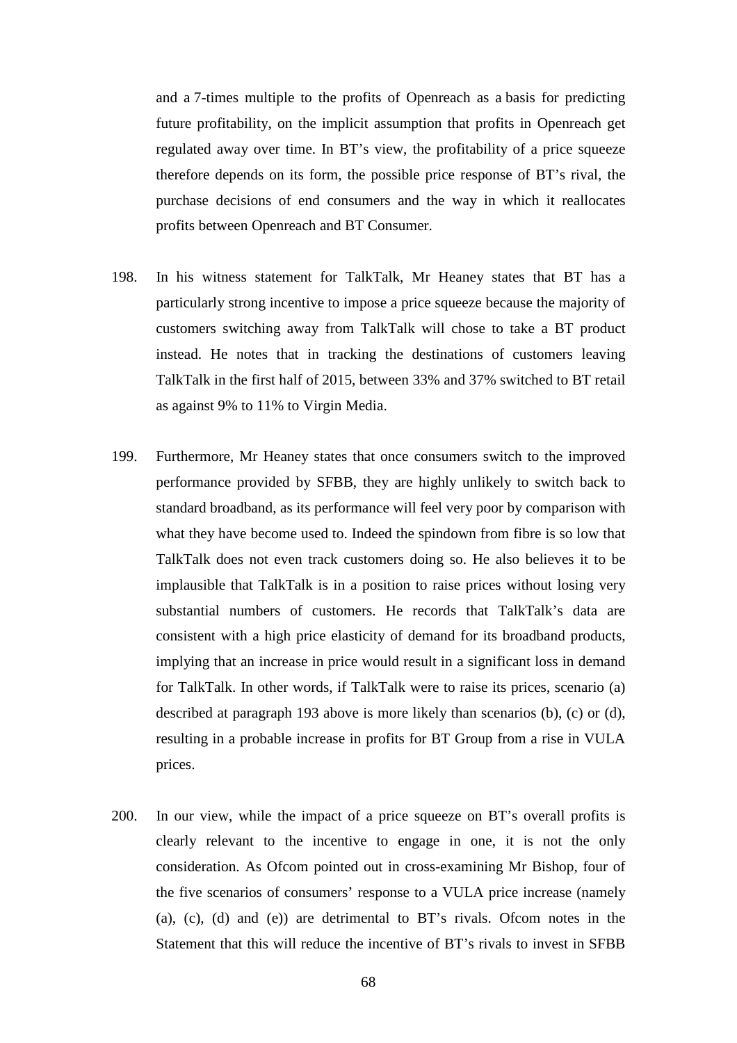and a 7-times multiple to the profits of Openreach as a basis for predicting future profitability, on the implicit assumption that profits in Openreach get regulated away over time. In BT's view, the profitability of a price squeeze therefore depends on its form, the possible price response of BT's rival, the purchase decisions of end consumers and the way in which it reallocates profits between Openreach and BT Consumer.

198. In his witness statement for TalkTalk, Mr Heaney states that BT has a particularly strong incentive to impose a price squeeze because the majority of customers switching away from TalkTalk will chose to take a BT product instead. He notes that in tracking the destinations of customers leaving TalkTalk in the first half of 2015, between 33% and 37% switched to BT retail as against 9% to 11% to Virgin Media.

199. Furthermore, Mr Heaney states that once consumers switch to the improved performance provided by SFBB, they are highly unlikely to switch back to standard broadband, as its performance will feel very poor by comparison with what they have become used to. Indeed the spindown from fibre is so low that TalkTalk does not even track customers doing so. He also believes it to be implausible that TalkTalk is in a position to raise prices without losing very substantial numbers of customers. He records that TalkTalk's data are consistent with a high price elasticity of demand for its broadband products, implying that an increase in price would result in a significant loss in demand for TalkTalk. In other words, if TalkTalk were to raise its prices, scenario (a) described at paragraph 193 above is more likely than scenarios (b), (c) or (d), resulting in a probable increase in profits for BT Group from a rise in VULA prices.

200. In our view, while the impact of a price squeeze on BT's overall profits is clearly relevant to the incentive to engage in one, it is not the only consideration. As Ofcom pointed out in cross-examining Mr Bishop, four of the five scenarios of consumers' response to a VULA price increase (namely (a), (c), (d) and (e)) are detrimental to BT's rivals. Ofcom notes in the Statement that this will reduce the incentive of BT's rivals to invest in SFBB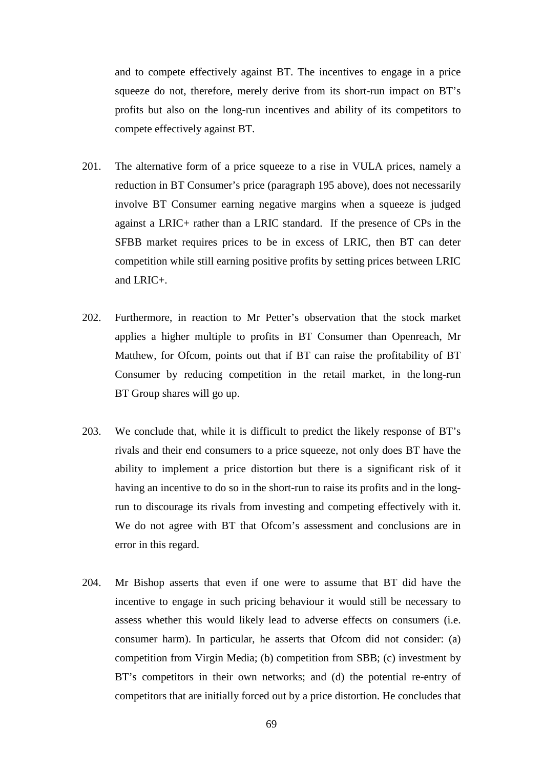and to compete effectively against BT. The incentives to engage in a price squeeze do not, therefore, merely derive from its short-run impact on BT's profits but also on the long-run incentives and ability of its competitors to compete effectively against BT.

201. The alternative form of a price squeeze to a rise in VULA prices, namely a reduction in BT Consumer's price (paragraph 195 above), does not necessarily involve BT Consumer earning negative margins when a squeeze is judged against a LRIC+ rather than a LRIC standard. If the presence of CPs in the SFBB market requires prices to be in excess of LRIC, then BT can deter competition while still earning positive profits by setting prices between LRIC and LRIC+.

202. Furthermore, in reaction to Mr Petter's observation that the stock market applies a higher multiple to profits in BT Consumer than Openreach, Mr Matthew, for Ofcom, points out that if BT can raise the profitability of BT Consumer by reducing competition in the retail market, in the long-run BT Group shares will go up.

203. We conclude that, while it is difficult to predict the likely response of BT's rivals and their end consumers to a price squeeze, not only does BT have the ability to implement a price distortion but there is a significant risk of it having an incentive to do so in the short-run to raise its profits and in the long-run to discourage its rivals from investing and competing effectively with it. We do not agree with BT that Ofcom's assessment and conclusions are in error in this regard.

204. Mr Bishop asserts that even if one were to assume that BT did have the incentive to engage in such pricing behaviour it would still be necessary to assess whether this would likely lead to adverse effects on consumers (i.e. consumer harm). In particular, he asserts that Ofcom did not consider: (a) competition from Virgin Media; (b) competition from SBB; (c) investment by BT's competitors in their own networks; and (d) the potential re-entry of competitors that are initially forced out by a price distortion. He concludes that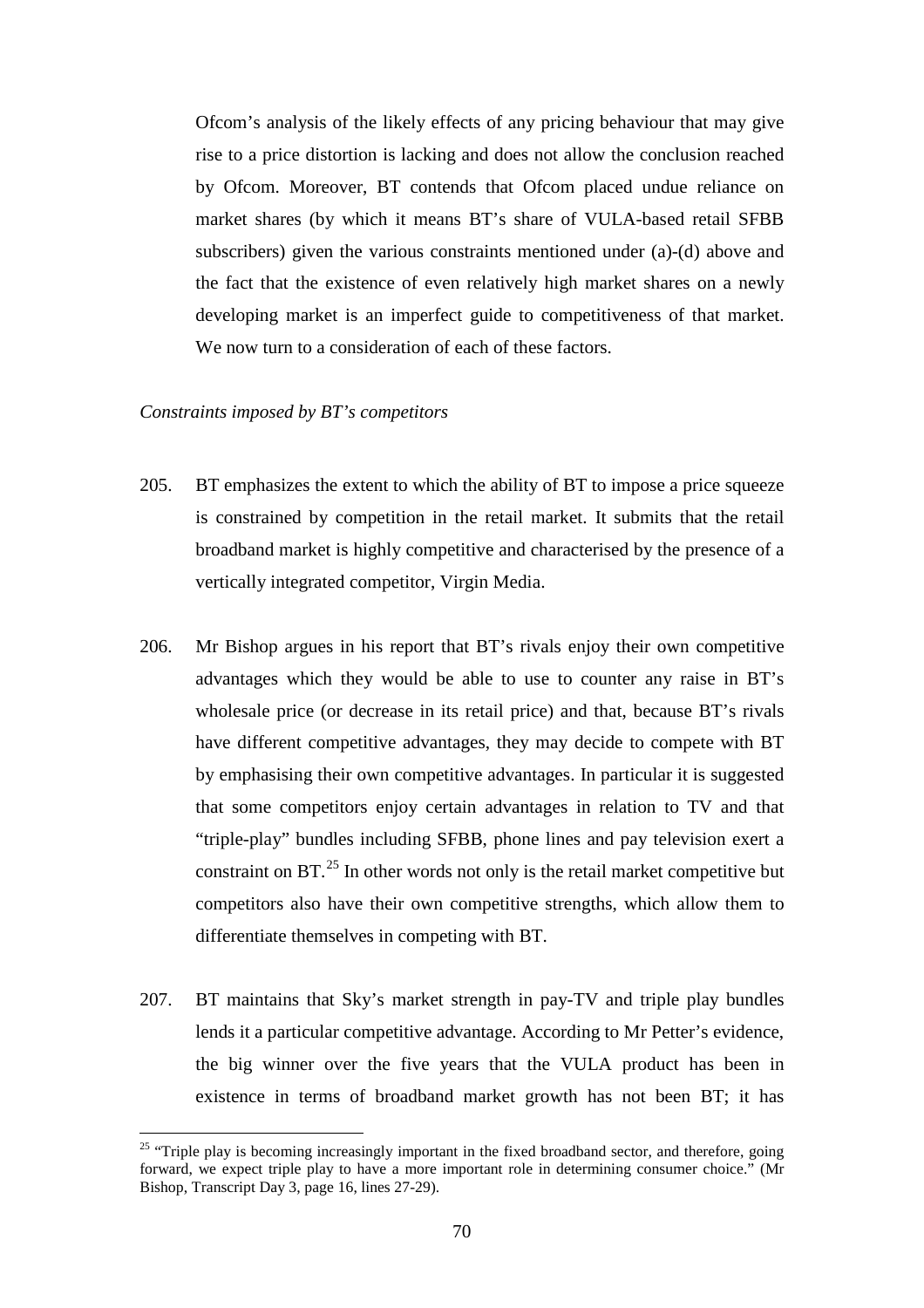Ofcom's analysis of the likely effects of any pricing behaviour that may give rise to a price distortion is lacking and does not allow the conclusion reached by Ofcom. Moreover, BT contends that Ofcom placed undue reliance on market shares (by which it means BT's share of VULA-based retail SFBB subscribers) given the various constraints mentioned under (a)-(d) above and the fact that the existence of even relatively high market shares on a newly developing market is an imperfect guide to competitiveness of that market. We now turn to a consideration of each of these factors.

*Constraints imposed by BT's competitors*

205. BT emphasizes the extent to which the ability of BT to impose a price squeeze is constrained by competition in the retail market. It submits that the retail broadband market is highly competitive and characterised by the presence of a vertically integrated competitor, Virgin Media.

206. Mr Bishop argues in his report that BT's rivals enjoy their own competitive advantages which they would be able to use to counter any raise in BT's wholesale price (or decrease in its retail price) and that, because BT's rivals have different competitive advantages, they may decide to compete with BT by emphasising their own competitive advantages. In particular it is suggested that some competitors enjoy certain advantages in relation to TV and that "triple-play" bundles including SFBB, phone lines and pay television exert a constraint on BT.[25] In other words not only is the retail market competitive but competitors also have their own competitive strengths, which allow them to differentiate themselves in competing with BT.

207. BT maintains that Sky's market strength in pay-TV and triple play bundles lends it a particular competitive advantage. According to Mr Petter's evidence, the big winner over the five years that the VULA product has been in existence in terms of broadband market growth has not been BT; it has

[25] "Triple play is becoming increasingly important in the fixed broadband sector, and therefore, going forward, we expect triple play to have a more important role in determining consumer choice." (Mr Bishop, Transcript Day 3, page 16, lines 27-29).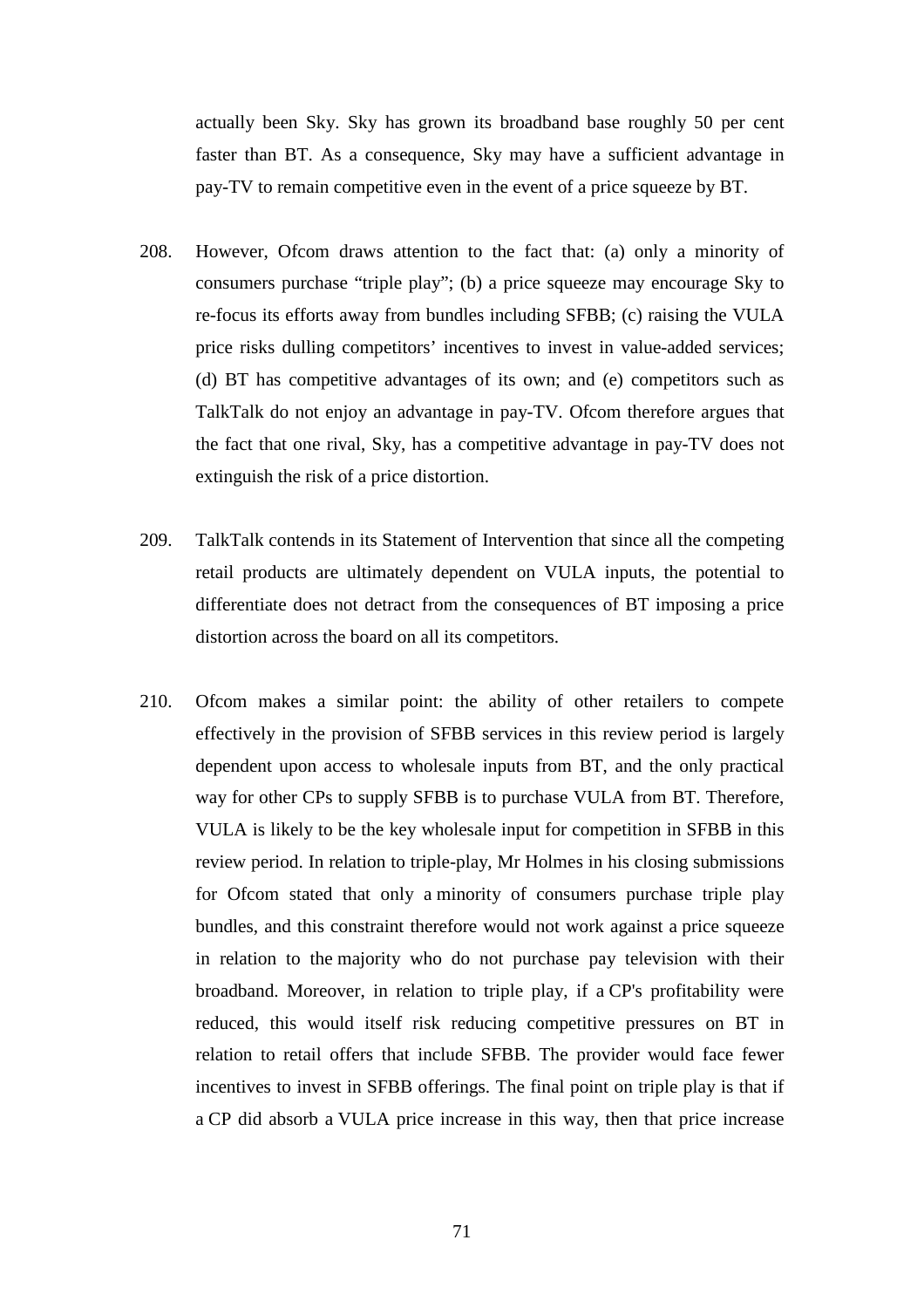actually been Sky. Sky has grown its broadband base roughly 50 per cent faster than BT. As a consequence, Sky may have a sufficient advantage in pay-TV to remain competitive even in the event of a price squeeze by BT.

208. However, Ofcom draws attention to the fact that: (a) only a minority of consumers purchase "triple play"; (b) a price squeeze may encourage Sky to re-focus its efforts away from bundles including SFBB; (c) raising the VULA price risks dulling competitors' incentives to invest in value-added services; (d) BT has competitive advantages of its own; and (e) competitors such as TalkTalk do not enjoy an advantage in pay-TV. Ofcom therefore argues that the fact that one rival, Sky, has a competitive advantage in pay-TV does not extinguish the risk of a price distortion.

209. TalkTalk contends in its Statement of Intervention that since all the competing retail products are ultimately dependent on VULA inputs, the potential to differentiate does not detract from the consequences of BT imposing a price distortion across the board on all its competitors.

210. Ofcom makes a similar point: the ability of other retailers to compete effectively in the provision of SFBB services in this review period is largely dependent upon access to wholesale inputs from BT, and the only practical way for other CPs to supply SFBB is to purchase VULA from BT. Therefore, VULA is likely to be the key wholesale input for competition in SFBB in this review period. In relation to triple-play, Mr Holmes in his closing submissions for Ofcom stated that only a minority of consumers purchase triple play bundles, and this constraint therefore would not work against a price squeeze in relation to the majority who do not purchase pay television with their broadband. Moreover, in relation to triple play, if a CP's profitability were reduced, this would itself risk reducing competitive pressures on BT in relation to retail offers that include SFBB. The provider would face fewer incentives to invest in SFBB offerings. The final point on triple play is that if a CP did absorb a VULA price increase in this way, then that price increase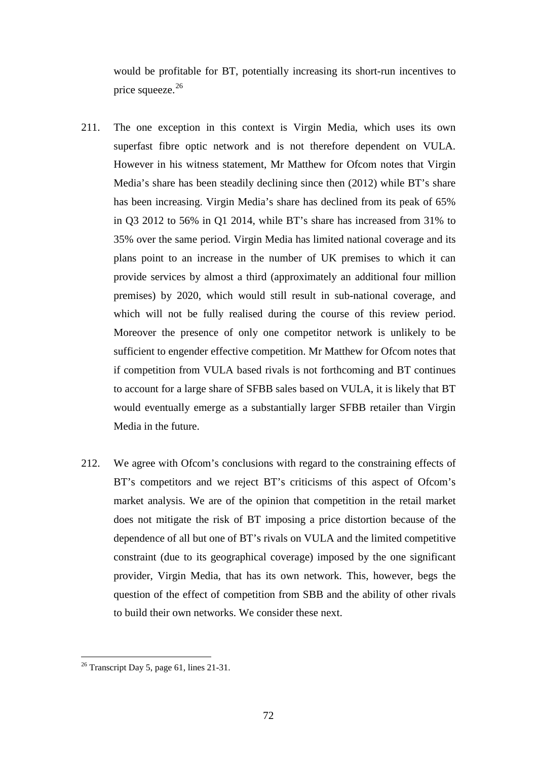would be profitable for BT, potentially increasing its short-run incentives to price squeeze.[26]

211. The one exception in this context is Virgin Media, which uses its own superfast fibre optic network and is not therefore dependent on VULA. However in his witness statement, Mr Matthew for Ofcom notes that Virgin Media's share has been steadily declining since then (2012) while BT's share has been increasing. Virgin Media's share has declined from its peak of 65% in Q3 2012 to 56% in Q1 2014, while BT's share has increased from 31% to 35% over the same period. Virgin Media has limited national coverage and its plans point to an increase in the number of UK premises to which it can provide services by almost a third (approximately an additional four million premises) by 2020, which would still result in sub-national coverage, and which will not be fully realised during the course of this review period. Moreover the presence of only one competitor network is unlikely to be sufficient to engender effective competition. Mr Matthew for Ofcom notes that if competition from VULA based rivals is not forthcoming and BT continues to account for a large share of SFBB sales based on VULA, it is likely that BT would eventually emerge as a substantially larger SFBB retailer than Virgin Media in the future.

212. We agree with Ofcom's conclusions with regard to the constraining effects of BT's competitors and we reject BT's criticisms of this aspect of Ofcom's market analysis. We are of the opinion that competition in the retail market does not mitigate the risk of BT imposing a price distortion because of the dependence of all but one of BT's rivals on VULA and the limited competitive constraint (due to its geographical coverage) imposed by the one significant provider, Virgin Media, that has its own network. This, however, begs the question of the effect of competition from SBB and the ability of other rivals to build their own networks. We consider these next.

[26] Transcript Day 5, page 61, lines 21-31.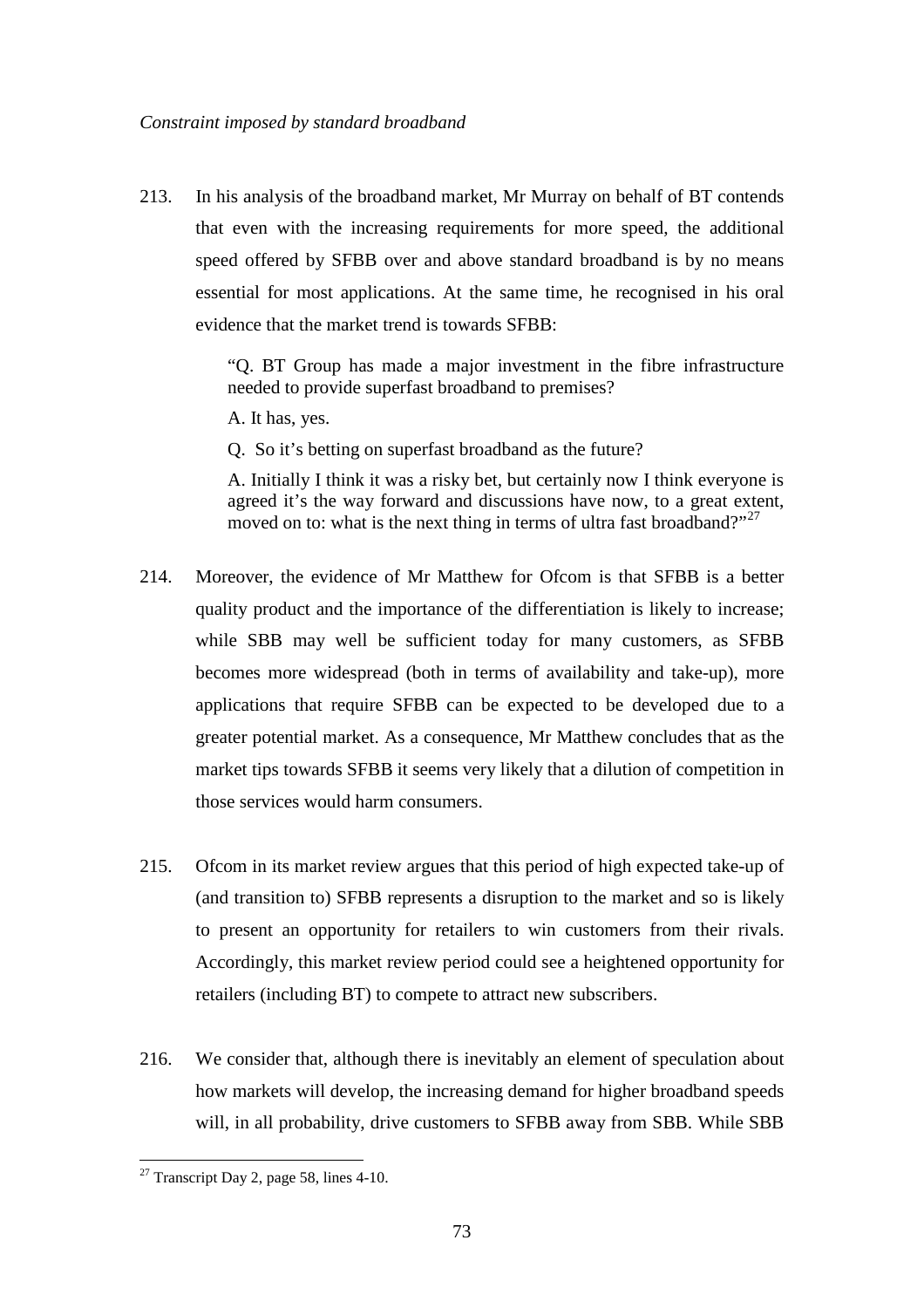*Constraint imposed by standard broadband*

213. In his analysis of the broadband market, Mr Murray on behalf of BT contends that even with the increasing requirements for more speed, the additional speed offered by SFBB over and above standard broadband is by no means essential for most applications. At the same time, he recognised in his oral evidence that the market trend is towards SFBB:

> "Q. BT Group has made a major investment in the fibre infrastructure needed to provide superfast broadband to premises?
>
> A. It has, yes.
>
> Q. So it's betting on superfast broadband as the future?
>
> A. Initially I think it was a risky bet, but certainly now I think everyone is agreed it's the way forward and discussions have now, to a great extent, moved on to: what is the next thing in terms of ultra fast broadband?"[27]

214. Moreover, the evidence of Mr Matthew for Ofcom is that SFBB is a better quality product and the importance of the differentiation is likely to increase; while SBB may well be sufficient today for many customers, as SFBB becomes more widespread (both in terms of availability and take-up), more applications that require SFBB can be expected to be developed due to a greater potential market. As a consequence, Mr Matthew concludes that as the market tips towards SFBB it seems very likely that a dilution of competition in those services would harm consumers.

215. Ofcom in its market review argues that this period of high expected take-up of (and transition to) SFBB represents a disruption to the market and so is likely to present an opportunity for retailers to win customers from their rivals. Accordingly, this market review period could see a heightened opportunity for retailers (including BT) to compete to attract new subscribers.

216. We consider that, although there is inevitably an element of speculation about how markets will develop, the increasing demand for higher broadband speeds will, in all probability, drive customers to SFBB away from SBB. While SBB

---

[27] Transcript Day 2, page 58, lines 4-10.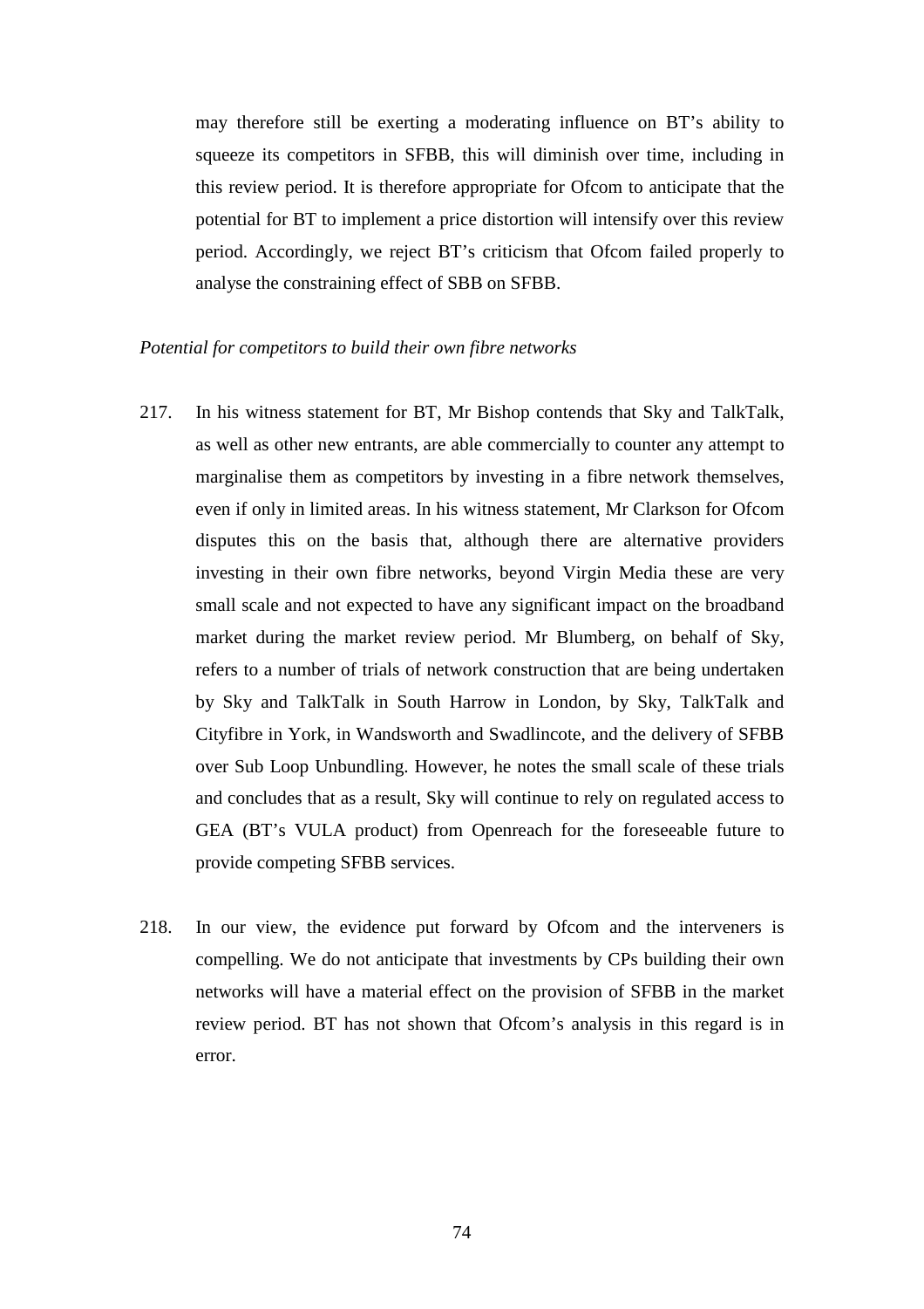may therefore still be exerting a moderating influence on BT's ability to squeeze its competitors in SFBB, this will diminish over time, including in this review period. It is therefore appropriate for Ofcom to anticipate that the potential for BT to implement a price distortion will intensify over this review period. Accordingly, we reject BT's criticism that Ofcom failed properly to analyse the constraining effect of SBB on SFBB.

*Potential for competitors to build their own fibre networks*

217. In his witness statement for BT, Mr Bishop contends that Sky and TalkTalk, as well as other new entrants, are able commercially to counter any attempt to marginalise them as competitors by investing in a fibre network themselves, even if only in limited areas. In his witness statement, Mr Clarkson for Ofcom disputes this on the basis that, although there are alternative providers investing in their own fibre networks, beyond Virgin Media these are very small scale and not expected to have any significant impact on the broadband market during the market review period. Mr Blumberg, on behalf of Sky, refers to a number of trials of network construction that are being undertaken by Sky and TalkTalk in South Harrow in London, by Sky, TalkTalk and Cityfibre in York, in Wandsworth and Swadlincote, and the delivery of SFBB over Sub Loop Unbundling. However, he notes the small scale of these trials and concludes that as a result, Sky will continue to rely on regulated access to GEA (BT's VULA product) from Openreach for the foreseeable future to provide competing SFBB services.

218. In our view, the evidence put forward by Ofcom and the interveners is compelling. We do not anticipate that investments by CPs building their own networks will have a material effect on the provision of SFBB in the market review period. BT has not shown that Ofcom's analysis in this regard is in error.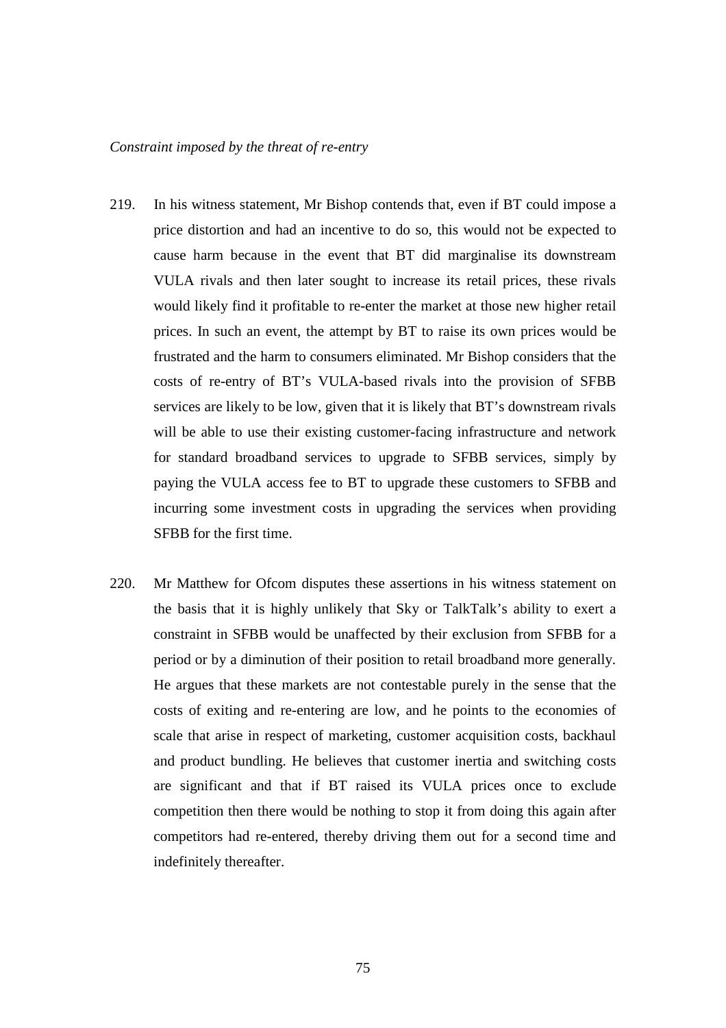*Constraint imposed by the threat of re-entry*

219. In his witness statement, Mr Bishop contends that, even if BT could impose a price distortion and had an incentive to do so, this would not be expected to cause harm because in the event that BT did marginalise its downstream VULA rivals and then later sought to increase its retail prices, these rivals would likely find it profitable to re-enter the market at those new higher retail prices. In such an event, the attempt by BT to raise its own prices would be frustrated and the harm to consumers eliminated. Mr Bishop considers that the costs of re-entry of BT's VULA-based rivals into the provision of SFBB services are likely to be low, given that it is likely that BT's downstream rivals will be able to use their existing customer-facing infrastructure and network for standard broadband services to upgrade to SFBB services, simply by paying the VULA access fee to BT to upgrade these customers to SFBB and incurring some investment costs in upgrading the services when providing SFBB for the first time.

220. Mr Matthew for Ofcom disputes these assertions in his witness statement on the basis that it is highly unlikely that Sky or TalkTalk's ability to exert a constraint in SFBB would be unaffected by their exclusion from SFBB for a period or by a diminution of their position to retail broadband more generally. He argues that these markets are not contestable purely in the sense that the costs of exiting and re-entering are low, and he points to the economies of scale that arise in respect of marketing, customer acquisition costs, backhaul and product bundling. He believes that customer inertia and switching costs are significant and that if BT raised its VULA prices once to exclude competition then there would be nothing to stop it from doing this again after competitors had re-entered, thereby driving them out for a second time and indefinitely thereafter.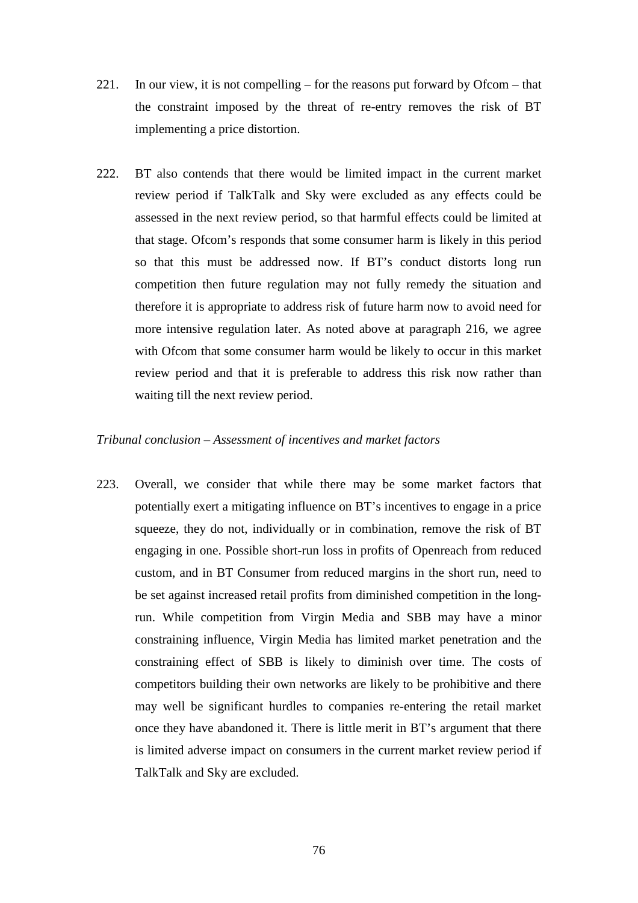221. In our view, it is not compelling – for the reasons put forward by Ofcom – that the constraint imposed by the threat of re-entry removes the risk of BT implementing a price distortion.

222. BT also contends that there would be limited impact in the current market review period if TalkTalk and Sky were excluded as any effects could be assessed in the next review period, so that harmful effects could be limited at that stage. Ofcom's responds that some consumer harm is likely in this period so that this must be addressed now. If BT's conduct distorts long run competition then future regulation may not fully remedy the situation and therefore it is appropriate to address risk of future harm now to avoid need for more intensive regulation later. As noted above at paragraph 216, we agree with Ofcom that some consumer harm would be likely to occur in this market review period and that it is preferable to address this risk now rather than waiting till the next review period.

*Tribunal conclusion – Assessment of incentives and market factors*

223. Overall, we consider that while there may be some market factors that potentially exert a mitigating influence on BT's incentives to engage in a price squeeze, they do not, individually or in combination, remove the risk of BT engaging in one. Possible short-run loss in profits of Openreach from reduced custom, and in BT Consumer from reduced margins in the short run, need to be set against increased retail profits from diminished competition in the long-run. While competition from Virgin Media and SBB may have a minor constraining influence, Virgin Media has limited market penetration and the constraining effect of SBB is likely to diminish over time. The costs of competitors building their own networks are likely to be prohibitive and there may well be significant hurdles to companies re-entering the retail market once they have abandoned it. There is little merit in BT's argument that there is limited adverse impact on consumers in the current market review period if TalkTalk and Sky are excluded.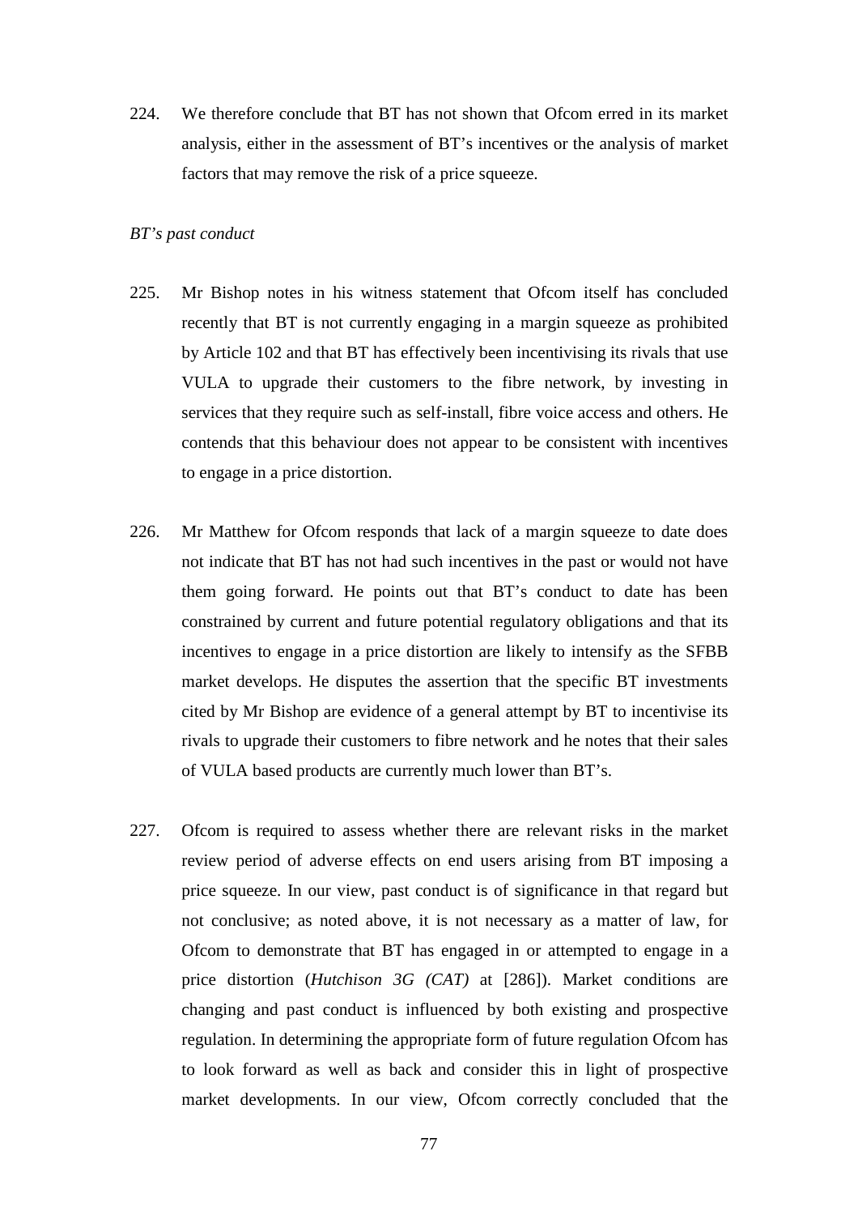224. We therefore conclude that BT has not shown that Ofcom erred in its market analysis, either in the assessment of BT's incentives or the analysis of market factors that may remove the risk of a price squeeze.

*BT's past conduct*

225. Mr Bishop notes in his witness statement that Ofcom itself has concluded recently that BT is not currently engaging in a margin squeeze as prohibited by Article 102 and that BT has effectively been incentivising its rivals that use VULA to upgrade their customers to the fibre network, by investing in services that they require such as self-install, fibre voice access and others. He contends that this behaviour does not appear to be consistent with incentives to engage in a price distortion.

226. Mr Matthew for Ofcom responds that lack of a margin squeeze to date does not indicate that BT has not had such incentives in the past or would not have them going forward. He points out that BT's conduct to date has been constrained by current and future potential regulatory obligations and that its incentives to engage in a price distortion are likely to intensify as the SFBB market develops. He disputes the assertion that the specific BT investments cited by Mr Bishop are evidence of a general attempt by BT to incentivise its rivals to upgrade their customers to fibre network and he notes that their sales of VULA based products are currently much lower than BT's.

227. Ofcom is required to assess whether there are relevant risks in the market review period of adverse effects on end users arising from BT imposing a price squeeze. In our view, past conduct is of significance in that regard but not conclusive; as noted above, it is not necessary as a matter of law, for Ofcom to demonstrate that BT has engaged in or attempted to engage in a price distortion (*Hutchison 3G (CAT)* at [286]). Market conditions are changing and past conduct is influenced by both existing and prospective regulation. In determining the appropriate form of future regulation Ofcom has to look forward as well as back and consider this in light of prospective market developments. In our view, Ofcom correctly concluded that the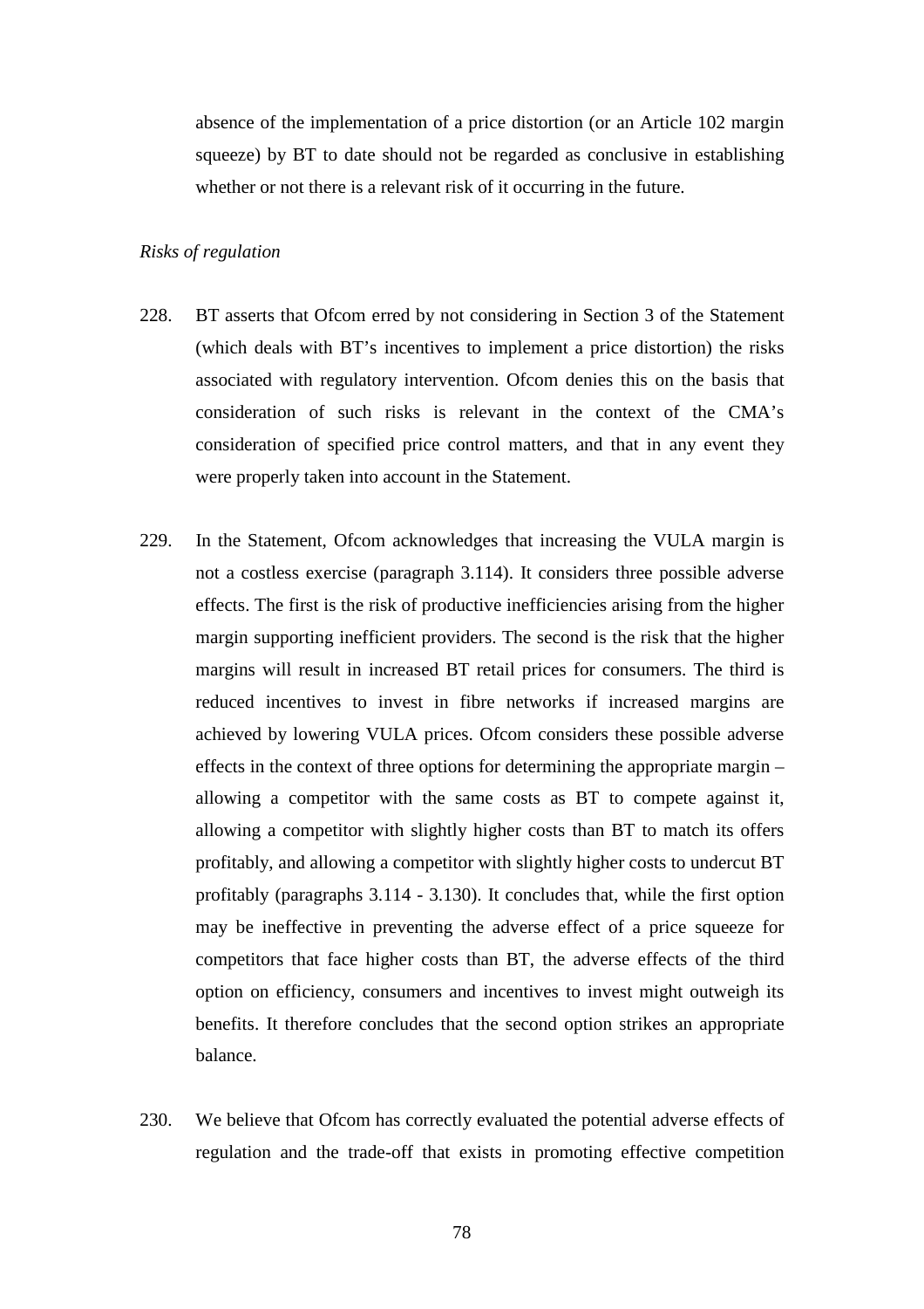absence of the implementation of a price distortion (or an Article 102 margin squeeze) by BT to date should not be regarded as conclusive in establishing whether or not there is a relevant risk of it occurring in the future.

*Risks of regulation*

228. BT asserts that Ofcom erred by not considering in Section 3 of the Statement (which deals with BT's incentives to implement a price distortion) the risks associated with regulatory intervention. Ofcom denies this on the basis that consideration of such risks is relevant in the context of the CMA's consideration of specified price control matters, and that in any event they were properly taken into account in the Statement.

229. In the Statement, Ofcom acknowledges that increasing the VULA margin is not a costless exercise (paragraph 3.114). It considers three possible adverse effects. The first is the risk of productive inefficiencies arising from the higher margin supporting inefficient providers. The second is the risk that the higher margins will result in increased BT retail prices for consumers. The third is reduced incentives to invest in fibre networks if increased margins are achieved by lowering VULA prices. Ofcom considers these possible adverse effects in the context of three options for determining the appropriate margin – allowing a competitor with the same costs as BT to compete against it, allowing a competitor with slightly higher costs than BT to match its offers profitably, and allowing a competitor with slightly higher costs to undercut BT profitably (paragraphs 3.114 - 3.130). It concludes that, while the first option may be ineffective in preventing the adverse effect of a price squeeze for competitors that face higher costs than BT, the adverse effects of the third option on efficiency, consumers and incentives to invest might outweigh its benefits. It therefore concludes that the second option strikes an appropriate balance.

230. We believe that Ofcom has correctly evaluated the potential adverse effects of regulation and the trade-off that exists in promoting effective competition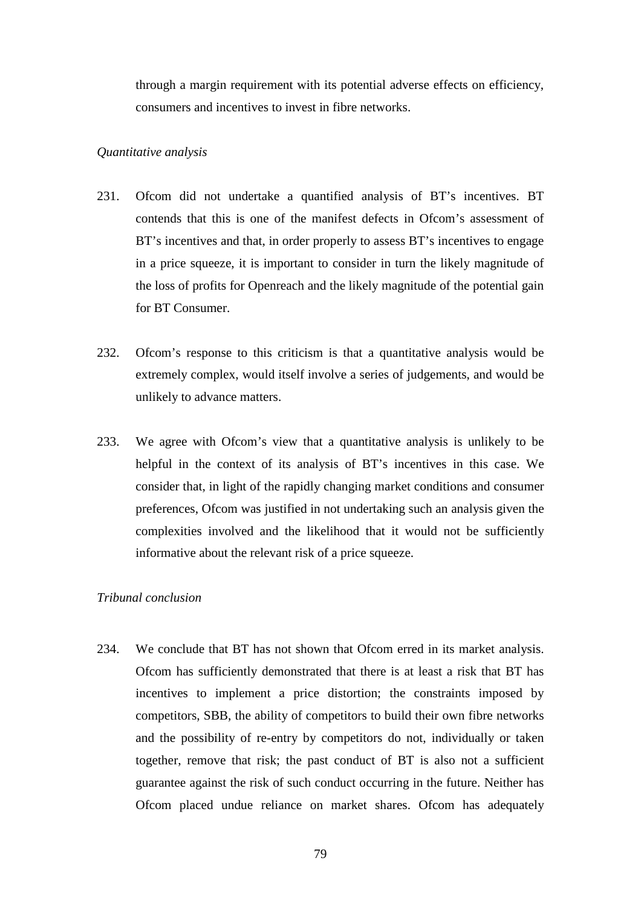through a margin requirement with its potential adverse effects on efficiency, consumers and incentives to invest in fibre networks.

*Quantitative analysis*

231. Ofcom did not undertake a quantified analysis of BT's incentives. BT contends that this is one of the manifest defects in Ofcom's assessment of BT's incentives and that, in order properly to assess BT's incentives to engage in a price squeeze, it is important to consider in turn the likely magnitude of the loss of profits for Openreach and the likely magnitude of the potential gain for BT Consumer.

232. Ofcom's response to this criticism is that a quantitative analysis would be extremely complex, would itself involve a series of judgements, and would be unlikely to advance matters.

233. We agree with Ofcom's view that a quantitative analysis is unlikely to be helpful in the context of its analysis of BT's incentives in this case. We consider that, in light of the rapidly changing market conditions and consumer preferences, Ofcom was justified in not undertaking such an analysis given the complexities involved and the likelihood that it would not be sufficiently informative about the relevant risk of a price squeeze.

*Tribunal conclusion*

234. We conclude that BT has not shown that Ofcom erred in its market analysis. Ofcom has sufficiently demonstrated that there is at least a risk that BT has incentives to implement a price distortion; the constraints imposed by competitors, SBB, the ability of competitors to build their own fibre networks and the possibility of re-entry by competitors do not, individually or taken together, remove that risk; the past conduct of BT is also not a sufficient guarantee against the risk of such conduct occurring in the future. Neither has Ofcom placed undue reliance on market shares. Ofcom has adequately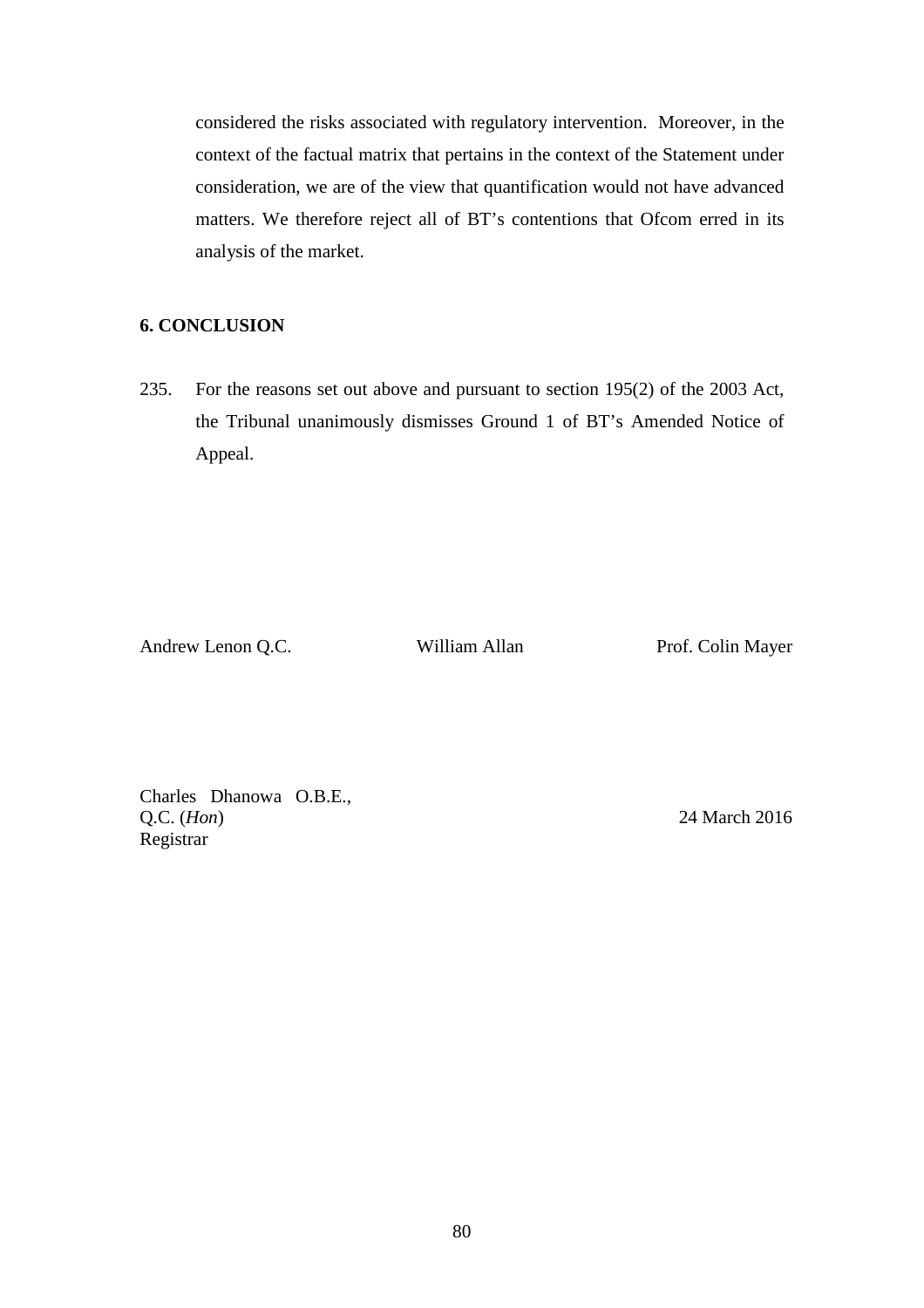considered the risks associated with regulatory intervention. Moreover, in the context of the factual matrix that pertains in the context of the Statement under consideration, we are of the view that quantification would not have advanced matters. We therefore reject all of BT's contentions that Ofcom erred in its analysis of the market.

## 6. CONCLUSION

235. For the reasons set out above and pursuant to section 195(2) of the 2003 Act, the Tribunal unanimously dismisses Ground 1 of BT's Amended Notice of Appeal.

Andrew Lenon Q.C.　　　　William Allan　　　　Prof. Colin Mayer

Charles Dhanowa O.B.E., Q.C. (*Hon*)
Registrar

24 March 2016